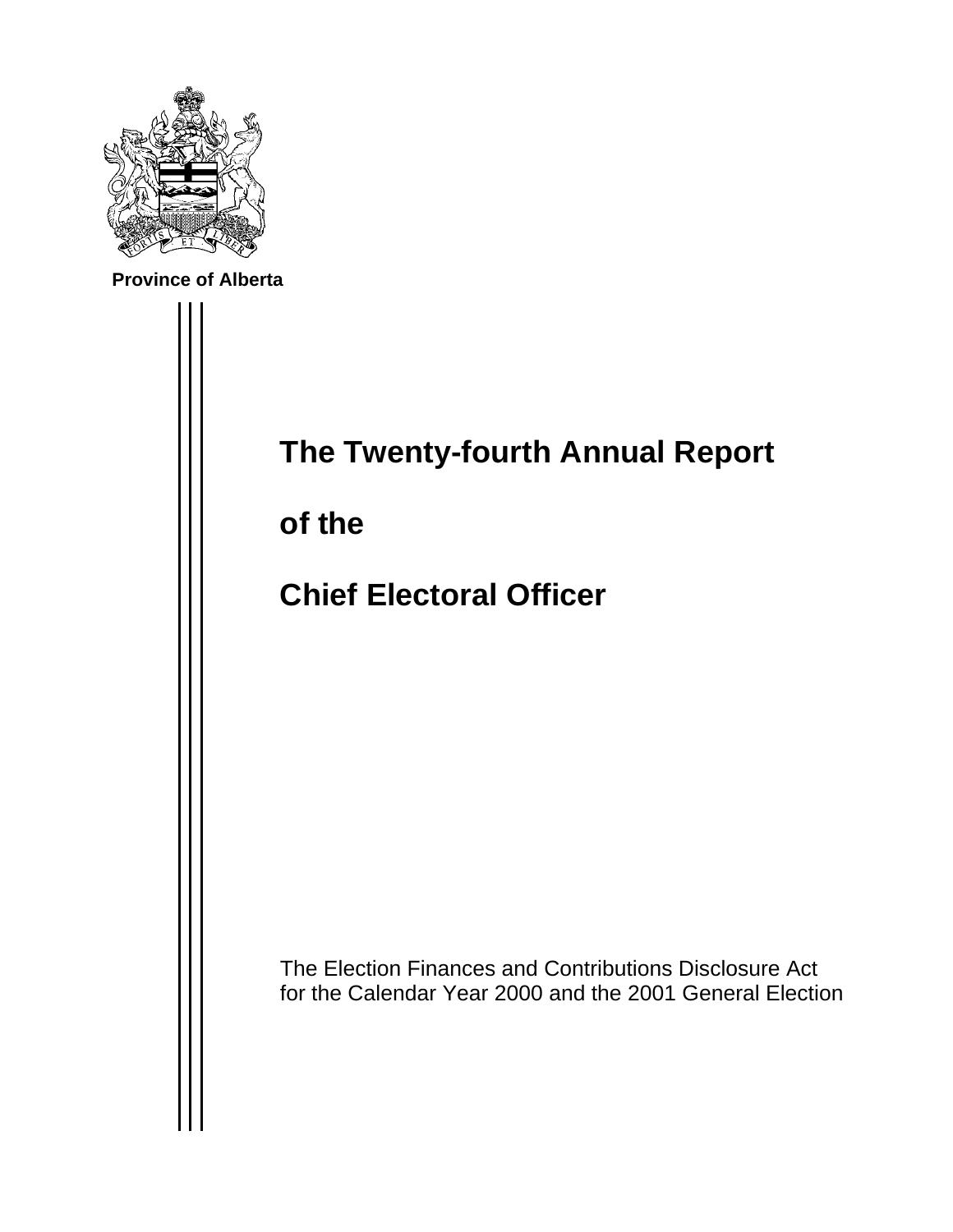Province of Alberta

# The Twenty-fourth Annual Report

# of the

# Chief Electoral Officer

The Election Finances and Contributions Disclosure Act
for the Calendar Year 2000 and the 2001 General Election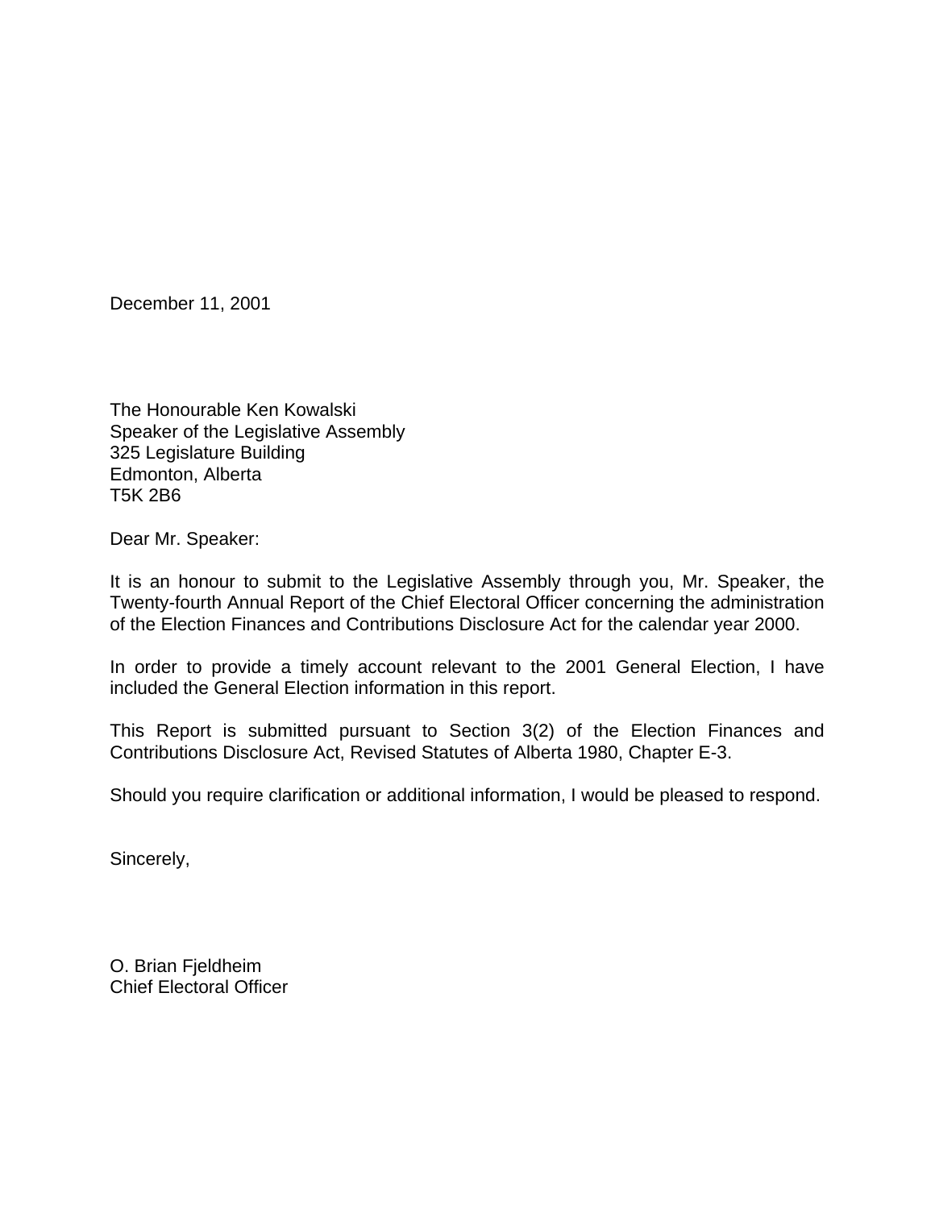December 11, 2001

The Honourable Ken Kowalski
Speaker of the Legislative Assembly
325 Legislature Building
Edmonton, Alberta
T5K 2B6

Dear Mr. Speaker:

It is an honour to submit to the Legislative Assembly through you, Mr. Speaker, the Twenty-fourth Annual Report of the Chief Electoral Officer concerning the administration of the Election Finances and Contributions Disclosure Act for the calendar year 2000.

In order to provide a timely account relevant to the 2001 General Election, I have included the General Election information in this report.

This Report is submitted pursuant to Section 3(2) of the Election Finances and Contributions Disclosure Act, Revised Statutes of Alberta 1980, Chapter E-3.

Should you require clarification or additional information, I would be pleased to respond.

Sincerely,

O. Brian Fjeldheim
Chief Electoral Officer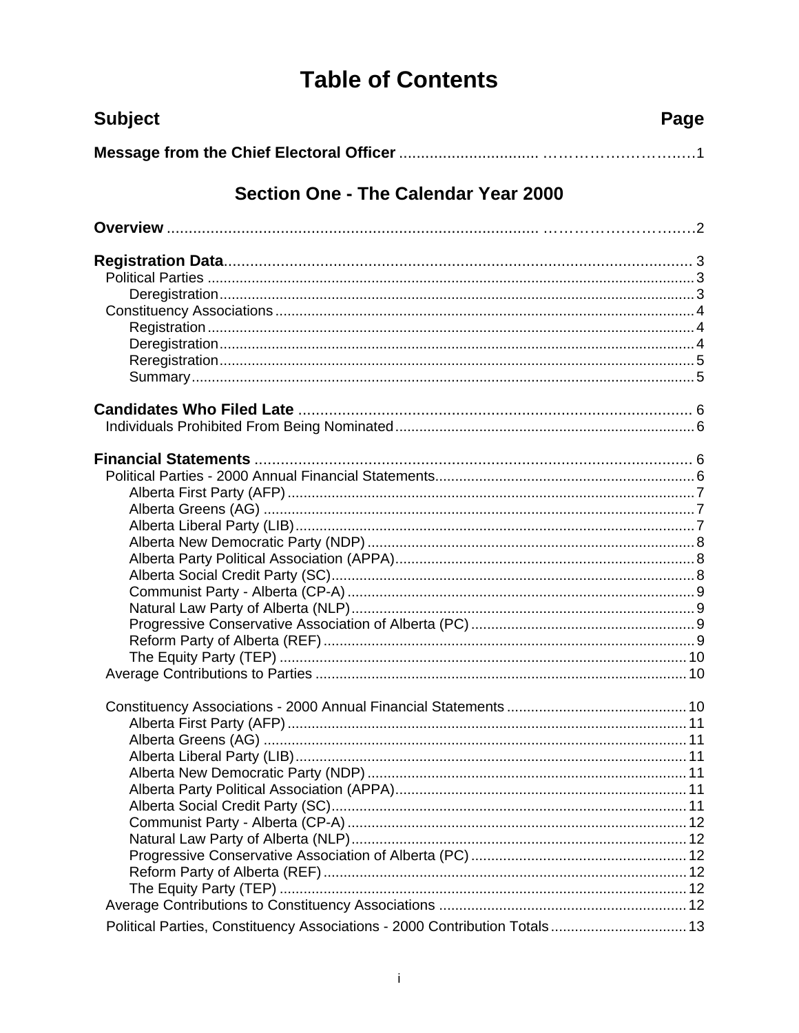# Table of Contents

| Subject | Page |
|---|---|
| **Message from the Chief Electoral Officer** | 1 |

## Section One - The Calendar Year 2000

| Subject | Page |
|---|---|
| **Overview** | 2 |
| **Registration Data** | 3 |
| Political Parties | 3 |
| Deregistration | 3 |
| Constituency Associations | 4 |
| Registration | 4 |
| Deregistration | 4 |
| Reregistration | 5 |
| Summary | 5 |
| **Candidates Who Filed Late** | 6 |
| Individuals Prohibited From Being Nominated | 6 |
| **Financial Statements** | 6 |
| Political Parties - 2000 Annual Financial Statements | 6 |
| Alberta First Party (AFP) | 7 |
| Alberta Greens (AG) | 7 |
| Alberta Liberal Party (LIB) | 7 |
| Alberta New Democratic Party (NDP) | 8 |
| Alberta Party Political Association (APPA) | 8 |
| Alberta Social Credit Party (SC) | 8 |
| Communist Party - Alberta (CP-A) | 9 |
| Natural Law Party of Alberta (NLP) | 9 |
| Progressive Conservative Association of Alberta (PC) | 9 |
| Reform Party of Alberta (REF) | 9 |
| The Equity Party (TEP) | 10 |
| Average Contributions to Parties | 10 |
| Constituency Associations - 2000 Annual Financial Statements | 10 |
| Alberta First Party (AFP) | 11 |
| Alberta Greens (AG) | 11 |
| Alberta Liberal Party (LIB) | 11 |
| Alberta New Democratic Party (NDP) | 11 |
| Alberta Party Political Association (APPA) | 11 |
| Alberta Social Credit Party (SC) | 11 |
| Communist Party - Alberta (CP-A) | 12 |
| Natural Law Party of Alberta (NLP) | 12 |
| Progressive Conservative Association of Alberta (PC) | 12 |
| Reform Party of Alberta (REF) | 12 |
| The Equity Party (TEP) | 12 |
| Average Contributions to Constituency Associations | 12 |
| Political Parties, Constituency Associations - 2000 Contribution Totals | 13 |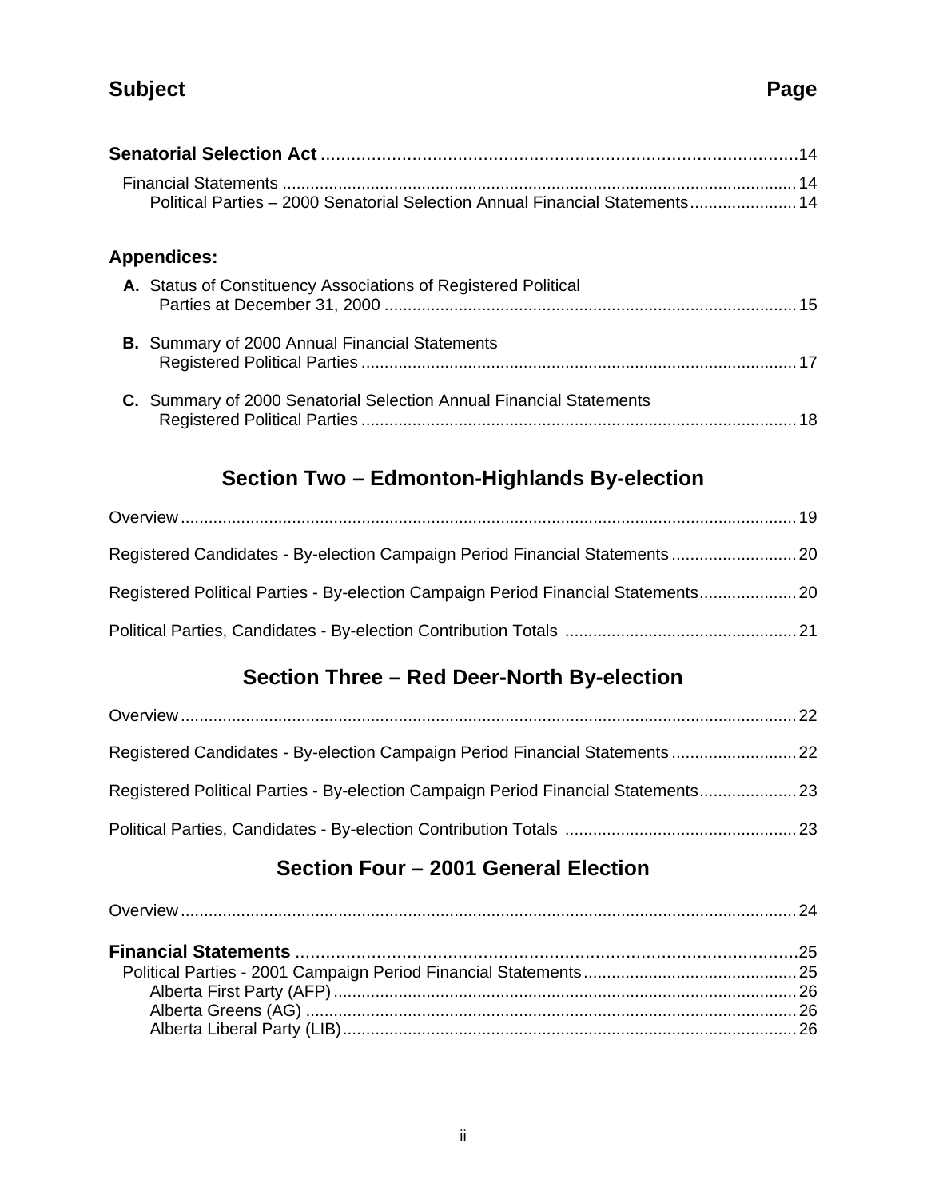| Subject | Page |
|---|---|
| **Senatorial Selection Act** | 14 |
| Financial Statements | 14 |
| Political Parties – 2000 Senatorial Selection Annual Financial Statements | 14 |
| **Appendices:** | |
| **A.** Status of Constituency Associations of Registered Political Parties at December 31, 2000 | 15 |
| **B.** Summary of 2000 Annual Financial Statements Registered Political Parties | 17 |
| **C.** Summary of 2000 Senatorial Selection Annual Financial Statements Registered Political Parties | 18 |

## Section Two – Edmonton-Highlands By-election

| | |
|---|---|
| Overview | 19 |
| Registered Candidates - By-election Campaign Period Financial Statements | 20 |
| Registered Political Parties - By-election Campaign Period Financial Statements | 20 |
| Political Parties, Candidates - By-election Contribution Totals | 21 |

## Section Three – Red Deer-North By-election

| | |
|---|---|
| Overview | 22 |
| Registered Candidates - By-election Campaign Period Financial Statements | 22 |
| Registered Political Parties - By-election Campaign Period Financial Statements | 23 |
| Political Parties, Candidates - By-election Contribution Totals | 23 |

## Section Four – 2001 General Election

| | |
|---|---|
| Overview | 24 |
| **Financial Statements** | 25 |
| Political Parties - 2001 Campaign Period Financial Statements | 25 |
| Alberta First Party (AFP) | 26 |
| Alberta Greens (AG) | 26 |
| Alberta Liberal Party (LIB) | 26 |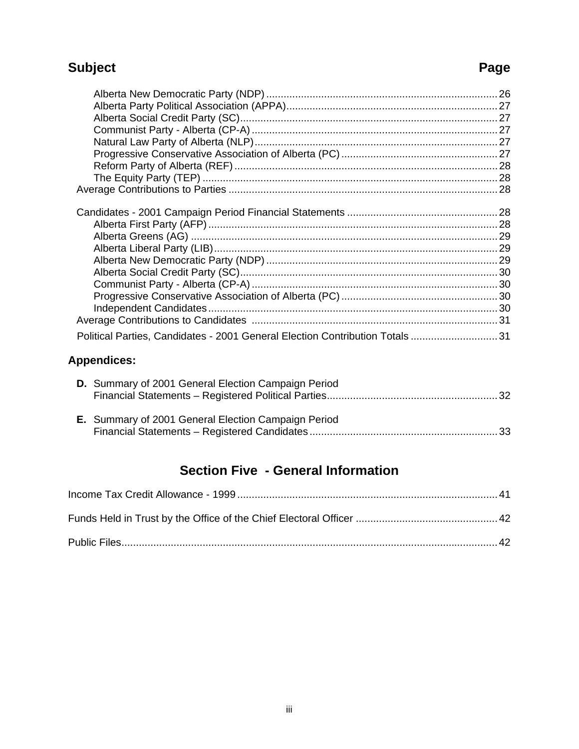| Subject | Page |
|---|---|
| Alberta New Democratic Party (NDP) | 26 |
| Alberta Party Political Association (APPA) | 27 |
| Alberta Social Credit Party (SC) | 27 |
| Communist Party - Alberta (CP-A) | 27 |
| Natural Law Party of Alberta (NLP) | 27 |
| Progressive Conservative Association of Alberta (PC) | 27 |
| Reform Party of Alberta (REF) | 28 |
| The Equity Party (TEP) | 28 |
| Average Contributions to Parties | 28 |
| Candidates - 2001 Campaign Period Financial Statements | 28 |
| Alberta First Party (AFP) | 28 |
| Alberta Greens (AG) | 29 |
| Alberta Liberal Party (LIB) | 29 |
| Alberta New Democratic Party (NDP) | 29 |
| Alberta Social Credit Party (SC) | 30 |
| Communist Party - Alberta (CP-A) | 30 |
| Progressive Conservative Association of Alberta (PC) | 30 |
| Independent Candidates | 30 |
| Average Contributions to Candidates | 31 |
| Political Parties, Candidates - 2001 General Election Contribution Totals | 31 |

**Appendices:**

| Appendix | Page |
|---|---|
| **D.** Summary of 2001 General Election Campaign Period Financial Statements – Registered Political Parties | 32 |
| **E.** Summary of 2001 General Election Campaign Period Financial Statements – Registered Candidates | 33 |

## Section Five - General Information

| Subject | Page |
|---|---|
| Income Tax Credit Allowance - 1999 | 41 |
| Funds Held in Trust by the Office of the Chief Electoral Officer | 42 |
| Public Files | 42 |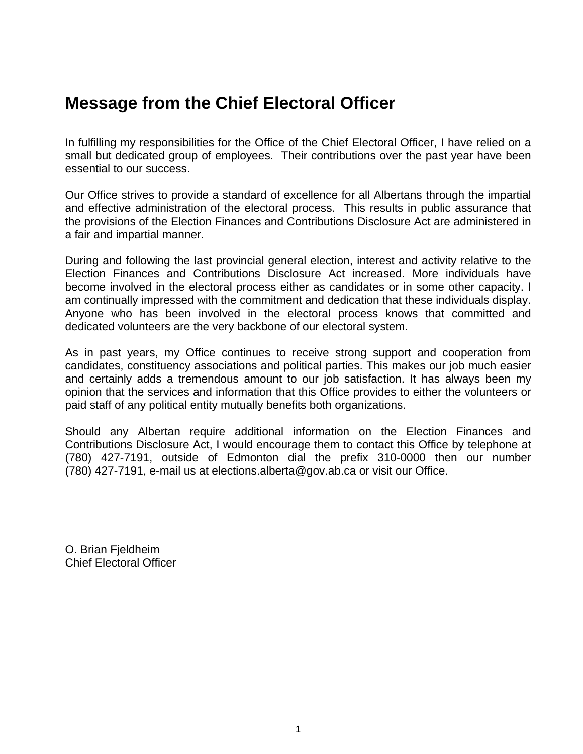# Message from the Chief Electoral Officer

In fulfilling my responsibilities for the Office of the Chief Electoral Officer, I have relied on a small but dedicated group of employees. Their contributions over the past year have been essential to our success.

Our Office strives to provide a standard of excellence for all Albertans through the impartial and effective administration of the electoral process. This results in public assurance that the provisions of the Election Finances and Contributions Disclosure Act are administered in a fair and impartial manner.

During and following the last provincial general election, interest and activity relative to the Election Finances and Contributions Disclosure Act increased. More individuals have become involved in the electoral process either as candidates or in some other capacity. I am continually impressed with the commitment and dedication that these individuals display. Anyone who has been involved in the electoral process knows that committed and dedicated volunteers are the very backbone of our electoral system.

As in past years, my Office continues to receive strong support and cooperation from candidates, constituency associations and political parties. This makes our job much easier and certainly adds a tremendous amount to our job satisfaction. It has always been my opinion that the services and information that this Office provides to either the volunteers or paid staff of any political entity mutually benefits both organizations.

Should any Albertan require additional information on the Election Finances and Contributions Disclosure Act, I would encourage them to contact this Office by telephone at (780) 427-7191, outside of Edmonton dial the prefix 310-0000 then our number (780) 427-7191, e-mail us at elections.alberta@gov.ab.ca or visit our Office.

O. Brian Fjeldheim
Chief Electoral Officer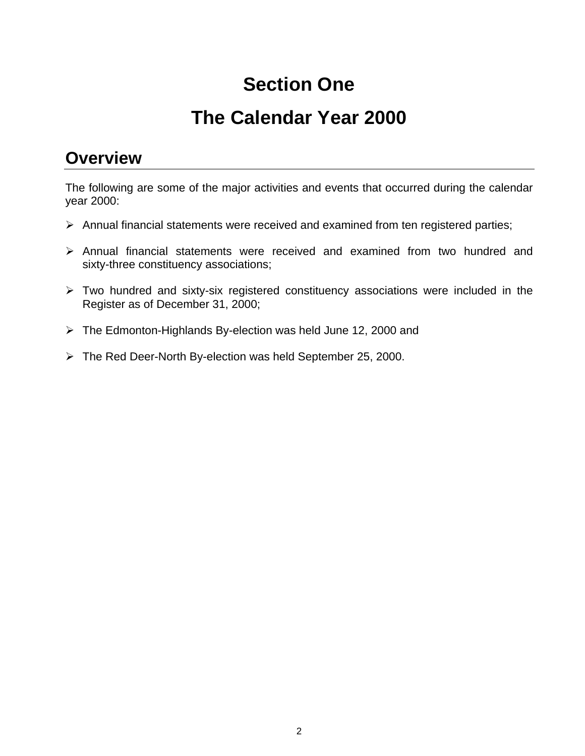# Section One

# The Calendar Year 2000

## Overview

The following are some of the major activities and events that occurred during the calendar year 2000:

- Annual financial statements were received and examined from ten registered parties;
- Annual financial statements were received and examined from two hundred and sixty-three constituency associations;
- Two hundred and sixty-six registered constituency associations were included in the Register as of December 31, 2000;
- The Edmonton-Highlands By-election was held June 12, 2000 and
- The Red Deer-North By-election was held September 25, 2000.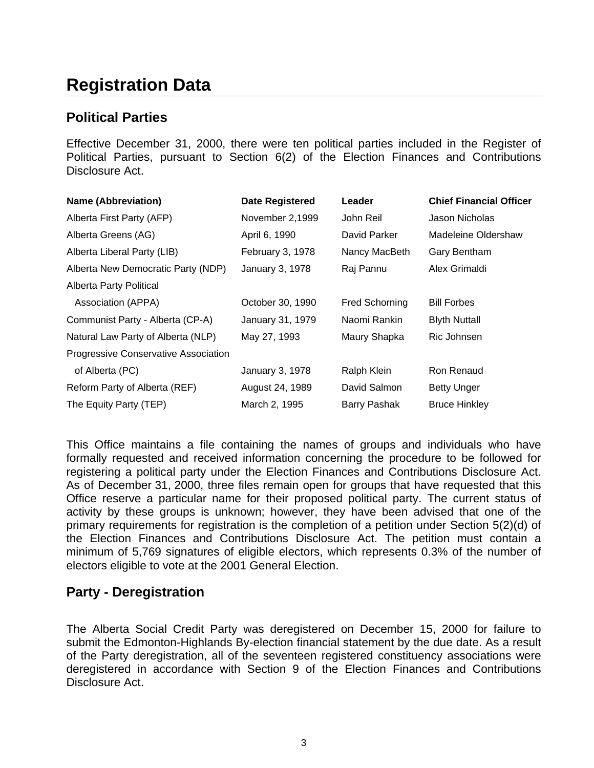# Registration Data

## Political Parties

Effective December 31, 2000, there were ten political parties included in the Register of Political Parties, pursuant to Section 6(2) of the Election Finances and Contributions Disclosure Act.

| Name (Abbreviation) | Date Registered | Leader | Chief Financial Officer |
|---|---|---|---|
| Alberta First Party (AFP) | November 2,1999 | John Reil | Jason Nicholas |
| Alberta Greens (AG) | April 6, 1990 | David Parker | Madeleine Oldershaw |
| Alberta Liberal Party (LIB) | February 3, 1978 | Nancy MacBeth | Gary Bentham |
| Alberta New Democratic Party (NDP) | January 3, 1978 | Raj Pannu | Alex Grimaldi |
| Alberta Party Political Association (APPA) | October 30, 1990 | Fred Schorning | Bill Forbes |
| Communist Party - Alberta (CP-A) | January 31, 1979 | Naomi Rankin | Blyth Nuttall |
| Natural Law Party of Alberta (NLP) | May 27, 1993 | Maury Shapka | Ric Johnsen |
| Progressive Conservative Association of Alberta (PC) | January 3, 1978 | Ralph Klein | Ron Renaud |
| Reform Party of Alberta (REF) | August 24, 1989 | David Salmon | Betty Unger |
| The Equity Party (TEP) | March 2, 1995 | Barry Pashak | Bruce Hinkley |

This Office maintains a file containing the names of groups and individuals who have formally requested and received information concerning the procedure to be followed for registering a political party under the Election Finances and Contributions Disclosure Act. As of December 31, 2000, three files remain open for groups that have requested that this Office reserve a particular name for their proposed political party. The current status of activity by these groups is unknown; however, they have been advised that one of the primary requirements for registration is the completion of a petition under Section 5(2)(d) of the Election Finances and Contributions Disclosure Act. The petition must contain a minimum of 5,769 signatures of eligible electors, which represents 0.3% of the number of electors eligible to vote at the 2001 General Election.

## Party - Deregistration

The Alberta Social Credit Party was deregistered on December 15, 2000 for failure to submit the Edmonton-Highlands By-election financial statement by the due date. As a result of the Party deregistration, all of the seventeen registered constituency associations were deregistered in accordance with Section 9 of the Election Finances and Contributions Disclosure Act.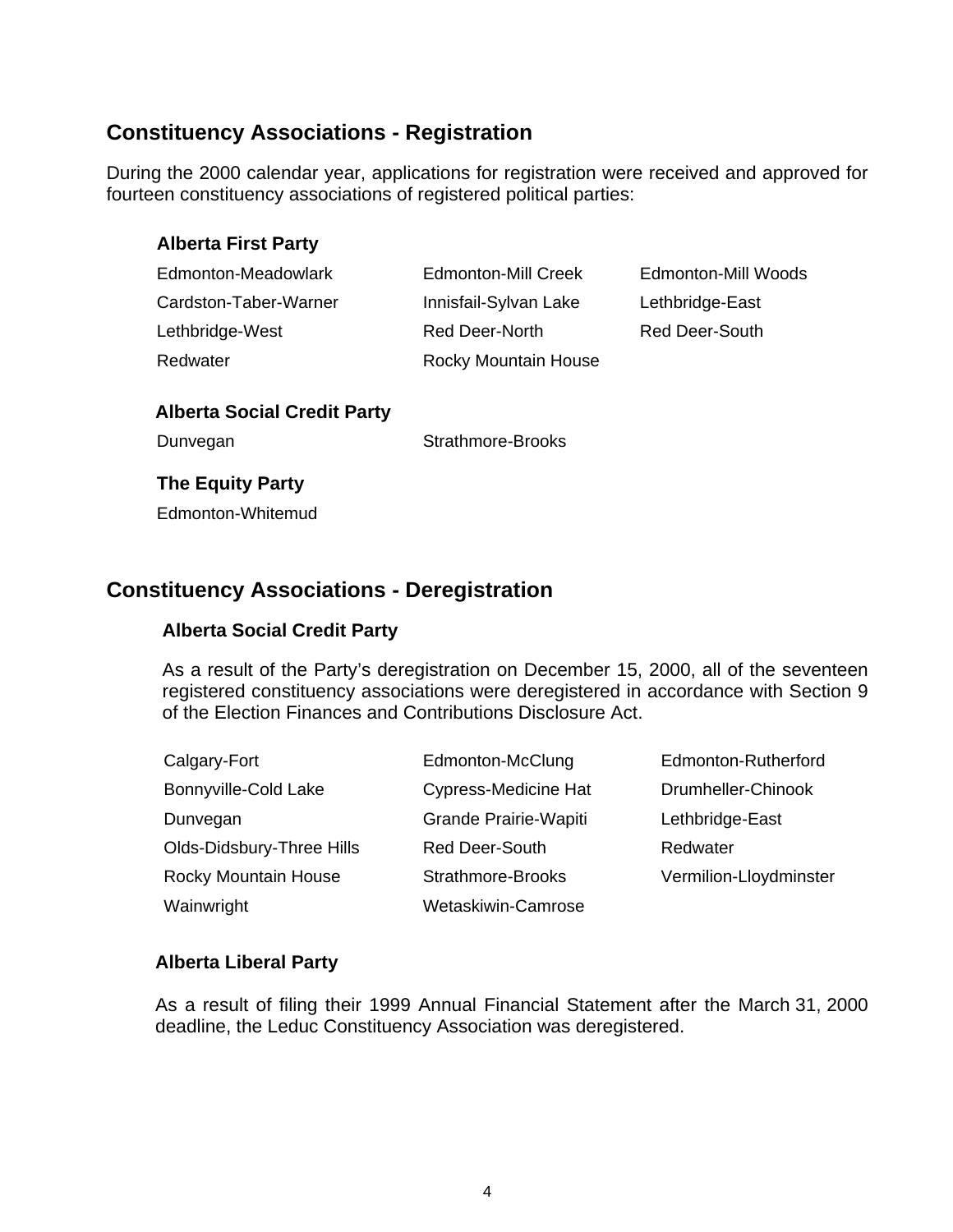## Constituency Associations - Registration

During the 2000 calendar year, applications for registration were received and approved for fourteen constituency associations of registered political parties:

### Alberta First Party

| | | |
|---|---|---|
| Edmonton-Meadowlark | Edmonton-Mill Creek | Edmonton-Mill Woods |
| Cardston-Taber-Warner | Innisfail-Sylvan Lake | Lethbridge-East |
| Lethbridge-West | Red Deer-North | Red Deer-South |
| Redwater | Rocky Mountain House | |

### Alberta Social Credit Party

| | |
|---|---|
| Dunvegan | Strathmore-Brooks |

### The Equity Party

Edmonton-Whitemud

## Constituency Associations - Deregistration

### Alberta Social Credit Party

As a result of the Party's deregistration on December 15, 2000, all of the seventeen registered constituency associations were deregistered in accordance with Section 9 of the Election Finances and Contributions Disclosure Act.

| | | |
|---|---|---|
| Calgary-Fort | Edmonton-McClung | Edmonton-Rutherford |
| Bonnyville-Cold Lake | Cypress-Medicine Hat | Drumheller-Chinook |
| Dunvegan | Grande Prairie-Wapiti | Lethbridge-East |
| Olds-Didsbury-Three Hills | Red Deer-South | Redwater |
| Rocky Mountain House | Strathmore-Brooks | Vermilion-Lloydminster |
| Wainwright | Wetaskiwin-Camrose | |

### Alberta Liberal Party

As a result of filing their 1999 Annual Financial Statement after the March 31, 2000 deadline, the Leduc Constituency Association was deregistered.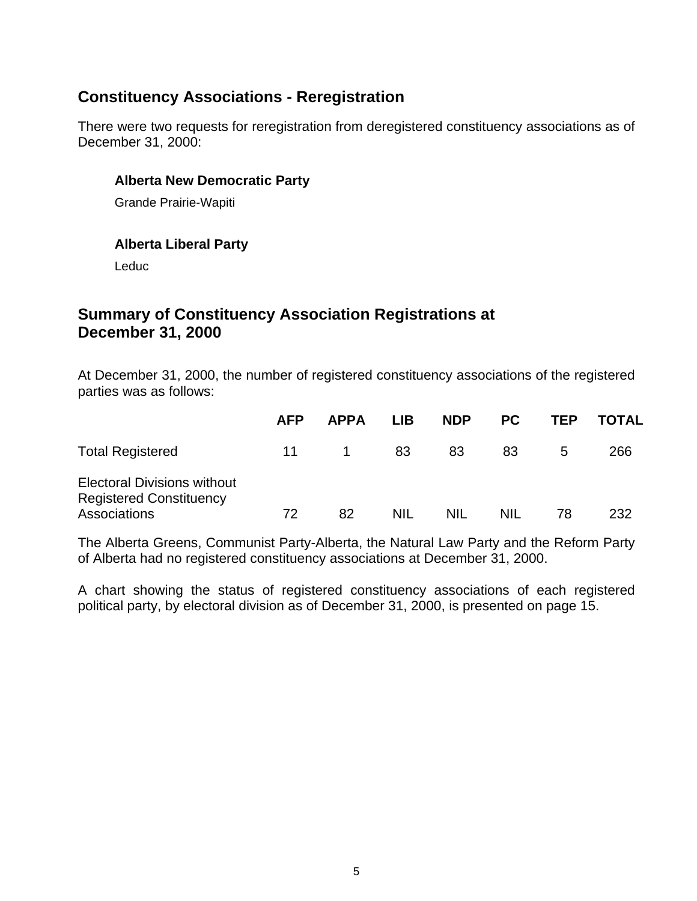## Constituency Associations - Reregistration

There were two requests for reregistration from deregistered constituency associations as of December 31, 2000:

**Alberta New Democratic Party**

Grande Prairie-Wapiti

**Alberta Liberal Party**

Leduc

## Summary of Constituency Association Registrations at December 31, 2000

At December 31, 2000, the number of registered constituency associations of the registered parties was as follows:

| | AFP | APPA | LIB | NDP | PC | TEP | TOTAL |
|---|---|---|---|---|---|---|---|
| Total Registered | 11 | 1 | 83 | 83 | 83 | 5 | 266 |
| Electoral Divisions without Registered Constituency Associations | 72 | 82 | NIL | NIL | NIL | 78 | 232 |

The Alberta Greens, Communist Party-Alberta, the Natural Law Party and the Reform Party of Alberta had no registered constituency associations at December 31, 2000.

A chart showing the status of registered constituency associations of each registered political party, by electoral division as of December 31, 2000, is presented on page 15.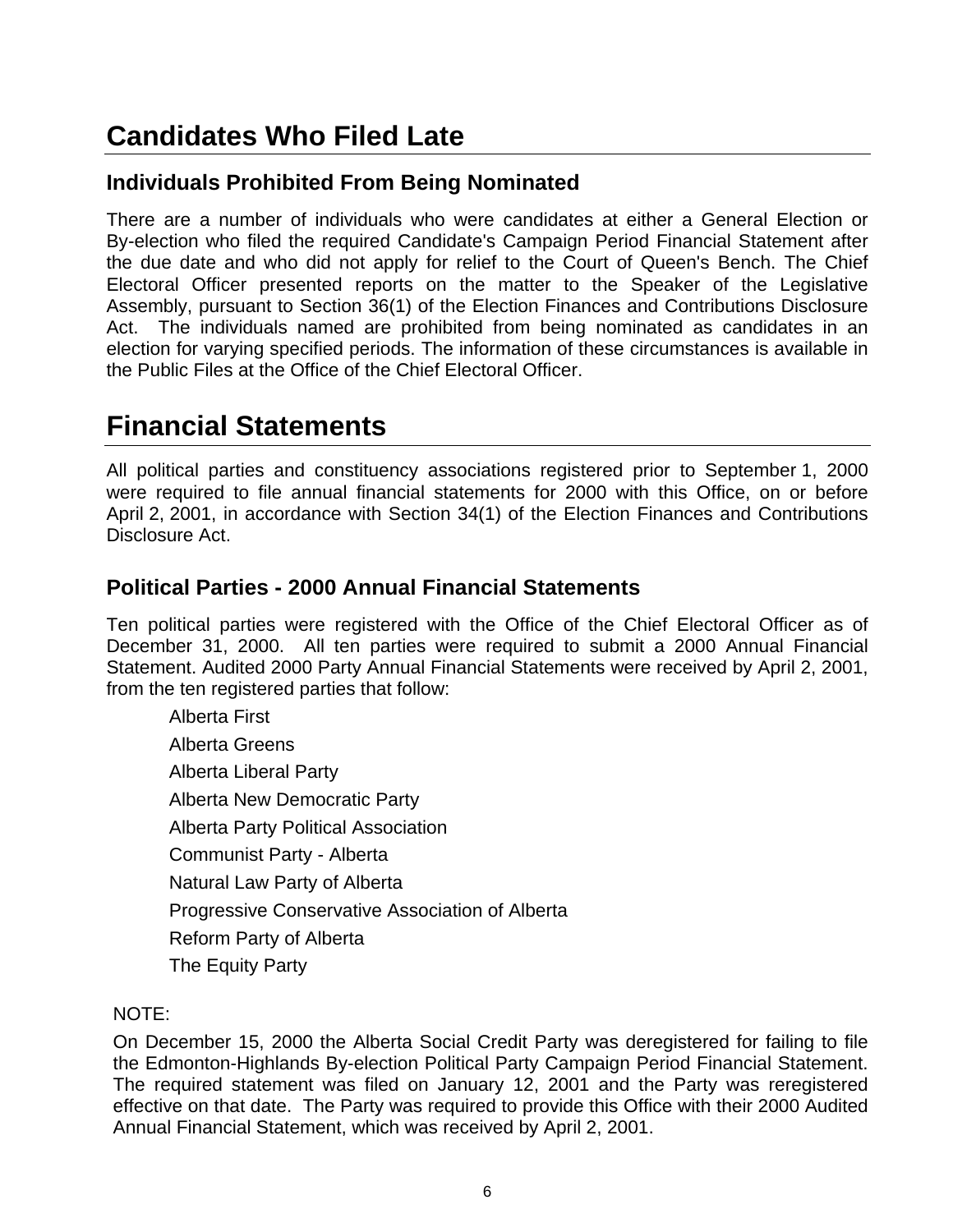# Candidates Who Filed Late

## Individuals Prohibited From Being Nominated

There are a number of individuals who were candidates at either a General Election or By-election who filed the required Candidate's Campaign Period Financial Statement after the due date and who did not apply for relief to the Court of Queen's Bench. The Chief Electoral Officer presented reports on the matter to the Speaker of the Legislative Assembly, pursuant to Section 36(1) of the Election Finances and Contributions Disclosure Act. The individuals named are prohibited from being nominated as candidates in an election for varying specified periods. The information of these circumstances is available in the Public Files at the Office of the Chief Electoral Officer.

# Financial Statements

All political parties and constituency associations registered prior to September 1, 2000 were required to file annual financial statements for 2000 with this Office, on or before April 2, 2001, in accordance with Section 34(1) of the Election Finances and Contributions Disclosure Act.

## Political Parties - 2000 Annual Financial Statements

Ten political parties were registered with the Office of the Chief Electoral Officer as of December 31, 2000. All ten parties were required to submit a 2000 Annual Financial Statement. Audited 2000 Party Annual Financial Statements were received by April 2, 2001, from the ten registered parties that follow:

- Alberta First
- Alberta Greens
- Alberta Liberal Party
- Alberta New Democratic Party
- Alberta Party Political Association
- Communist Party - Alberta
- Natural Law Party of Alberta
- Progressive Conservative Association of Alberta
- Reform Party of Alberta
- The Equity Party

NOTE:

On December 15, 2000 the Alberta Social Credit Party was deregistered for failing to file the Edmonton-Highlands By-election Political Party Campaign Period Financial Statement. The required statement was filed on January 12, 2001 and the Party was reregistered effective on that date. The Party was required to provide this Office with their 2000 Audited Annual Financial Statement, which was received by April 2, 2001.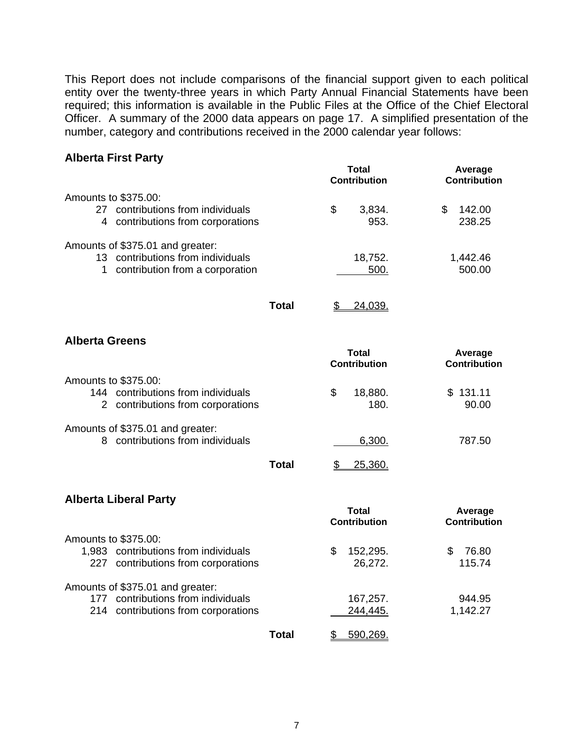This Report does not include comparisons of the financial support given to each political entity over the twenty-three years in which Party Annual Financial Statements have been required; this information is available in the Public Files at the Office of the Chief Electoral Officer. A summary of the 2000 data appears on page 17. A simplified presentation of the number, category and contributions received in the 2000 calendar year follows:

### Alberta First Party

| | Total Contribution | Average Contribution |
|---|---|---|
| Amounts to $375.00: | | |
| 27 contributions from individuals | $ 3,834. | $ 142.00 |
| 4 contributions from corporations | 953. | 238.25 |
| Amounts of $375.01 and greater: | | |
| 13 contributions from individuals | 18,752. | 1,442.46 |
| 1 contribution from a corporation | 500. | 500.00 |
| **Total** | $ 24,039. | |

### Alberta Greens

| | Total Contribution | Average Contribution |
|---|---|---|
| Amounts to $375.00: | | |
| 144 contributions from individuals | $ 18,880. | $ 131.11 |
| 2 contributions from corporations | 180. | 90.00 |
| Amounts of $375.01 and greater: | | |
| 8 contributions from individuals | 6,300. | 787.50 |
| **Total** | $ 25,360. | |

### Alberta Liberal Party

| | Total Contribution | Average Contribution |
|---|---|---|
| Amounts to $375.00: | | |
| 1,983 contributions from individuals | $ 152,295. | $ 76.80 |
| 227 contributions from corporations | 26,272. | 115.74 |
| Amounts of $375.01 and greater: | | |
| 177 contributions from individuals | 167,257. | 944.95 |
| 214 contributions from corporations | 244,445. | 1,142.27 |
| **Total** | $ 590,269. | |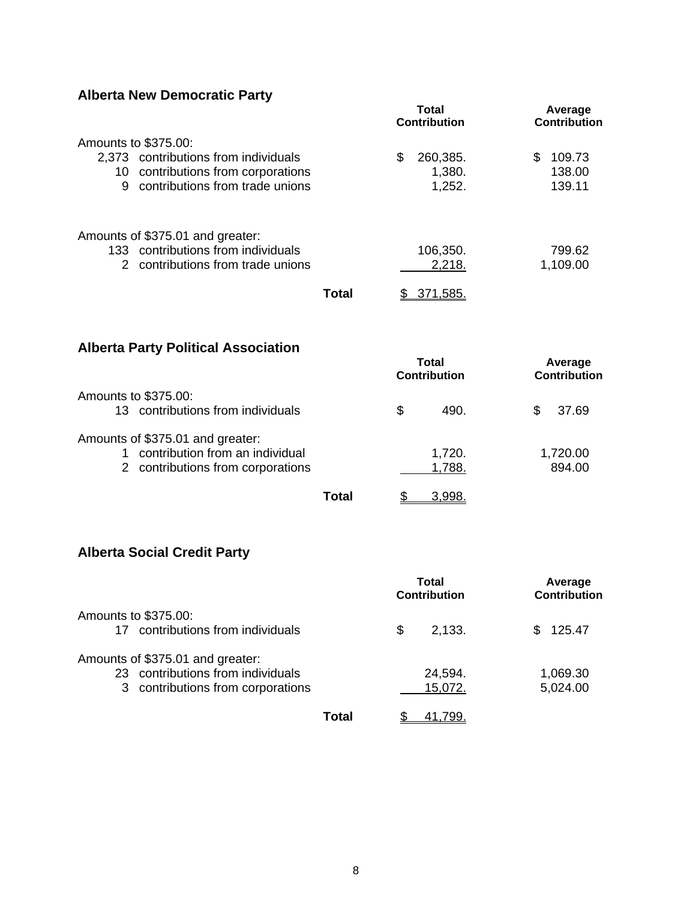## Alberta New Democratic Party

| | Total Contribution | Average Contribution |
|---|---|---|
| Amounts to $375.00: | | |
| 2,373 contributions from individuals | $ 260,385. | $ 109.73 |
| 10 contributions from corporations | 1,380. | 138.00 |
| 9 contributions from trade unions | 1,252. | 139.11 |
| Amounts of $375.01 and greater: | | |
| 133 contributions from individuals | 106,350. | 799.62 |
| 2 contributions from trade unions | 2,218. | 1,109.00 |
| **Total** | $ 371,585. | |

## Alberta Party Political Association

| | Total Contribution | Average Contribution |
|---|---|---|
| Amounts to $375.00: | | |
| 13 contributions from individuals | $ 490. | $ 37.69 |
| Amounts of $375.01 and greater: | | |
| 1 contribution from an individual | 1,720. | 1,720.00 |
| 2 contributions from corporations | 1,788. | 894.00 |
| **Total** | $ 3,998. | |

## Alberta Social Credit Party

| | Total Contribution | Average Contribution |
|---|---|---|
| Amounts to $375.00: | | |
| 17 contributions from individuals | $ 2,133. | $ 125.47 |
| Amounts of $375.01 and greater: | | |
| 23 contributions from individuals | 24,594. | 1,069.30 |
| 3 contributions from corporations | 15,072. | 5,024.00 |
| **Total** | $ 41,799. | |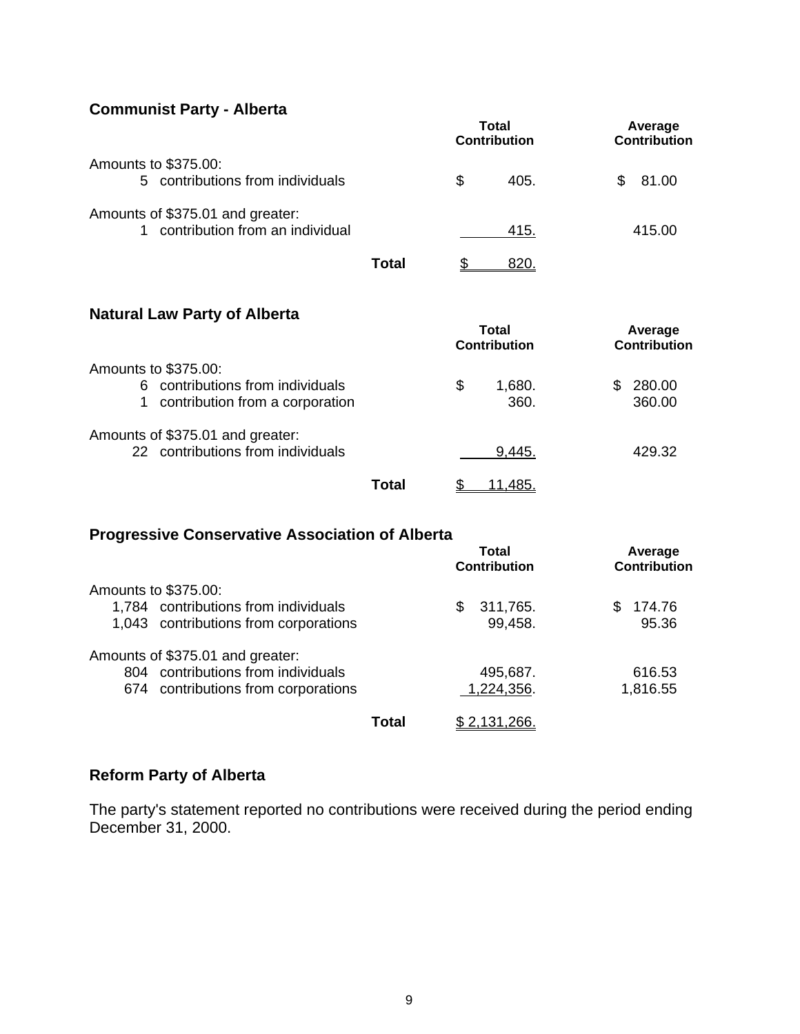## Communist Party - Alberta

| | Total Contribution | Average Contribution |
|---|---|---|
| Amounts to $375.00: | | |
| 5 contributions from individuals | $ 405. | $ 81.00 |
| Amounts of $375.01 and greater: | | |
| 1 contribution from an individual | 415. | 415.00 |
| **Total** | $ 820. | |

## Natural Law Party of Alberta

| | Total Contribution | Average Contribution |
|---|---|---|
| Amounts to $375.00: | | |
| 6 contributions from individuals | $ 1,680. | $ 280.00 |
| 1 contribution from a corporation | 360. | 360.00 |
| Amounts of $375.01 and greater: | | |
| 22 contributions from individuals | 9,445. | 429.32 |
| **Total** | $ 11,485. | |

## Progressive Conservative Association of Alberta

| | Total Contribution | Average Contribution |
|---|---|---|
| Amounts to $375.00: | | |
| 1,784 contributions from individuals | $ 311,765. | $ 174.76 |
| 1,043 contributions from corporations | 99,458. | 95.36 |
| Amounts of $375.01 and greater: | | |
| 804 contributions from individuals | 495,687. | 616.53 |
| 674 contributions from corporations | 1,224,356. | 1,816.55 |
| **Total** | $ 2,131,266. | |

## Reform Party of Alberta

The party's statement reported no contributions were received during the period ending December 31, 2000.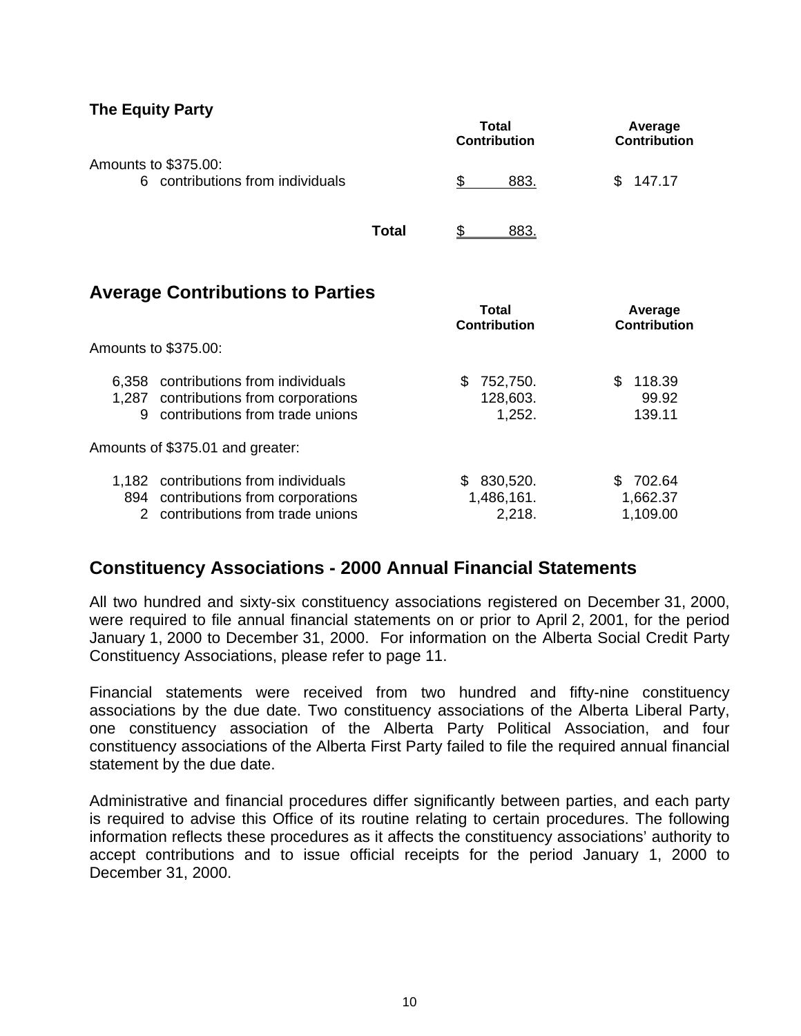### The Equity Party

| | Total Contribution | Average Contribution |
|---|---|---|
| Amounts to $375.00: | | |
| 6 contributions from individuals | $ 883. | $ 147.17 |
| **Total** | $ 883. | |

## Average Contributions to Parties

| | Total Contribution | Average Contribution |
|---|---|---|
| Amounts to $375.00: | | |
| 6,358 contributions from individuals | $ 752,750. | $ 118.39 |
| 1,287 contributions from corporations | 128,603. | 99.92 |
| 9 contributions from trade unions | 1,252. | 139.11 |
| Amounts of $375.01 and greater: | | |
| 1,182 contributions from individuals | $ 830,520. | $ 702.64 |
| 894 contributions from corporations | 1,486,161. | 1,662.37 |
| 2 contributions from trade unions | 2,218. | 1,109.00 |

## Constituency Associations - 2000 Annual Financial Statements

All two hundred and sixty-six constituency associations registered on December 31, 2000, were required to file annual financial statements on or prior to April 2, 2001, for the period January 1, 2000 to December 31, 2000. For information on the Alberta Social Credit Party Constituency Associations, please refer to page 11.

Financial statements were received from two hundred and fifty-nine constituency associations by the due date. Two constituency associations of the Alberta Liberal Party, one constituency association of the Alberta Party Political Association, and four constituency associations of the Alberta First Party failed to file the required annual financial statement by the due date.

Administrative and financial procedures differ significantly between parties, and each party is required to advise this Office of its routine relating to certain procedures. The following information reflects these procedures as it affects the constituency associations' authority to accept contributions and to issue official receipts for the period January 1, 2000 to December 31, 2000.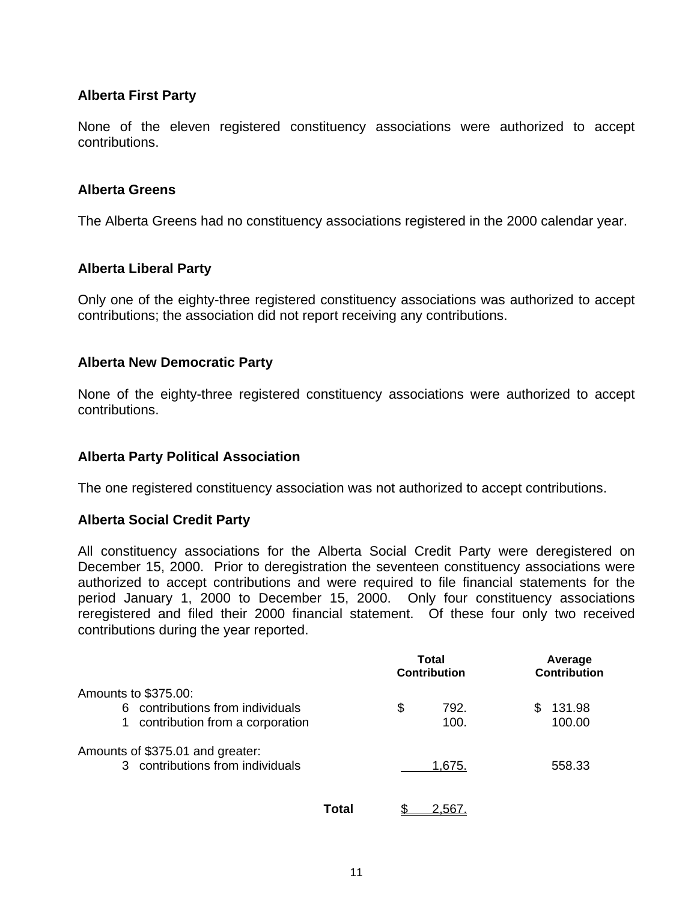### Alberta First Party

None of the eleven registered constituency associations were authorized to accept contributions.

### Alberta Greens

The Alberta Greens had no constituency associations registered in the 2000 calendar year.

### Alberta Liberal Party

Only one of the eighty-three registered constituency associations was authorized to accept contributions; the association did not report receiving any contributions.

### Alberta New Democratic Party

None of the eighty-three registered constituency associations were authorized to accept contributions.

### Alberta Party Political Association

The one registered constituency association was not authorized to accept contributions.

### Alberta Social Credit Party

All constituency associations for the Alberta Social Credit Party were deregistered on December 15, 2000. Prior to deregistration the seventeen constituency associations were authorized to accept contributions and were required to file financial statements for the period January 1, 2000 to December 15, 2000. Only four constituency associations reregistered and filed their 2000 financial statement. Of these four only two received contributions during the year reported.

| | Total Contribution | Average Contribution |
|---|---|---|
| Amounts to $375.00: | | |
| 6 contributions from individuals | $ 792. | $ 131.98 |
| 1 contribution from a corporation | 100. | 100.00 |
| Amounts of $375.01 and greater: | | |
| 3 contributions from individuals | 1,675. | 558.33 |
| **Total** | $ 2,567. | |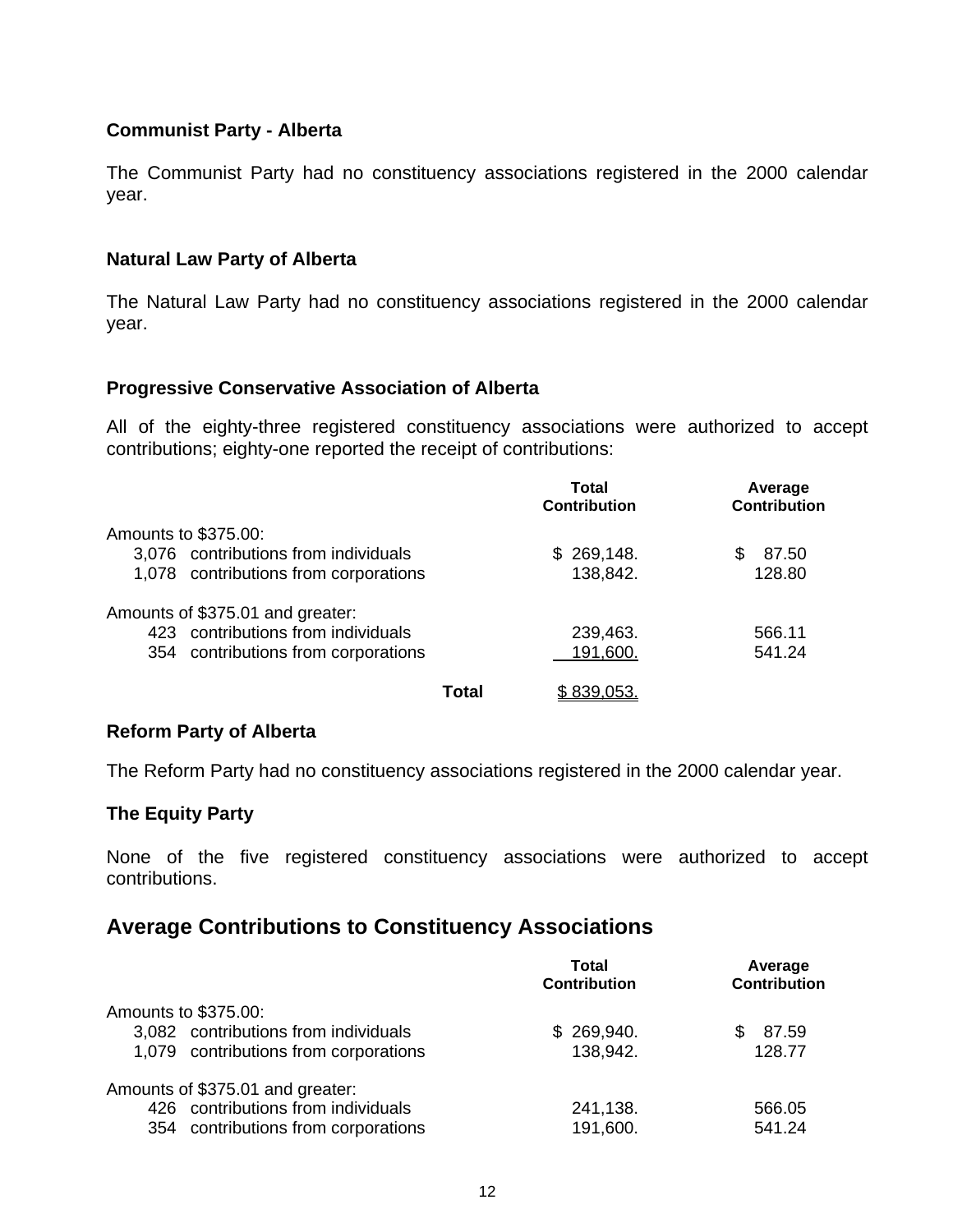### Communist Party - Alberta

The Communist Party had no constituency associations registered in the 2000 calendar year.

### Natural Law Party of Alberta

The Natural Law Party had no constituency associations registered in the 2000 calendar year.

### Progressive Conservative Association of Alberta

All of the eighty-three registered constituency associations were authorized to accept contributions; eighty-one reported the receipt of contributions:

| | Total Contribution | Average Contribution |
|---|---|---|
| Amounts to $375.00: | | |
| 3,076 contributions from individuals | $ 269,148. | $ 87.50 |
| 1,078 contributions from corporations | 138,842. | 128.80 |
| Amounts of $375.01 and greater: | | |
| 423 contributions from individuals | 239,463. | 566.11 |
| 354 contributions from corporations | 191,600. | 541.24 |
| **Total** | $ 839,053. | |

### Reform Party of Alberta

The Reform Party had no constituency associations registered in the 2000 calendar year.

### The Equity Party

None of the five registered constituency associations were authorized to accept contributions.

## Average Contributions to Constituency Associations

| | Total Contribution | Average Contribution |
|---|---|---|
| Amounts to $375.00: | | |
| 3,082 contributions from individuals | $ 269,940. | $ 87.59 |
| 1,079 contributions from corporations | 138,942. | 128.77 |
| Amounts of $375.01 and greater: | | |
| 426 contributions from individuals | 241,138. | 566.05 |
| 354 contributions from corporations | 191,600. | 541.24 |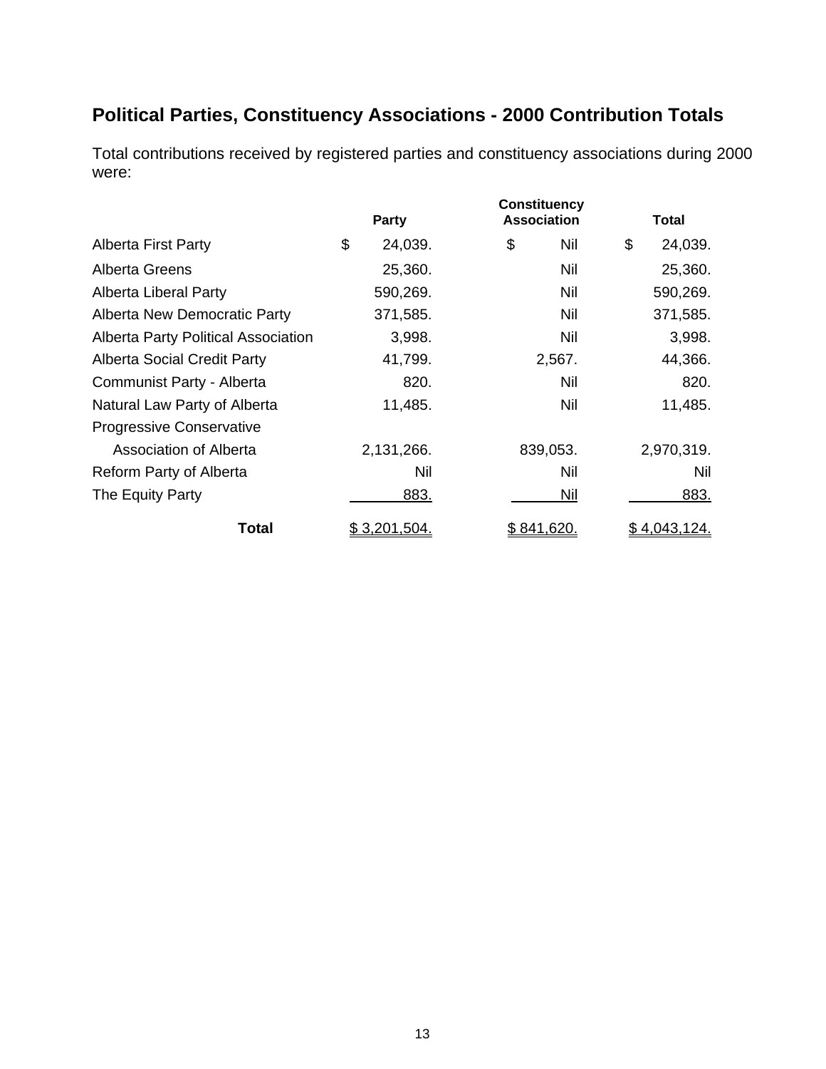## Political Parties, Constituency Associations - 2000 Contribution Totals

Total contributions received by registered parties and constituency associations during 2000 were:

| | Party | Constituency Association | Total |
|---|---|---|---|
| Alberta First Party | $ 24,039. | $ Nil | $ 24,039. |
| Alberta Greens | 25,360. | Nil | 25,360. |
| Alberta Liberal Party | 590,269. | Nil | 590,269. |
| Alberta New Democratic Party | 371,585. | Nil | 371,585. |
| Alberta Party Political Association | 3,998. | Nil | 3,998. |
| Alberta Social Credit Party | 41,799. | 2,567. | 44,366. |
| Communist Party - Alberta | 820. | Nil | 820. |
| Natural Law Party of Alberta | 11,485. | Nil | 11,485. |
| Progressive Conservative Association of Alberta | 2,131,266. | 839,053. | 2,970,319. |
| Reform Party of Alberta | Nil | Nil | Nil |
| The Equity Party | 883. | Nil | 883. |
| **Total** | $ 3,201,504. | $ 841,620. | $ 4,043,124. |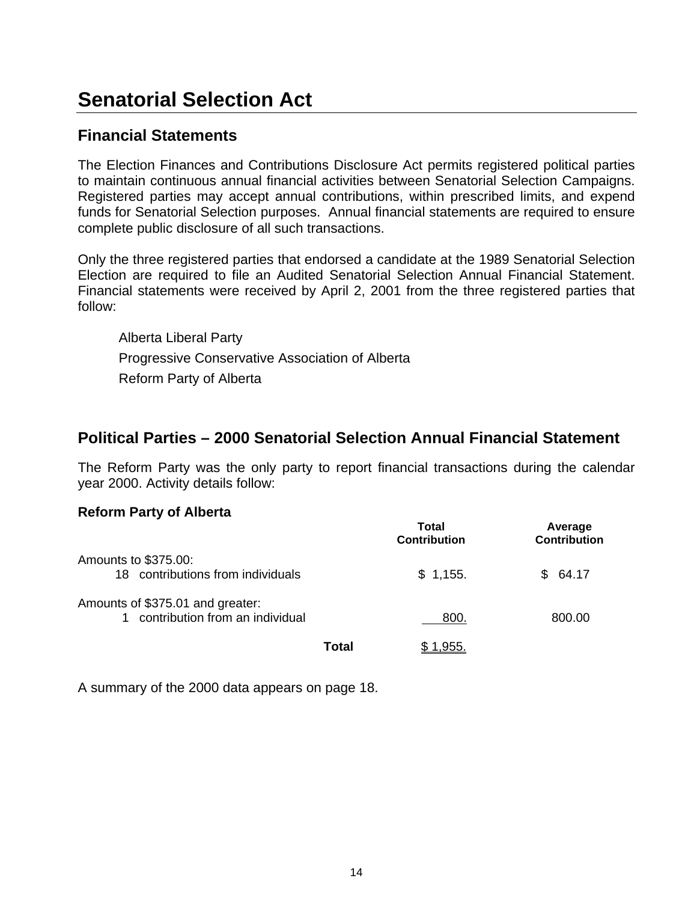# Senatorial Selection Act

## Financial Statements

The Election Finances and Contributions Disclosure Act permits registered political parties to maintain continuous annual financial activities between Senatorial Selection Campaigns. Registered parties may accept annual contributions, within prescribed limits, and expend funds for Senatorial Selection purposes. Annual financial statements are required to ensure complete public disclosure of all such transactions.

Only the three registered parties that endorsed a candidate at the 1989 Senatorial Selection Election are required to file an Audited Senatorial Selection Annual Financial Statement. Financial statements were received by April 2, 2001 from the three registered parties that follow:

Alberta Liberal Party
Progressive Conservative Association of Alberta
Reform Party of Alberta

## Political Parties – 2000 Senatorial Selection Annual Financial Statement

The Reform Party was the only party to report financial transactions during the calendar year 2000. Activity details follow:

**Reform Party of Alberta**

| | Total Contribution | Average Contribution |
|---|---|---|
| Amounts to $375.00: | | |
| 18 contributions from individuals | $ 1,155. | $ 64.17 |
| Amounts of $375.01 and greater: | | |
| 1 contribution from an individual | 800. | 800.00 |
| **Total** | $ 1,955. | |

A summary of the 2000 data appears on page 18.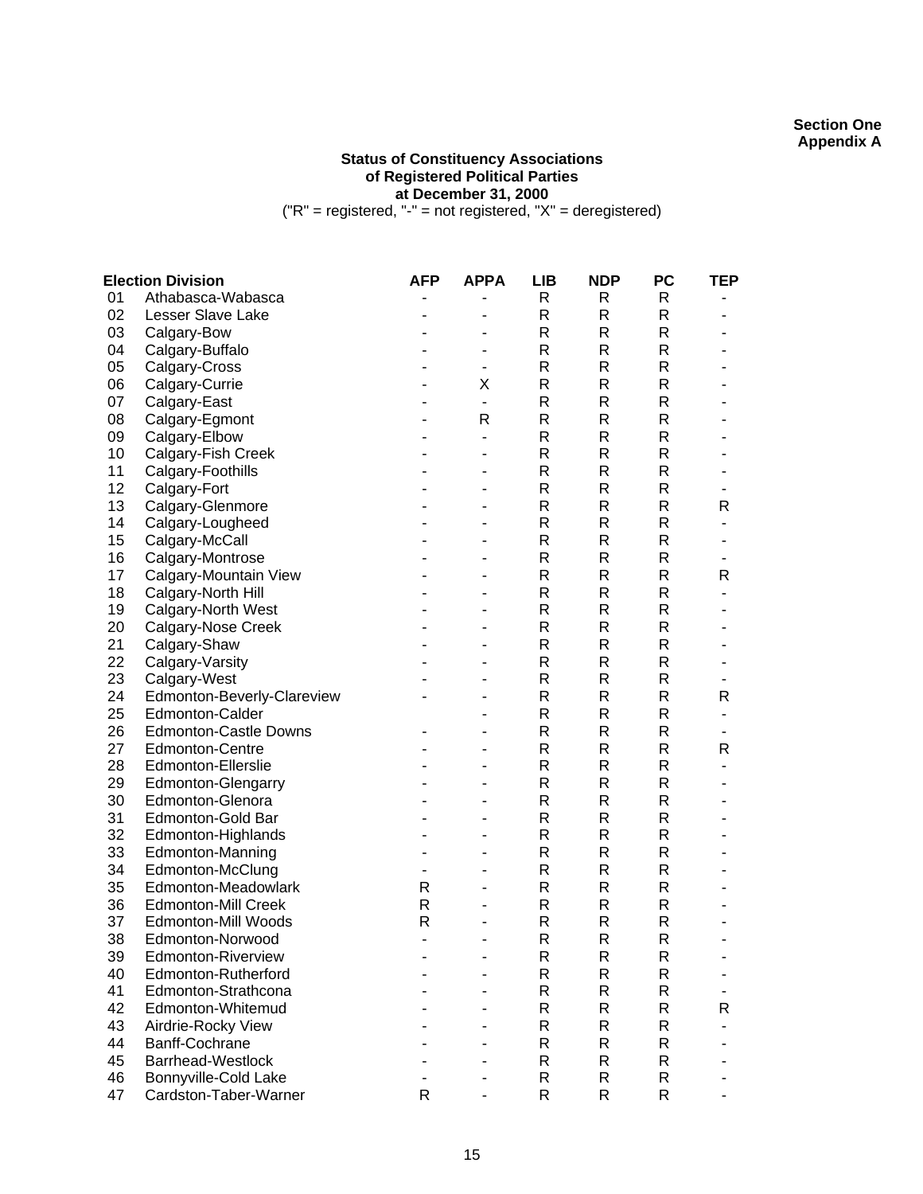**Section One**
**Appendix A**

**Status of Constituency Associations of Registered Political Parties at December 31, 2000**

("R" = registered, "-" = not registered, "X" = deregistered)

| | Election Division | AFP | APPA | LIB | NDP | PC | TEP |
|---|---|---|---|---|---|---|---|
| 01 | Athabasca-Wabasca | - | - | R | R | R | - |
| 02 | Lesser Slave Lake | - | - | R | R | R | - |
| 03 | Calgary-Bow | - | - | R | R | R | - |
| 04 | Calgary-Buffalo | - | - | R | R | R | - |
| 05 | Calgary-Cross | - | - | R | R | R | - |
| 06 | Calgary-Currie | - | X | R | R | R | - |
| 07 | Calgary-East | - | - | R | R | R | - |
| 08 | Calgary-Egmont | - | R | R | R | R | - |
| 09 | Calgary-Elbow | - | - | R | R | R | - |
| 10 | Calgary-Fish Creek | - | - | R | R | R | - |
| 11 | Calgary-Foothills | - | - | R | R | R | - |
| 12 | Calgary-Fort | - | - | R | R | R | - |
| 13 | Calgary-Glenmore | - | - | R | R | R | R |
| 14 | Calgary-Lougheed | - | - | R | R | R | - |
| 15 | Calgary-McCall | - | - | R | R | R | - |
| 16 | Calgary-Montrose | - | - | R | R | R | - |
| 17 | Calgary-Mountain View | - | - | R | R | R | R |
| 18 | Calgary-North Hill | - | - | R | R | R | - |
| 19 | Calgary-North West | - | - | R | R | R | - |
| 20 | Calgary-Nose Creek | - | - | R | R | R | - |
| 21 | Calgary-Shaw | - | - | R | R | R | - |
| 22 | Calgary-Varsity | - | - | R | R | R | - |
| 23 | Calgary-West | - | - | R | R | R | - |
| 24 | Edmonton-Beverly-Clareview | - | - | R | R | R | R |
| 25 | Edmonton-Calder | | - | R | R | R | - |
| 26 | Edmonton-Castle Downs | - | - | R | R | R | - |
| 27 | Edmonton-Centre | - | - | R | R | R | R |
| 28 | Edmonton-Ellerslie | - | - | R | R | R | - |
| 29 | Edmonton-Glengarry | - | - | R | R | R | - |
| 30 | Edmonton-Glenora | - | - | R | R | R | - |
| 31 | Edmonton-Gold Bar | - | - | R | R | R | - |
| 32 | Edmonton-Highlands | - | - | R | R | R | - |
| 33 | Edmonton-Manning | - | - | R | R | R | - |
| 34 | Edmonton-McClung | - | - | R | R | R | - |
| 35 | Edmonton-Meadowlark | R | - | R | R | R | - |
| 36 | Edmonton-Mill Creek | R | - | R | R | R | - |
| 37 | Edmonton-Mill Woods | R | - | R | R | R | - |
| 38 | Edmonton-Norwood | - | - | R | R | R | - |
| 39 | Edmonton-Riverview | - | - | R | R | R | - |
| 40 | Edmonton-Rutherford | - | - | R | R | R | - |
| 41 | Edmonton-Strathcona | - | - | R | R | R | - |
| 42 | Edmonton-Whitemud | - | - | R | R | R | R |
| 43 | Airdrie-Rocky View | - | - | R | R | R | - |
| 44 | Banff-Cochrane | - | - | R | R | R | - |
| 45 | Barrhead-Westlock | - | - | R | R | R | - |
| 46 | Bonnyville-Cold Lake | - | - | R | R | R | - |
| 47 | Cardston-Taber-Warner | R | - | R | R | R | - |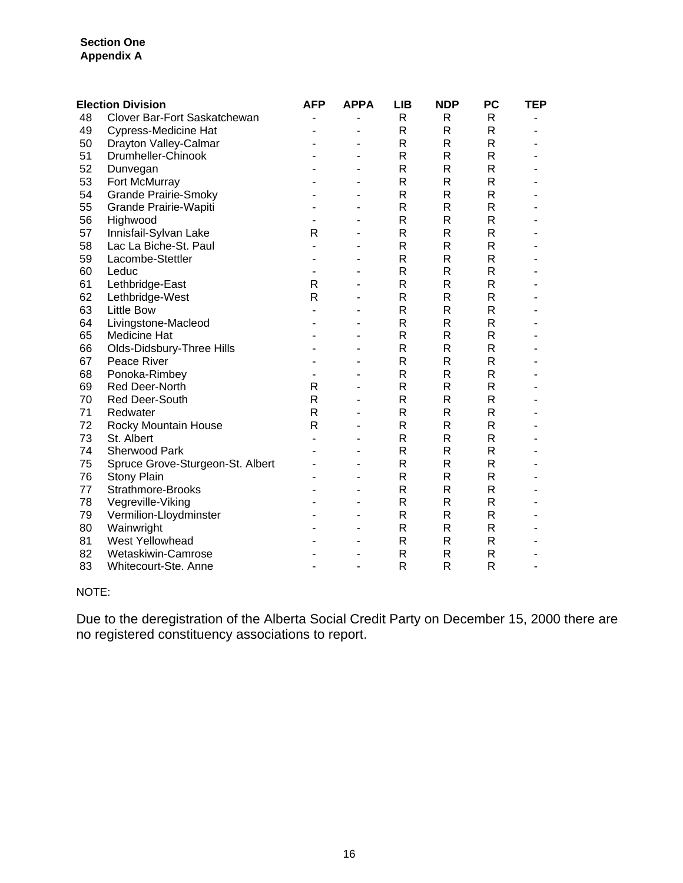**Section One**
**Appendix A**

| | Election Division | AFP | APPA | LIB | NDP | PC | TEP |
|---|---|---|---|---|---|---|---|
| 48 | Clover Bar-Fort Saskatchewan | - | - | R | R | R | - |
| 49 | Cypress-Medicine Hat | - | - | R | R | R | - |
| 50 | Drayton Valley-Calmar | - | - | R | R | R | - |
| 51 | Drumheller-Chinook | - | - | R | R | R | - |
| 52 | Dunvegan | - | - | R | R | R | - |
| 53 | Fort McMurray | - | - | R | R | R | - |
| 54 | Grande Prairie-Smoky | - | - | R | R | R | - |
| 55 | Grande Prairie-Wapiti | - | - | R | R | R | - |
| 56 | Highwood | - | - | R | R | R | - |
| 57 | Innisfail-Sylvan Lake | R | - | R | R | R | - |
| 58 | Lac La Biche-St. Paul | - | - | R | R | R | - |
| 59 | Lacombe-Stettler | - | - | R | R | R | - |
| 60 | Leduc | - | - | R | R | R | - |
| 61 | Lethbridge-East | R | - | R | R | R | - |
| 62 | Lethbridge-West | R | - | R | R | R | - |
| 63 | Little Bow | - | - | R | R | R | - |
| 64 | Livingstone-Macleod | - | - | R | R | R | - |
| 65 | Medicine Hat | - | - | R | R | R | - |
| 66 | Olds-Didsbury-Three Hills | - | - | R | R | R | - |
| 67 | Peace River | - | - | R | R | R | - |
| 68 | Ponoka-Rimbey | - | - | R | R | R | - |
| 69 | Red Deer-North | R | - | R | R | R | - |
| 70 | Red Deer-South | R | - | R | R | R | - |
| 71 | Redwater | R | - | R | R | R | - |
| 72 | Rocky Mountain House | R | - | R | R | R | - |
| 73 | St. Albert | - | - | R | R | R | - |
| 74 | Sherwood Park | - | - | R | R | R | - |
| 75 | Spruce Grove-Sturgeon-St. Albert | - | - | R | R | R | - |
| 76 | Stony Plain | - | - | R | R | R | - |
| 77 | Strathmore-Brooks | - | - | R | R | R | - |
| 78 | Vegreville-Viking | - | - | R | R | R | - |
| 79 | Vermilion-Lloydminster | - | - | R | R | R | - |
| 80 | Wainwright | - | - | R | R | R | - |
| 81 | West Yellowhead | - | - | R | R | R | - |
| 82 | Wetaskiwin-Camrose | - | - | R | R | R | - |
| 83 | Whitecourt-Ste. Anne | - | - | R | R | R | - |

NOTE:

Due to the deregistration of the Alberta Social Credit Party on December 15, 2000 there are no registered constituency associations to report.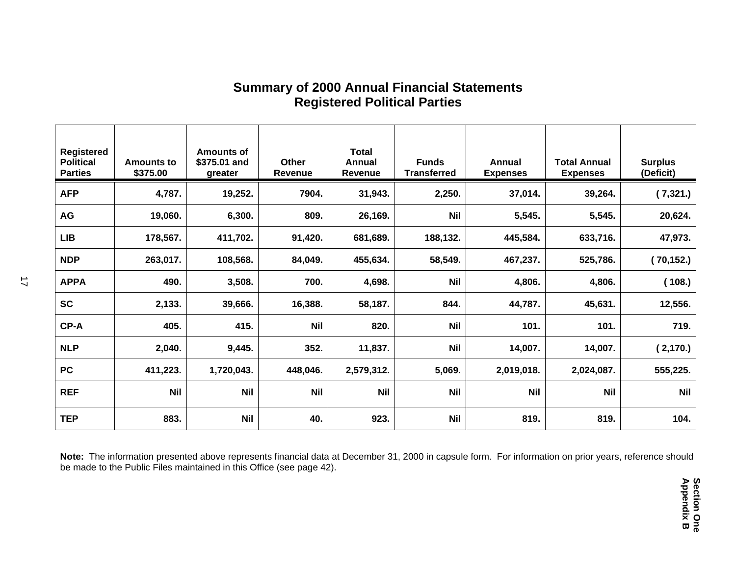# Summary of 2000 Annual Financial Statements
## Registered Political Parties

| Registered Political Parties | Amounts to $375.00 | Amounts of $375.01 and greater | Other Revenue | Total Annual Revenue | Funds Transferred | Annual Expenses | Total Annual Expenses | Surplus (Deficit) |
|---|---|---|---|---|---|---|---|---|
| **AFP** | 4,787. | 19,252. | 7904. | 31,943. | 2,250. | 37,014. | 39,264. | ( 7,321.) |
| **AG** | 19,060. | 6,300. | 809. | 26,169. | Nil | 5,545. | 5,545. | 20,624. |
| **LIB** | 178,567. | 411,702. | 91,420. | 681,689. | 188,132. | 445,584. | 633,716. | 47,973. |
| **NDP** | 263,017. | 108,568. | 84,049. | 455,634. | 58,549. | 467,237. | 525,786. | ( 70,152.) |
| **APPA** | 490. | 3,508. | 700. | 4,698. | Nil | 4,806. | 4,806. | ( 108.) |
| **SC** | 2,133. | 39,666. | 16,388. | 58,187. | 844. | 44,787. | 45,631. | 12,556. |
| **CP-A** | 405. | 415. | Nil | 820. | Nil | 101. | 101. | 719. |
| **NLP** | 2,040. | 9,445. | 352. | 11,837. | Nil | 14,007. | 14,007. | ( 2,170.) |
| **PC** | 411,223. | 1,720,043. | 448,046. | 2,579,312. | 5,069. | 2,019,018. | 2,024,087. | 555,225. |
| **REF** | Nil | Nil | Nil | Nil | Nil | Nil | Nil | Nil |
| **TEP** | 883. | Nil | 40. | 923. | Nil | 819. | 819. | 104. |

**Note:** The information presented above represents financial data at December 31, 2000 in capsule form. For information on prior years, reference should be made to the Public Files maintained in this Office (see page 42).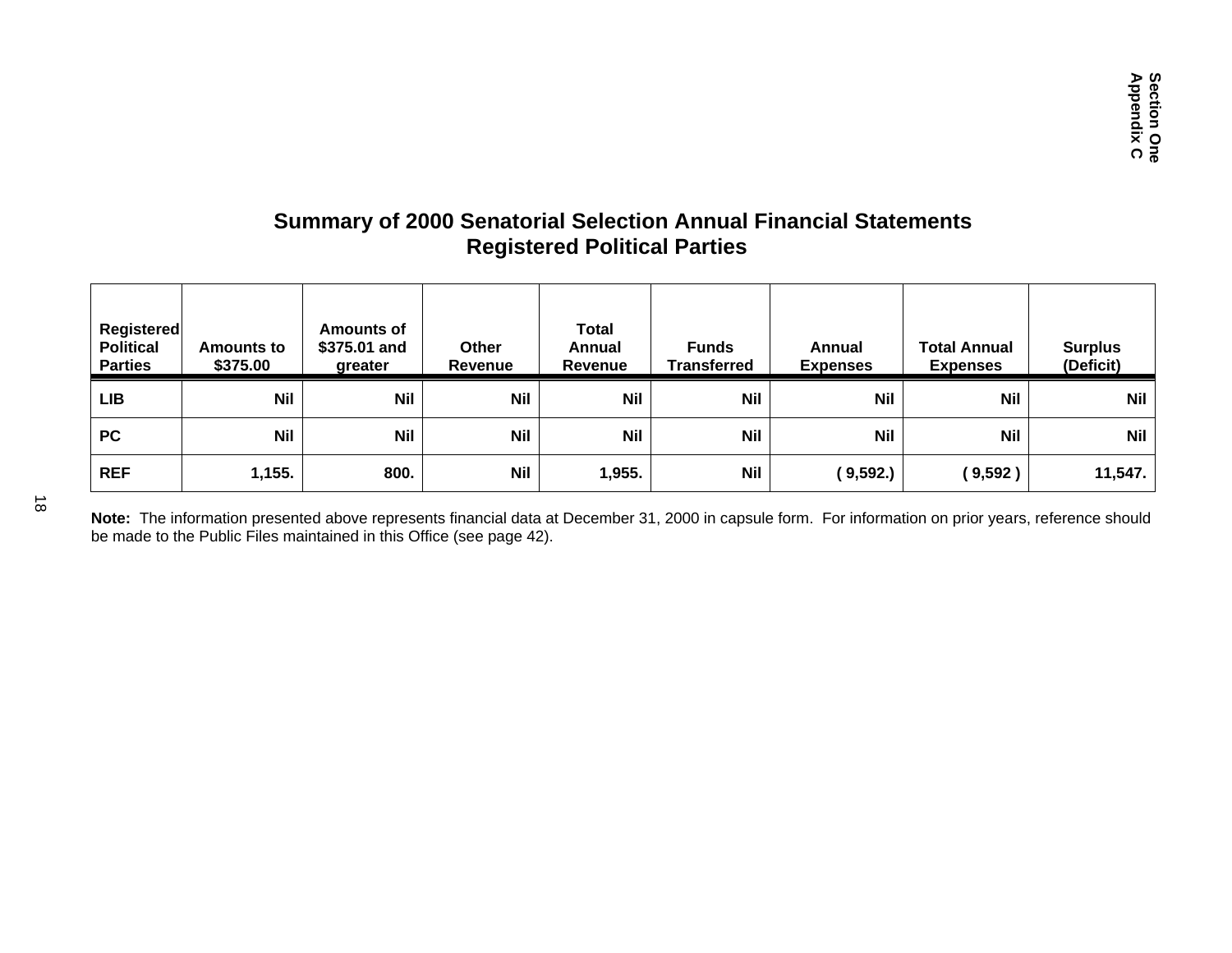## Summary of 2000 Senatorial Selection Annual Financial Statements Registered Political Parties

| Registered Political Parties | Amounts to $375.00 | Amounts of $375.01 and greater | Other Revenue | Total Annual Revenue | Funds Transferred | Annual Expenses | Total Annual Expenses | Surplus (Deficit) |
|---|---|---|---|---|---|---|---|---|
| **LIB** | **Nil** | **Nil** | **Nil** | **Nil** | **Nil** | **Nil** | **Nil** | **Nil** |
| **PC** | **Nil** | **Nil** | **Nil** | **Nil** | **Nil** | **Nil** | **Nil** | **Nil** |
| **REF** | **1,155.** | **800.** | **Nil** | **1,955.** | **Nil** | **( 9,592.)** | **( 9,592 )** | **11,547.** |

**Note:** The information presented above represents financial data at December 31, 2000 in capsule form. For information on prior years, reference should be made to the Public Files maintained in this Office (see page 42).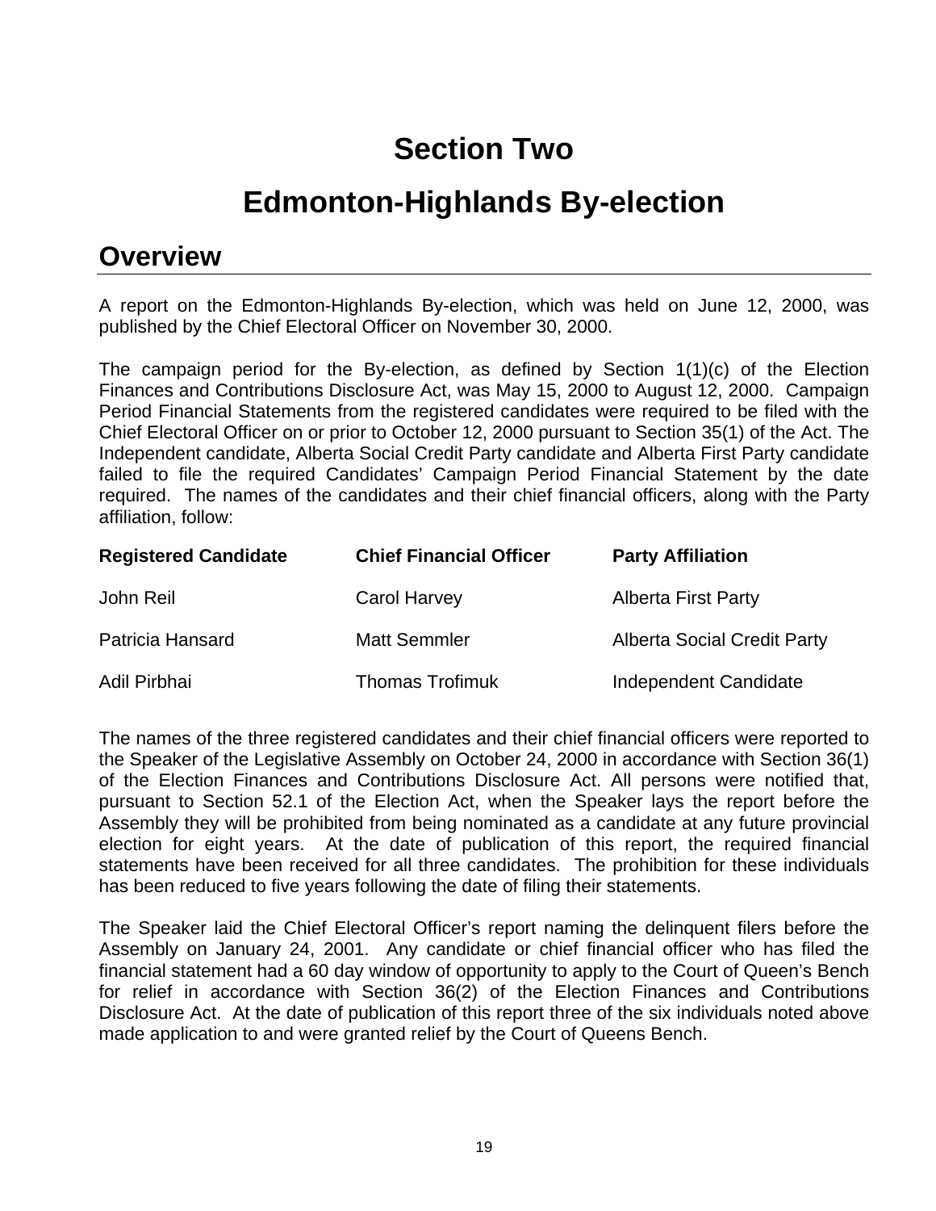# Section Two

# Edmonton-Highlands By-election

## Overview

A report on the Edmonton-Highlands By-election, which was held on June 12, 2000, was published by the Chief Electoral Officer on November 30, 2000.

The campaign period for the By-election, as defined by Section 1(1)(c) of the Election Finances and Contributions Disclosure Act, was May 15, 2000 to August 12, 2000. Campaign Period Financial Statements from the registered candidates were required to be filed with the Chief Electoral Officer on or prior to October 12, 2000 pursuant to Section 35(1) of the Act. The Independent candidate, Alberta Social Credit Party candidate and Alberta First Party candidate failed to file the required Candidates' Campaign Period Financial Statement by the date required. The names of the candidates and their chief financial officers, along with the Party affiliation, follow:

| Registered Candidate | Chief Financial Officer | Party Affiliation |
|---|---|---|
| John Reil | Carol Harvey | Alberta First Party |
| Patricia Hansard | Matt Semmler | Alberta Social Credit Party |
| Adil Pirbhai | Thomas Trofimuk | Independent Candidate |

The names of the three registered candidates and their chief financial officers were reported to the Speaker of the Legislative Assembly on October 24, 2000 in accordance with Section 36(1) of the Election Finances and Contributions Disclosure Act. All persons were notified that, pursuant to Section 52.1 of the Election Act, when the Speaker lays the report before the Assembly they will be prohibited from being nominated as a candidate at any future provincial election for eight years. At the date of publication of this report, the required financial statements have been received for all three candidates. The prohibition for these individuals has been reduced to five years following the date of filing their statements.

The Speaker laid the Chief Electoral Officer's report naming the delinquent filers before the Assembly on January 24, 2001. Any candidate or chief financial officer who has filed the financial statement had a 60 day window of opportunity to apply to the Court of Queen's Bench for relief in accordance with Section 36(2) of the Election Finances and Contributions Disclosure Act. At the date of publication of this report three of the six individuals noted above made application to and were granted relief by the Court of Queens Bench.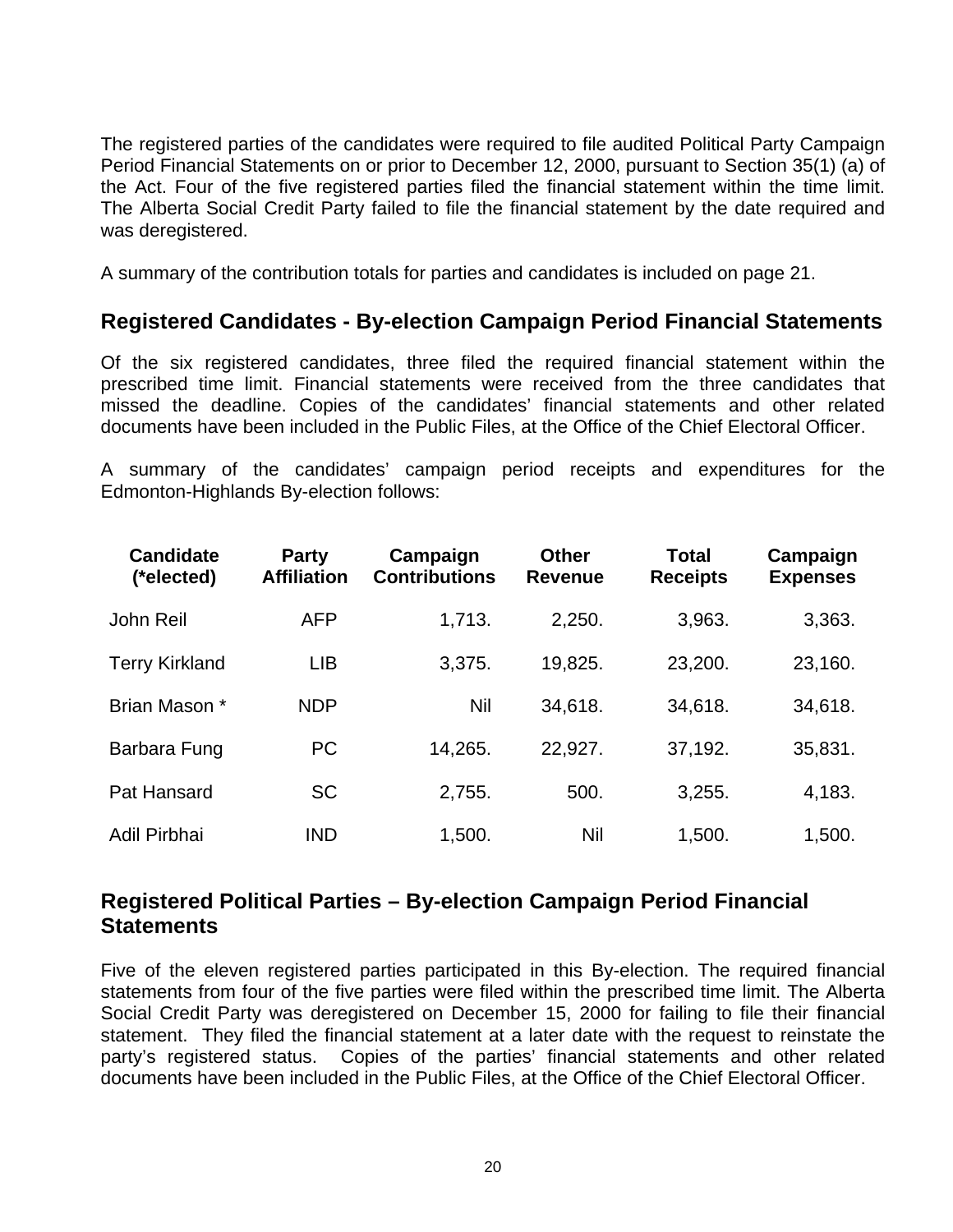The registered parties of the candidates were required to file audited Political Party Campaign Period Financial Statements on or prior to December 12, 2000, pursuant to Section 35(1) (a) of the Act. Four of the five registered parties filed the financial statement within the time limit. The Alberta Social Credit Party failed to file the financial statement by the date required and was deregistered.

A summary of the contribution totals for parties and candidates is included on page 21.

## Registered Candidates - By-election Campaign Period Financial Statements

Of the six registered candidates, three filed the required financial statement within the prescribed time limit. Financial statements were received from the three candidates that missed the deadline. Copies of the candidates' financial statements and other related documents have been included in the Public Files, at the Office of the Chief Electoral Officer.

A summary of the candidates' campaign period receipts and expenditures for the Edmonton-Highlands By-election follows:

| Candidate (*elected) | Party Affiliation | Campaign Contributions | Other Revenue | Total Receipts | Campaign Expenses |
|---|---|---|---|---|---|
| John Reil | AFP | 1,713. | 2,250. | 3,963. | 3,363. |
| Terry Kirkland | LIB | 3,375. | 19,825. | 23,200. | 23,160. |
| Brian Mason * | NDP | Nil | 34,618. | 34,618. | 34,618. |
| Barbara Fung | PC | 14,265. | 22,927. | 37,192. | 35,831. |
| Pat Hansard | SC | 2,755. | 500. | 3,255. | 4,183. |
| Adil Pirbhai | IND | 1,500. | Nil | 1,500. | 1,500. |

## Registered Political Parties – By-election Campaign Period Financial Statements

Five of the eleven registered parties participated in this By-election. The required financial statements from four of the five parties were filed within the prescribed time limit. The Alberta Social Credit Party was deregistered on December 15, 2000 for failing to file their financial statement. They filed the financial statement at a later date with the request to reinstate the party's registered status. Copies of the parties' financial statements and other related documents have been included in the Public Files, at the Office of the Chief Electoral Officer.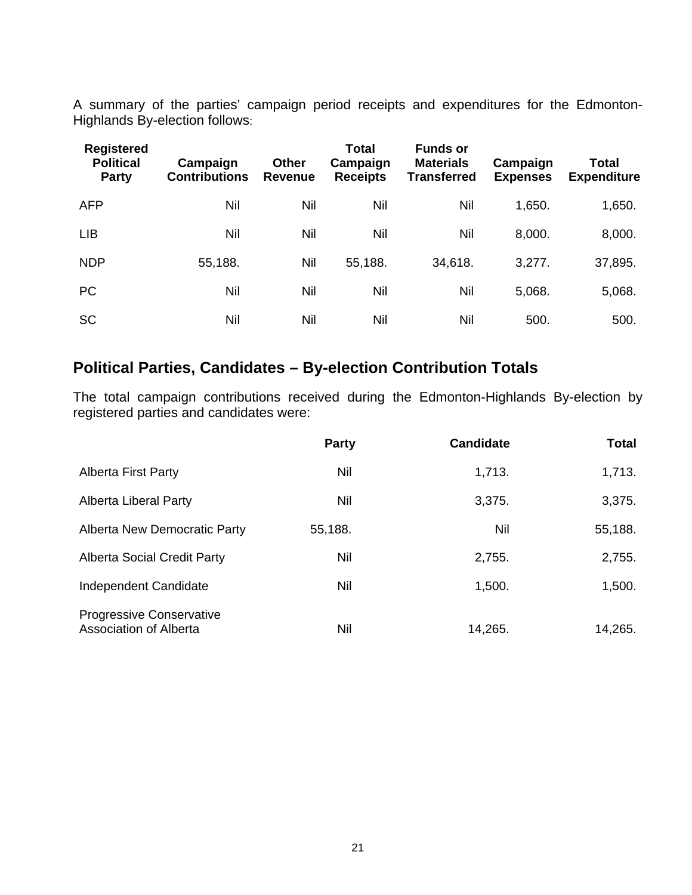A summary of the parties' campaign period receipts and expenditures for the Edmonton-Highlands By-election follows:

| Registered Political Party | Campaign Contributions | Other Revenue | Total Campaign Receipts | Funds or Materials Transferred | Campaign Expenses | Total Expenditure |
|---|---|---|---|---|---|---|
| AFP | Nil | Nil | Nil | Nil | 1,650. | 1,650. |
| LIB | Nil | Nil | Nil | Nil | 8,000. | 8,000. |
| NDP | 55,188. | Nil | 55,188. | 34,618. | 3,277. | 37,895. |
| PC | Nil | Nil | Nil | Nil | 5,068. | 5,068. |
| SC | Nil | Nil | Nil | Nil | 500. | 500. |

## Political Parties, Candidates – By-election Contribution Totals

The total campaign contributions received during the Edmonton-Highlands By-election by registered parties and candidates were:

| | Party | Candidate | Total |
|---|---|---|---|
| Alberta First Party | Nil | 1,713. | 1,713. |
| Alberta Liberal Party | Nil | 3,375. | 3,375. |
| Alberta New Democratic Party | 55,188. | Nil | 55,188. |
| Alberta Social Credit Party | Nil | 2,755. | 2,755. |
| Independent Candidate | Nil | 1,500. | 1,500. |
| Progressive Conservative Association of Alberta | Nil | 14,265. | 14,265. |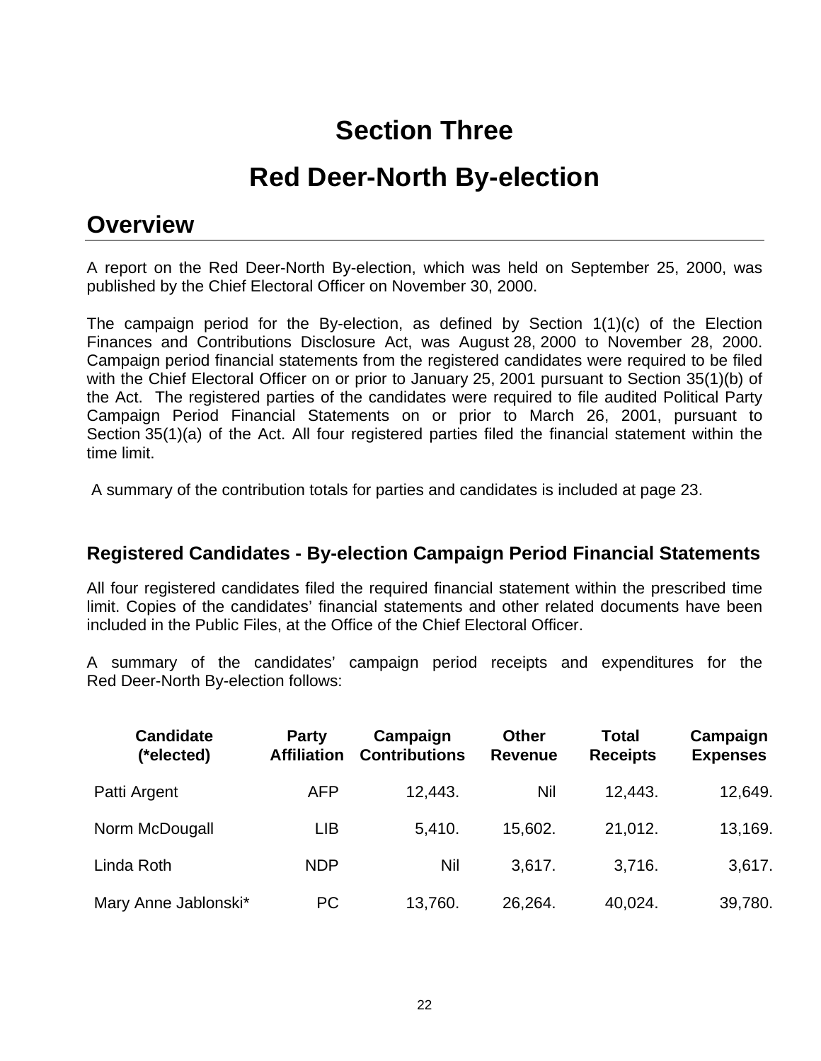# Section Three

# Red Deer-North By-election

## Overview

A report on the Red Deer-North By-election, which was held on September 25, 2000, was published by the Chief Electoral Officer on November 30, 2000.

The campaign period for the By-election, as defined by Section 1(1)(c) of the Election Finances and Contributions Disclosure Act, was August 28, 2000 to November 28, 2000. Campaign period financial statements from the registered candidates were required to be filed with the Chief Electoral Officer on or prior to January 25, 2001 pursuant to Section 35(1)(b) of the Act. The registered parties of the candidates were required to file audited Political Party Campaign Period Financial Statements on or prior to March 26, 2001, pursuant to Section 35(1)(a) of the Act. All four registered parties filed the financial statement within the time limit.

A summary of the contribution totals for parties and candidates is included at page 23.

### Registered Candidates - By-election Campaign Period Financial Statements

All four registered candidates filed the required financial statement within the prescribed time limit. Copies of the candidates' financial statements and other related documents have been included in the Public Files, at the Office of the Chief Electoral Officer.

A summary of the candidates' campaign period receipts and expenditures for the Red Deer-North By-election follows:

| Candidate (*elected) | Party Affiliation | Campaign Contributions | Other Revenue | Total Receipts | Campaign Expenses |
|---|---|---|---|---|---|
| Patti Argent | AFP | 12,443. | Nil | 12,443. | 12,649. |
| Norm McDougall | LIB | 5,410. | 15,602. | 21,012. | 13,169. |
| Linda Roth | NDP | Nil | 3,617. | 3,716. | 3,617. |
| Mary Anne Jablonski* | PC | 13,760. | 26,264. | 40,024. | 39,780. |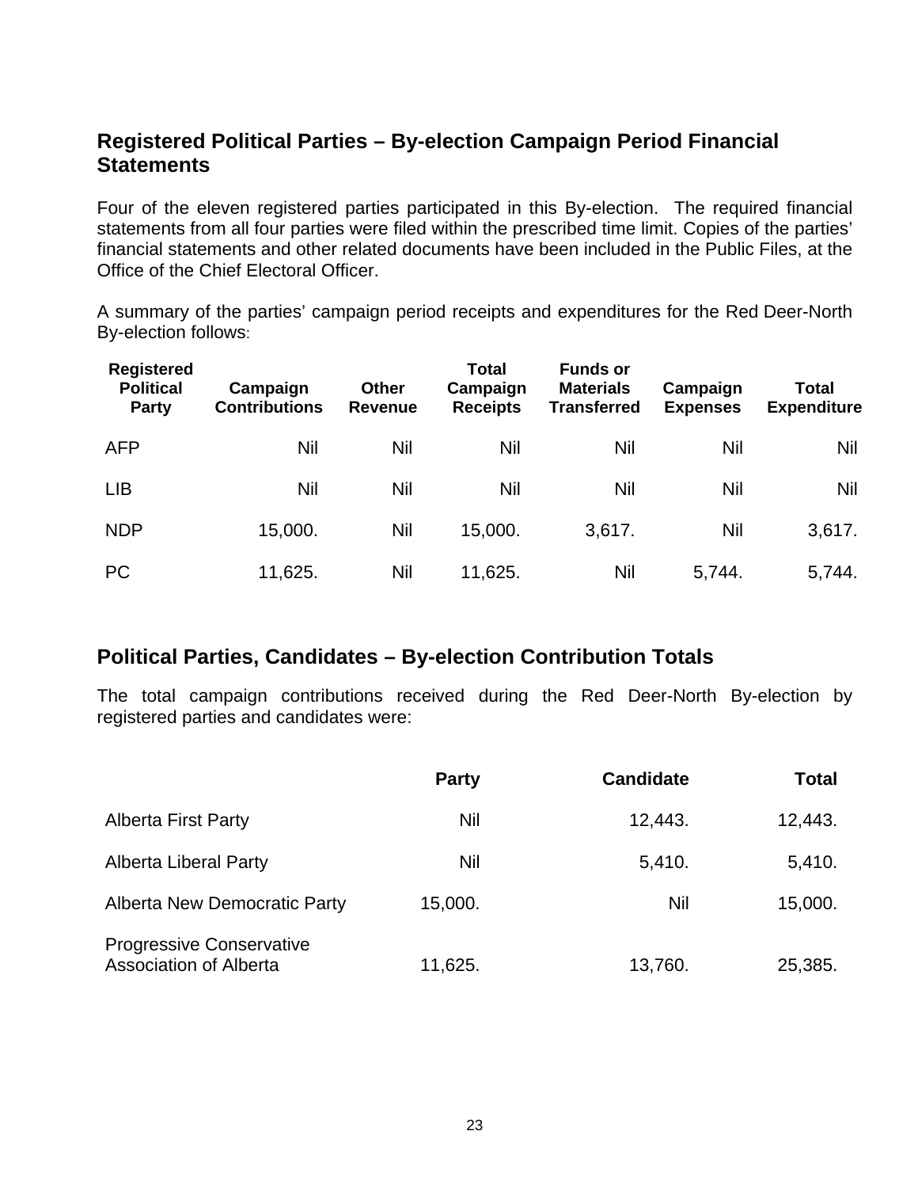## Registered Political Parties – By-election Campaign Period Financial Statements

Four of the eleven registered parties participated in this By-election. The required financial statements from all four parties were filed within the prescribed time limit. Copies of the parties' financial statements and other related documents have been included in the Public Files, at the Office of the Chief Electoral Officer.

A summary of the parties' campaign period receipts and expenditures for the Red Deer-North By-election follows:

| Registered Political Party | Campaign Contributions | Other Revenue | Total Campaign Receipts | Funds or Materials Transferred | Campaign Expenses | Total Expenditure |
|---|---|---|---|---|---|---|
| AFP | Nil | Nil | Nil | Nil | Nil | Nil |
| LIB | Nil | Nil | Nil | Nil | Nil | Nil |
| NDP | 15,000. | Nil | 15,000. | 3,617. | Nil | 3,617. |
| PC | 11,625. | Nil | 11,625. | Nil | 5,744. | 5,744. |

## Political Parties, Candidates – By-election Contribution Totals

The total campaign contributions received during the Red Deer-North By-election by registered parties and candidates were:

| | Party | Candidate | Total |
|---|---|---|---|
| Alberta First Party | Nil | 12,443. | 12,443. |
| Alberta Liberal Party | Nil | 5,410. | 5,410. |
| Alberta New Democratic Party | 15,000. | Nil | 15,000. |
| Progressive Conservative Association of Alberta | 11,625. | 13,760. | 25,385. |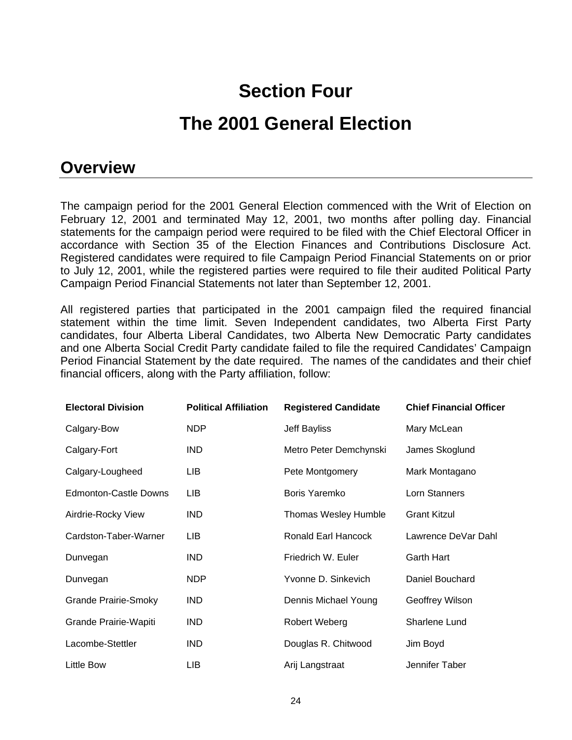# Section Four

# The 2001 General Election

## Overview

The campaign period for the 2001 General Election commenced with the Writ of Election on February 12, 2001 and terminated May 12, 2001, two months after polling day. Financial statements for the campaign period were required to be filed with the Chief Electoral Officer in accordance with Section 35 of the Election Finances and Contributions Disclosure Act. Registered candidates were required to file Campaign Period Financial Statements on or prior to July 12, 2001, while the registered parties were required to file their audited Political Party Campaign Period Financial Statements not later than September 12, 2001.

All registered parties that participated in the 2001 campaign filed the required financial statement within the time limit. Seven Independent candidates, two Alberta First Party candidates, four Alberta Liberal Candidates, two Alberta New Democratic Party candidates and one Alberta Social Credit Party candidate failed to file the required Candidates' Campaign Period Financial Statement by the date required. The names of the candidates and their chief financial officers, along with the Party affiliation, follow:

| Electoral Division | Political Affiliation | Registered Candidate | Chief Financial Officer |
|---|---|---|---|
| Calgary-Bow | NDP | Jeff Bayliss | Mary McLean |
| Calgary-Fort | IND | Metro Peter Demchynski | James Skoglund |
| Calgary-Lougheed | LIB | Pete Montgomery | Mark Montagano |
| Edmonton-Castle Downs | LIB | Boris Yaremko | Lorn Stanners |
| Airdrie-Rocky View | IND | Thomas Wesley Humble | Grant Kitzul |
| Cardston-Taber-Warner | LIB | Ronald Earl Hancock | Lawrence DeVar Dahl |
| Dunvegan | IND | Friedrich W. Euler | Garth Hart |
| Dunvegan | NDP | Yvonne D. Sinkevich | Daniel Bouchard |
| Grande Prairie-Smoky | IND | Dennis Michael Young | Geoffrey Wilson |
| Grande Prairie-Wapiti | IND | Robert Weberg | Sharlene Lund |
| Lacombe-Stettler | IND | Douglas R. Chitwood | Jim Boyd |
| Little Bow | LIB | Arij Langstraat | Jennifer Taber |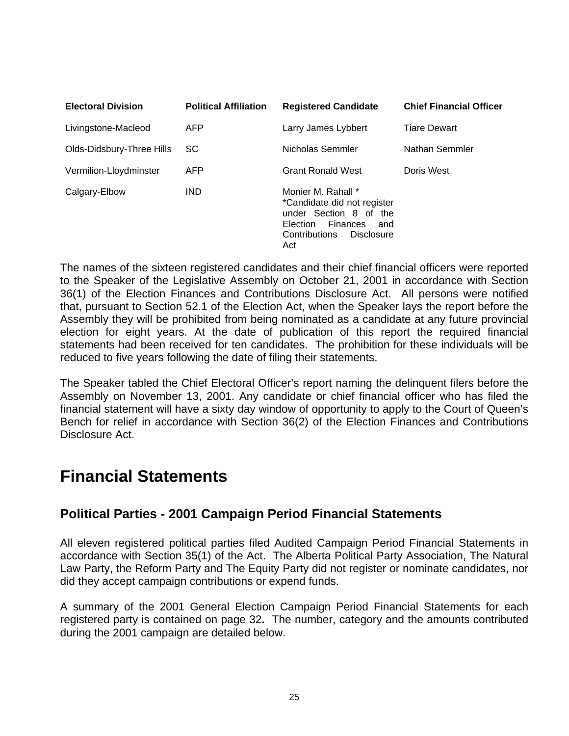| Electoral Division | Political Affiliation | Registered Candidate | Chief Financial Officer |
|---|---|---|---|
| Livingstone-Macleod | AFP | Larry James Lybbert | Tiare Dewart |
| Olds-Didsbury-Three Hills | SC | Nicholas Semmler | Nathan Semmler |
| Vermilion-Lloydminster | AFP | Grant Ronald West | Doris West |
| Calgary-Elbow | IND | Monier M. Rahall * *Candidate did not register under Section 8 of the Election Finances and Contributions Disclosure Act | |

The names of the sixteen registered candidates and their chief financial officers were reported to the Speaker of the Legislative Assembly on October 21, 2001 in accordance with Section 36(1) of the Election Finances and Contributions Disclosure Act. All persons were notified that, pursuant to Section 52.1 of the Election Act, when the Speaker lays the report before the Assembly they will be prohibited from being nominated as a candidate at any future provincial election for eight years. At the date of publication of this report the required financial statements had been received for ten candidates. The prohibition for these individuals will be reduced to five years following the date of filing their statements.

The Speaker tabled the Chief Electoral Officer's report naming the delinquent filers before the Assembly on November 13, 2001. Any candidate or chief financial officer who has filed the financial statement will have a sixty day window of opportunity to apply to the Court of Queen's Bench for relief in accordance with Section 36(2) of the Election Finances and Contributions Disclosure Act.

# Financial Statements

## Political Parties - 2001 Campaign Period Financial Statements

All eleven registered political parties filed Audited Campaign Period Financial Statements in accordance with Section 35(1) of the Act. The Alberta Political Party Association, The Natural Law Party, the Reform Party and The Equity Party did not register or nominate candidates, nor did they accept campaign contributions or expend funds.

A summary of the 2001 General Election Campaign Period Financial Statements for each registered party is contained on page 32**.** The number, category and the amounts contributed during the 2001 campaign are detailed below.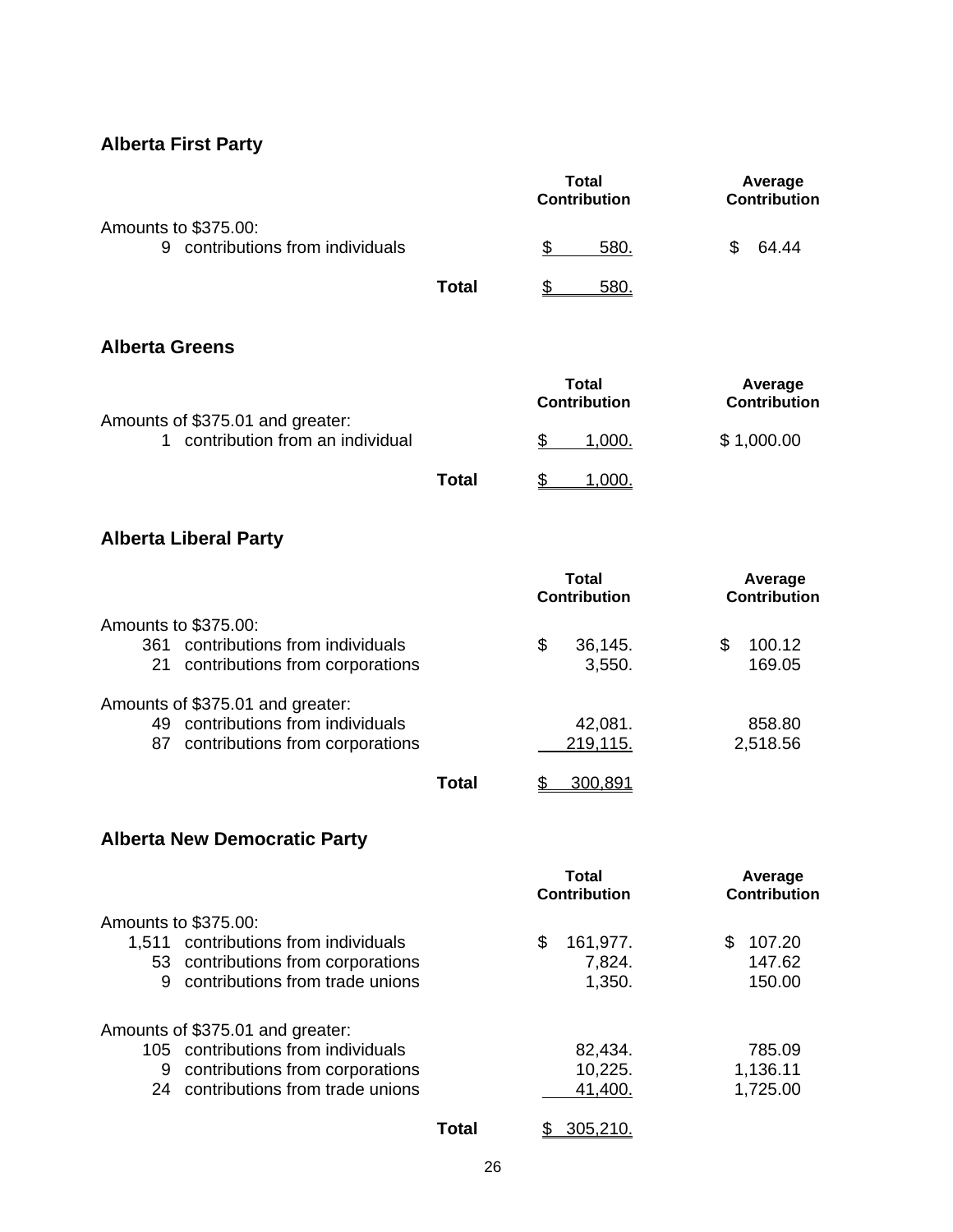## Alberta First Party

| | Total Contribution | Average Contribution |
|---|---|---|
| Amounts to $375.00: | | |
| 9 contributions from individuals | $ 580. | $ 64.44 |
| **Total** | $ 580. | |

## Alberta Greens

| | Total Contribution | Average Contribution |
|---|---|---|
| Amounts of $375.01 and greater: | | |
| 1 contribution from an individual | $ 1,000. | $ 1,000.00 |
| **Total** | $ 1,000. | |

## Alberta Liberal Party

| | Total Contribution | Average Contribution |
|---|---|---|
| Amounts to $375.00: | | |
| 361 contributions from individuals | $ 36,145. | $ 100.12 |
| 21 contributions from corporations | 3,550. | 169.05 |
| Amounts of $375.01 and greater: | | |
| 49 contributions from individuals | 42,081. | 858.80 |
| 87 contributions from corporations | 219,115. | 2,518.56 |
| **Total** | $ 300,891 | |

## Alberta New Democratic Party

| | Total Contribution | Average Contribution |
|---|---|---|
| Amounts to $375.00: | | |
| 1,511 contributions from individuals | $ 161,977. | $ 107.20 |
| 53 contributions from corporations | 7,824. | 147.62 |
| 9 contributions from trade unions | 1,350. | 150.00 |
| Amounts of $375.01 and greater: | | |
| 105 contributions from individuals | 82,434. | 785.09 |
| 9 contributions from corporations | 10,225. | 1,136.11 |
| 24 contributions from trade unions | 41,400. | 1,725.00 |
| **Total** | $ 305,210. | |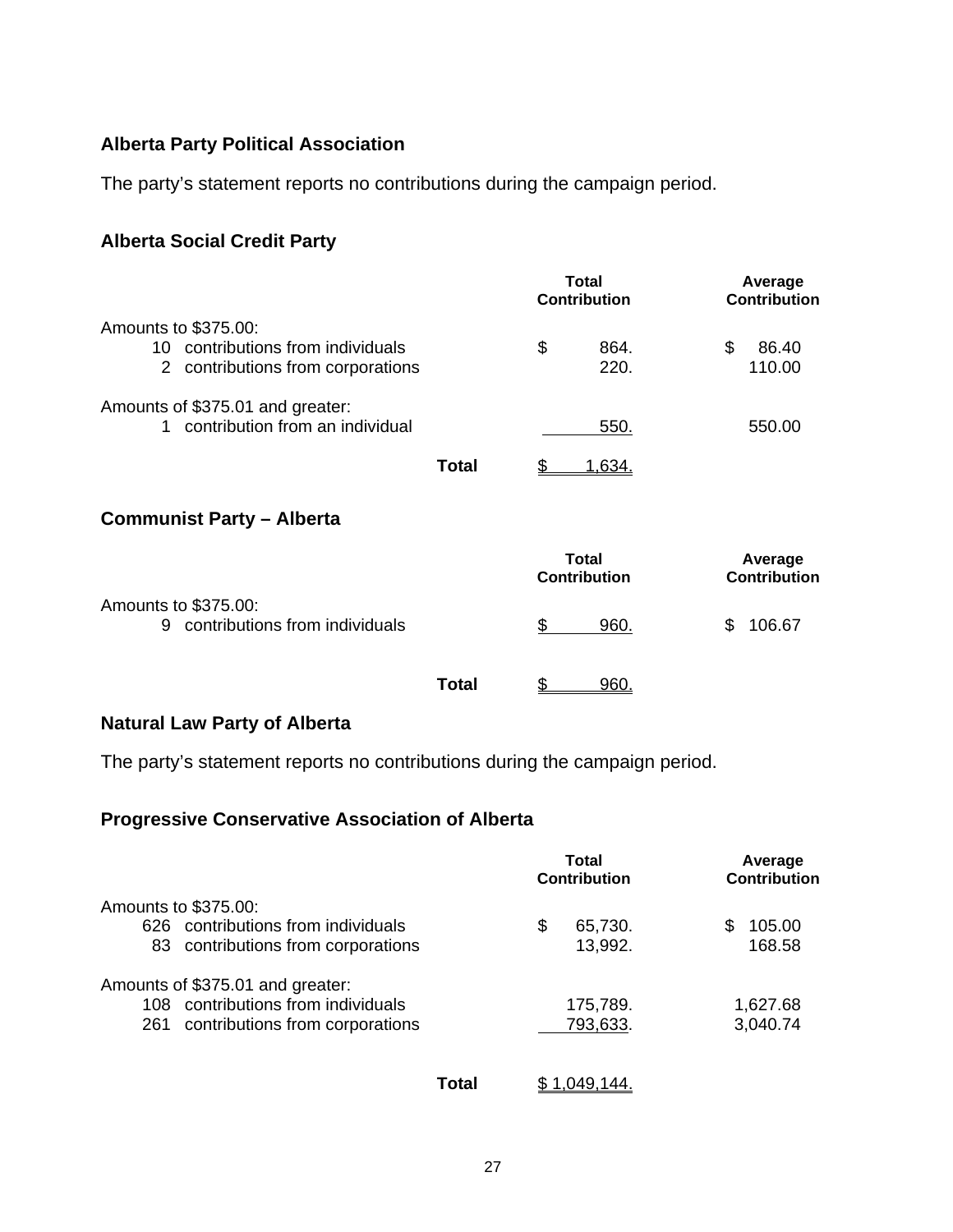### Alberta Party Political Association

The party's statement reports no contributions during the campaign period.

### Alberta Social Credit Party

| | Total Contribution | Average Contribution |
|---|---|---|
| Amounts to $375.00: | | |
| 10 contributions from individuals | $ 864. | $ 86.40 |
| 2 contributions from corporations | 220. | 110.00 |
| Amounts of $375.01 and greater: | | |
| 1 contribution from an individual | 550. | 550.00 |
| **Total** | $ 1,634. | |

### Communist Party – Alberta

| | Total Contribution | Average Contribution |
|---|---|---|
| Amounts to $375.00: | | |
| 9 contributions from individuals | $ 960. | $ 106.67 |
| **Total** | $ 960. | |

### Natural Law Party of Alberta

The party's statement reports no contributions during the campaign period.

### Progressive Conservative Association of Alberta

| | Total Contribution | Average Contribution |
|---|---|---|
| Amounts to $375.00: | | |
| 626 contributions from individuals | $ 65,730. | $ 105.00 |
| 83 contributions from corporations | 13,992. | 168.58 |
| Amounts of $375.01 and greater: | | |
| 108 contributions from individuals | 175,789. | 1,627.68 |
| 261 contributions from corporations | 793,633. | 3,040.74 |
| **Total** | $ 1,049,144. | |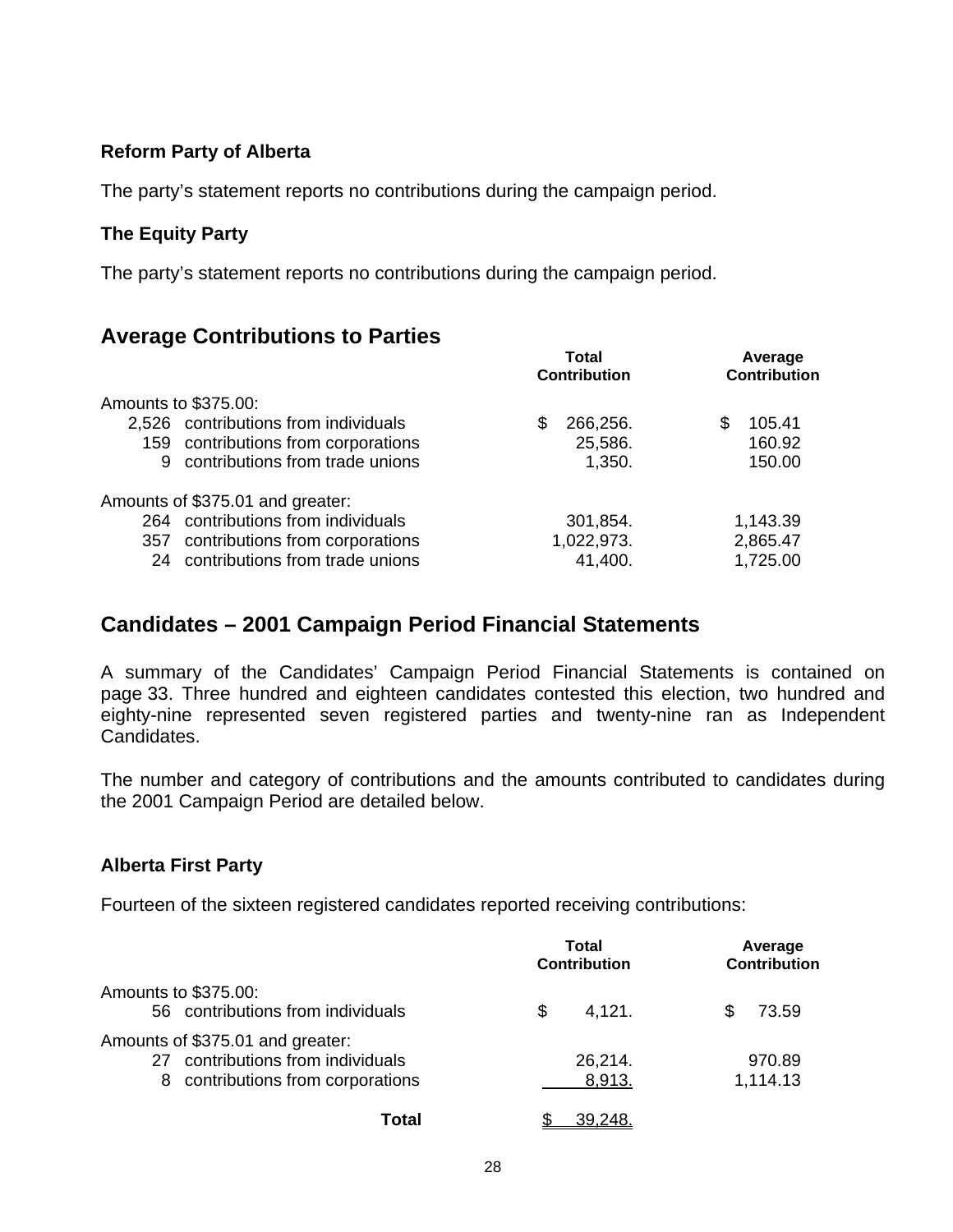### Reform Party of Alberta

The party's statement reports no contributions during the campaign period.

### The Equity Party

The party's statement reports no contributions during the campaign period.

## Average Contributions to Parties

| | Total Contribution | Average Contribution |
|---|---|---|
| Amounts to $375.00: | | |
| 2,526 contributions from individuals | $ 266,256. | $ 105.41 |
| 159 contributions from corporations | 25,586. | 160.92 |
| 9 contributions from trade unions | 1,350. | 150.00 |
| Amounts of $375.01 and greater: | | |
| 264 contributions from individuals | 301,854. | 1,143.39 |
| 357 contributions from corporations | 1,022,973. | 2,865.47 |
| 24 contributions from trade unions | 41,400. | 1,725.00 |

## Candidates – 2001 Campaign Period Financial Statements

A summary of the Candidates' Campaign Period Financial Statements is contained on page 33. Three hundred and eighteen candidates contested this election, two hundred and eighty-nine represented seven registered parties and twenty-nine ran as Independent Candidates.

The number and category of contributions and the amounts contributed to candidates during the 2001 Campaign Period are detailed below.

### Alberta First Party

Fourteen of the sixteen registered candidates reported receiving contributions:

| | Total Contribution | Average Contribution |
|---|---|---|
| Amounts to $375.00: | | |
| 56 contributions from individuals | $ 4,121. | $ 73.59 |
| Amounts of $375.01 and greater: | | |
| 27 contributions from individuals | 26,214. | 970.89 |
| 8 contributions from corporations | 8,913. | 1,114.13 |
| **Total** | $ 39,248. | |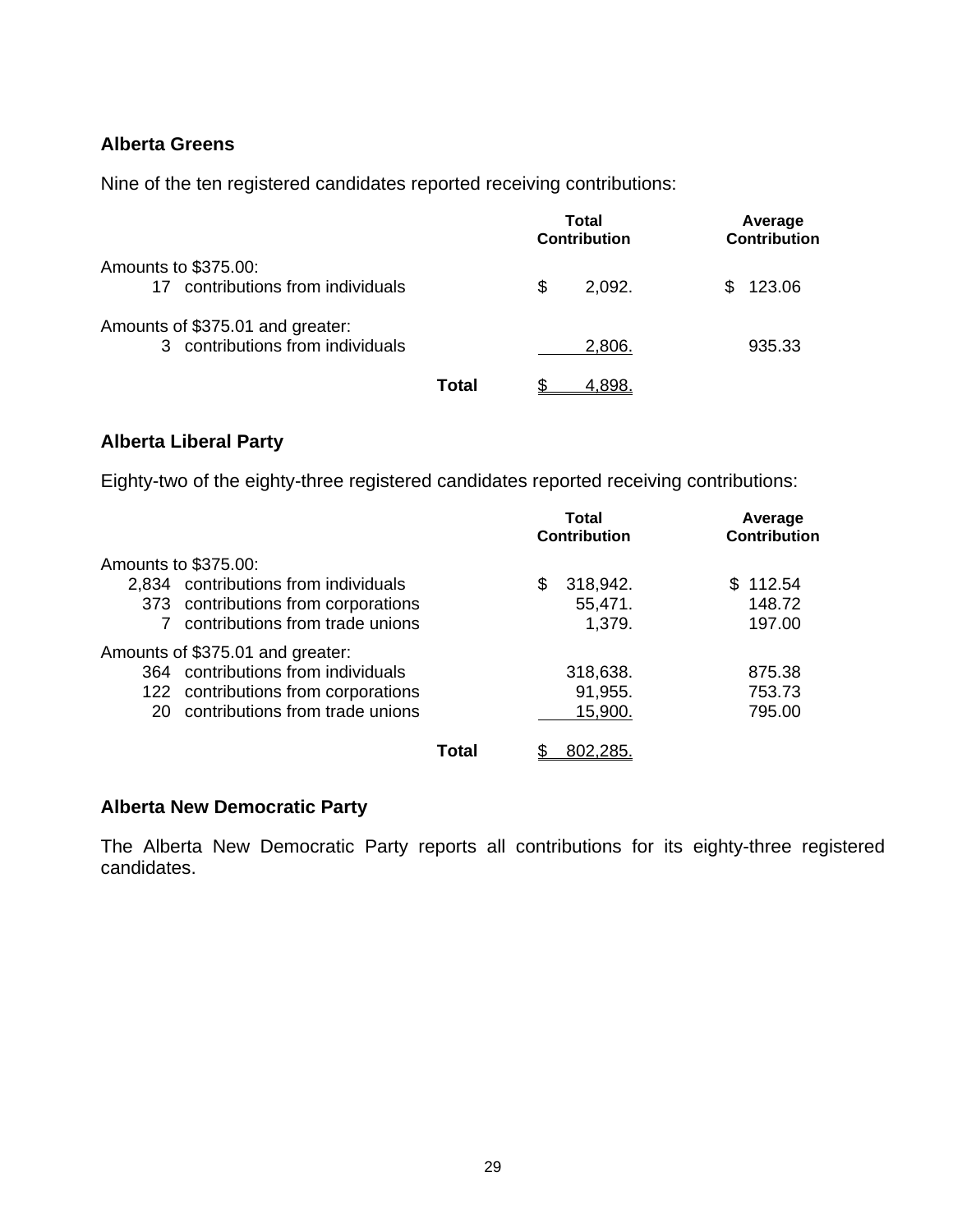## Alberta Greens

Nine of the ten registered candidates reported receiving contributions:

| | Total Contribution | Average Contribution |
|---|---|---|
| Amounts to $375.00: | | |
| 17 contributions from individuals | $ 2,092. | $ 123.06 |
| Amounts of $375.01 and greater: | | |
| 3 contributions from individuals | 2,806. | 935.33 |
| **Total** | $ 4,898. | |

## Alberta Liberal Party

Eighty-two of the eighty-three registered candidates reported receiving contributions:

| | Total Contribution | Average Contribution |
|---|---|---|
| Amounts to $375.00: | | |
| 2,834 contributions from individuals | $ 318,942. | $ 112.54 |
| 373 contributions from corporations | 55,471. | 148.72 |
| 7 contributions from trade unions | 1,379. | 197.00 |
| Amounts of $375.01 and greater: | | |
| 364 contributions from individuals | 318,638. | 875.38 |
| 122 contributions from corporations | 91,955. | 753.73 |
| 20 contributions from trade unions | 15,900. | 795.00 |
| **Total** | $ 802,285. | |

## Alberta New Democratic Party

The Alberta New Democratic Party reports all contributions for its eighty-three registered candidates.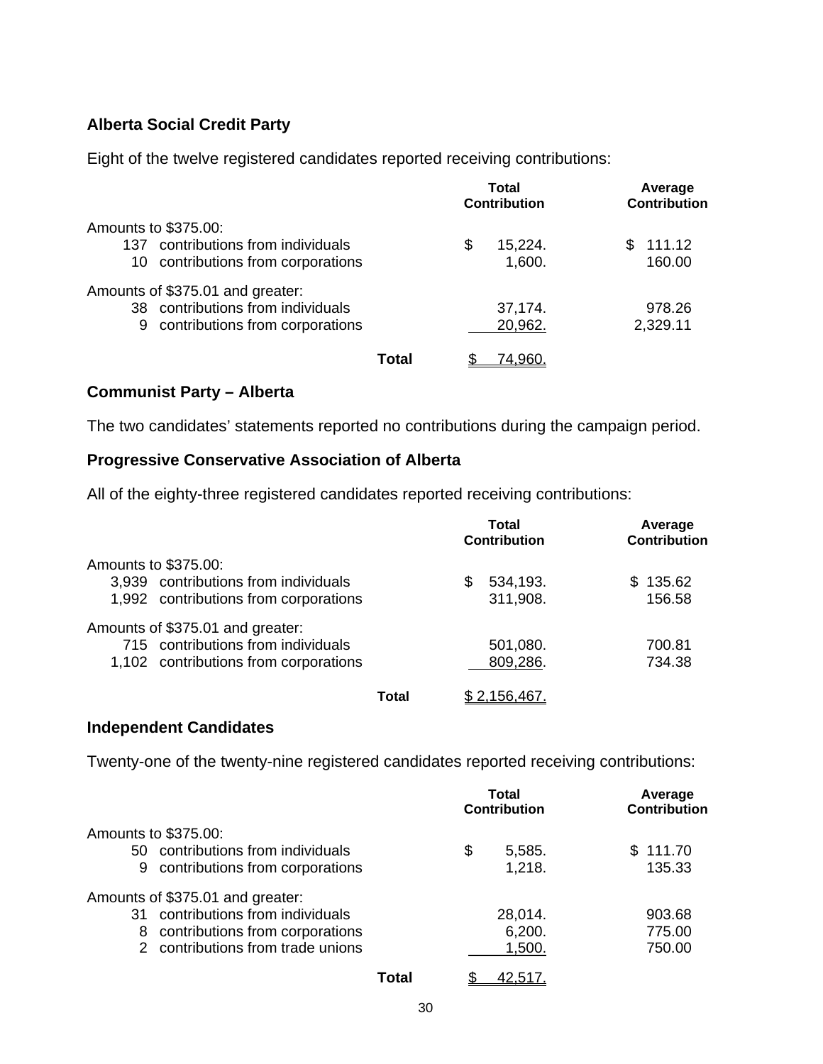**Alberta Social Credit Party**

Eight of the twelve registered candidates reported receiving contributions:

| | Total Contribution | Average Contribution |
|---|---|---|
| Amounts to $375.00: | | |
| 137 contributions from individuals | $ 15,224. | $ 111.12 |
| 10 contributions from corporations | 1,600. | 160.00 |
| Amounts of $375.01 and greater: | | |
| 38 contributions from individuals | 37,174. | 978.26 |
| 9 contributions from corporations | 20,962. | 2,329.11 |
| **Total** | $ 74,960. | |

**Communist Party – Alberta**

The two candidates' statements reported no contributions during the campaign period.

**Progressive Conservative Association of Alberta**

All of the eighty-three registered candidates reported receiving contributions:

| | Total Contribution | Average Contribution |
|---|---|---|
| Amounts to $375.00: | | |
| 3,939 contributions from individuals | $ 534,193. | $ 135.62 |
| 1,992 contributions from corporations | 311,908. | 156.58 |
| Amounts of $375.01 and greater: | | |
| 715 contributions from individuals | 501,080. | 700.81 |
| 1,102 contributions from corporations | 809,286. | 734.38 |
| **Total** | $ 2,156,467. | |

**Independent Candidates**

Twenty-one of the twenty-nine registered candidates reported receiving contributions:

| | Total Contribution | Average Contribution |
|---|---|---|
| Amounts to $375.00: | | |
| 50 contributions from individuals | $ 5,585. | $ 111.70 |
| 9 contributions from corporations | 1,218. | 135.33 |
| Amounts of $375.01 and greater: | | |
| 31 contributions from individuals | 28,014. | 903.68 |
| 8 contributions from corporations | 6,200. | 775.00 |
| 2 contributions from trade unions | 1,500. | 750.00 |
| **Total** | $ 42,517. | |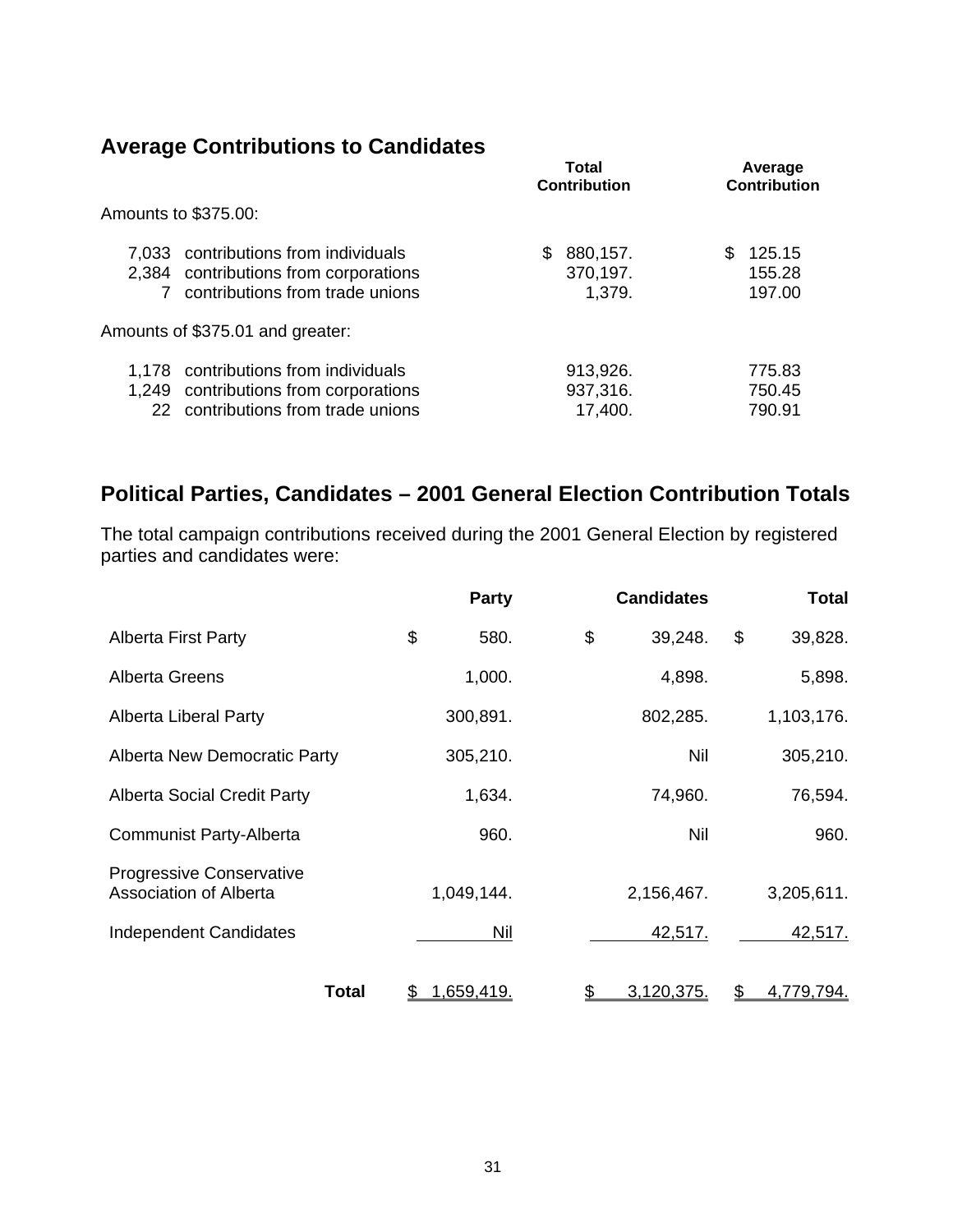## Average Contributions to Candidates

| | Total Contribution | Average Contribution |
|---|---|---|
| Amounts to $375.00: | | |
| 7,033 contributions from individuals | $ 880,157. | $ 125.15 |
| 2,384 contributions from corporations | 370,197. | 155.28 |
| 7 contributions from trade unions | 1,379. | 197.00 |
| Amounts of $375.01 and greater: | | |
| 1,178 contributions from individuals | 913,926. | 775.83 |
| 1,249 contributions from corporations | 937,316. | 750.45 |
| 22 contributions from trade unions | 17,400. | 790.91 |

## Political Parties, Candidates – 2001 General Election Contribution Totals

The total campaign contributions received during the 2001 General Election by registered parties and candidates were:

| | Party | Candidates | Total |
|---|---|---|---|
| Alberta First Party | $ 580. | $ 39,248. | $ 39,828. |
| Alberta Greens | 1,000. | 4,898. | 5,898. |
| Alberta Liberal Party | 300,891. | 802,285. | 1,103,176. |
| Alberta New Democratic Party | 305,210. | Nil | 305,210. |
| Alberta Social Credit Party | 1,634. | 74,960. | 76,594. |
| Communist Party-Alberta | 960. | Nil | 960. |
| Progressive Conservative Association of Alberta | 1,049,144. | 2,156,467. | 3,205,611. |
| Independent Candidates | Nil | 42,517. | 42,517. |
| **Total** | $ 1,659,419. | $ 3,120,375. | $ 4,779,794. |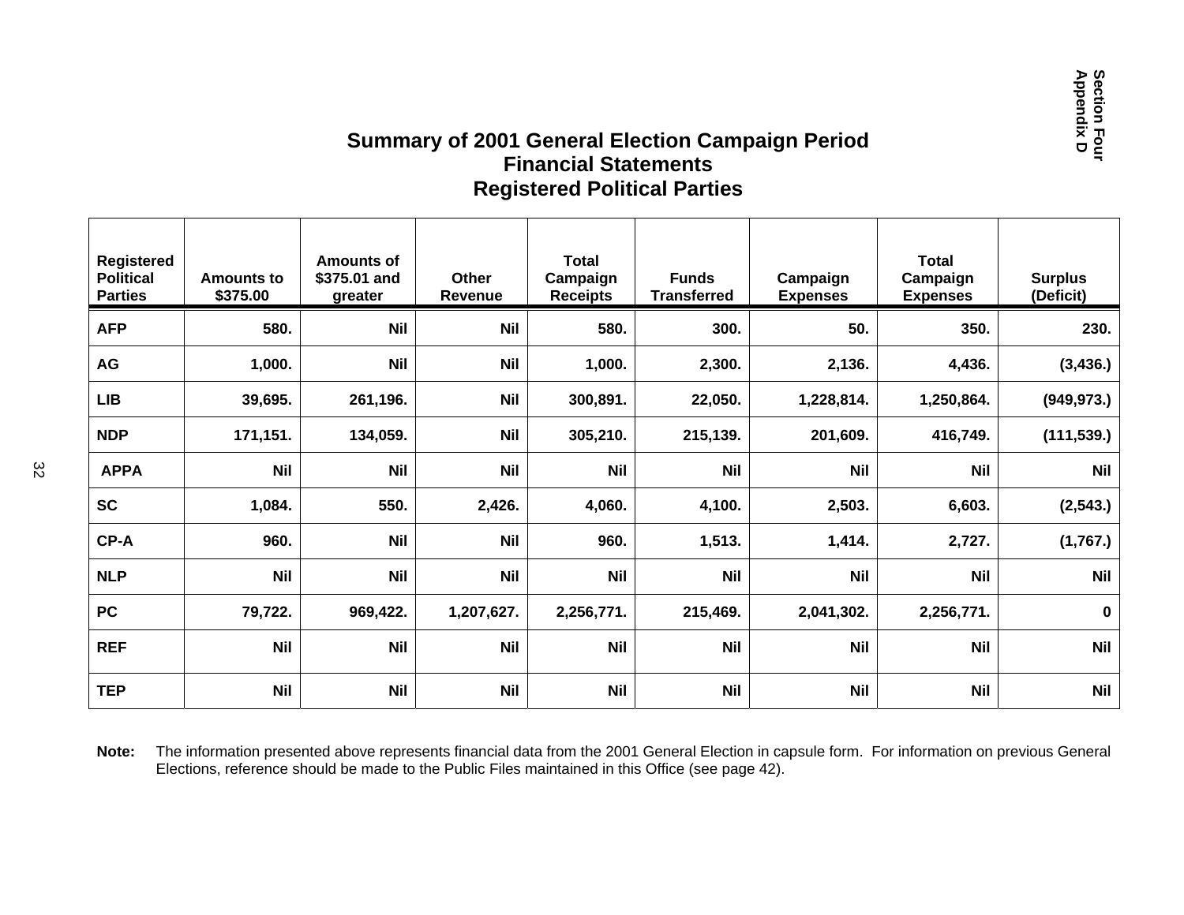# Summary of 2001 General Election Campaign Period Financial Statements Registered Political Parties

| Registered Political Parties | Amounts to $375.00 | Amounts of $375.01 and greater | Other Revenue | Total Campaign Receipts | Funds Transferred | Campaign Expenses | Total Campaign Expenses | Surplus (Deficit) |
|---|---|---|---|---|---|---|---|---|
| **AFP** | **580.** | **Nil** | **Nil** | **580.** | **300.** | **50.** | **350.** | **230.** |
| **AG** | **1,000.** | **Nil** | **Nil** | **1,000.** | **2,300.** | **2,136.** | **4,436.** | **(3,436.)** |
| **LIB** | **39,695.** | **261,196.** | **Nil** | **300,891.** | **22,050.** | **1,228,814.** | **1,250,864.** | **(949,973.)** |
| **NDP** | **171,151.** | **134,059.** | **Nil** | **305,210.** | **215,139.** | **201,609.** | **416,749.** | **(111,539.)** |
| **APPA** | **Nil** | **Nil** | **Nil** | **Nil** | **Nil** | **Nil** | **Nil** | **Nil** |
| **SC** | **1,084.** | **550.** | **2,426.** | **4,060.** | **4,100.** | **2,503.** | **6,603.** | **(2,543.)** |
| **CP-A** | **960.** | **Nil** | **Nil** | **960.** | **1,513.** | **1,414.** | **2,727.** | **(1,767.)** |
| **NLP** | **Nil** | **Nil** | **Nil** | **Nil** | **Nil** | **Nil** | **Nil** | **Nil** |
| **PC** | **79,722.** | **969,422.** | **1,207,627.** | **2,256,771.** | **215,469.** | **2,041,302.** | **2,256,771.** | **0** |
| **REF** | **Nil** | **Nil** | **Nil** | **Nil** | **Nil** | **Nil** | **Nil** | **Nil** |
| **TEP** | **Nil** | **Nil** | **Nil** | **Nil** | **Nil** | **Nil** | **Nil** | **Nil** |

**Note:** The information presented above represents financial data from the 2001 General Election in capsule form. For information on previous General Elections, reference should be made to the Public Files maintained in this Office (see page 42).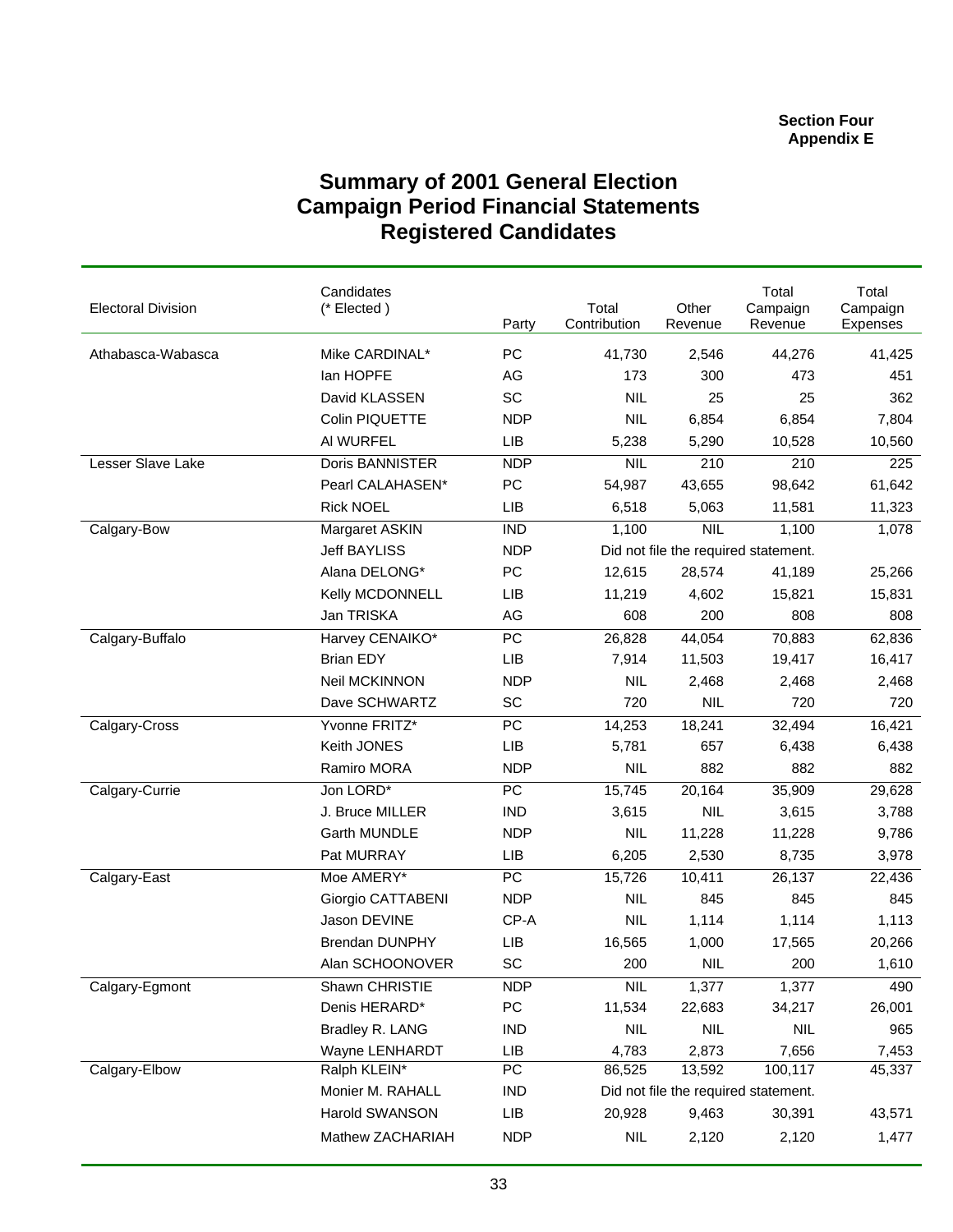**Section Four**
**Appendix E**

# Summary of 2001 General Election Campaign Period Financial Statements Registered Candidates

| Electoral Division | Candidates (* Elected ) | Party | Total Contribution | Other Revenue | Total Campaign Revenue | Total Campaign Expenses |
|---|---|---|---|---|---|---|
| Athabasca-Wabasca | Mike CARDINAL* | PC | 41,730 | 2,546 | 44,276 | 41,425 |
| | Ian HOPFE | AG | 173 | 300 | 473 | 451 |
| | David KLASSEN | SC | NIL | 25 | 25 | 362 |
| | Colin PIQUETTE | NDP | NIL | 6,854 | 6,854 | 7,804 |
| | Al WURFEL | LIB | 5,238 | 5,290 | 10,528 | 10,560 |
| Lesser Slave Lake | Doris BANNISTER | NDP | NIL | 210 | 210 | 225 |
| | Pearl CALAHASEN* | PC | 54,987 | 43,655 | 98,642 | 61,642 |
| | Rick NOEL | LIB | 6,518 | 5,063 | 11,581 | 11,323 |
| Calgary-Bow | Margaret ASKIN | IND | 1,100 | NIL | 1,100 | 1,078 |
| | Jeff BAYLISS | NDP | Did not file the required statement. | | | |
| | Alana DELONG* | PC | 12,615 | 28,574 | 41,189 | 25,266 |
| | Kelly MCDONNELL | LIB | 11,219 | 4,602 | 15,821 | 15,831 |
| | Jan TRISKA | AG | 608 | 200 | 808 | 808 |
| Calgary-Buffalo | Harvey CENAIKO* | PC | 26,828 | 44,054 | 70,883 | 62,836 |
| | Brian EDY | LIB | 7,914 | 11,503 | 19,417 | 16,417 |
| | Neil MCKINNON | NDP | NIL | 2,468 | 2,468 | 2,468 |
| | Dave SCHWARTZ | SC | 720 | NIL | 720 | 720 |
| Calgary-Cross | Yvonne FRITZ* | PC | 14,253 | 18,241 | 32,494 | 16,421 |
| | Keith JONES | LIB | 5,781 | 657 | 6,438 | 6,438 |
| | Ramiro MORA | NDP | NIL | 882 | 882 | 882 |
| Calgary-Currie | Jon LORD* | PC | 15,745 | 20,164 | 35,909 | 29,628 |
| | J. Bruce MILLER | IND | 3,615 | NIL | 3,615 | 3,788 |
| | Garth MUNDLE | NDP | NIL | 11,228 | 11,228 | 9,786 |
| | Pat MURRAY | LIB | 6,205 | 2,530 | 8,735 | 3,978 |
| Calgary-East | Moe AMERY* | PC | 15,726 | 10,411 | 26,137 | 22,436 |
| | Giorgio CATTABENI | NDP | NIL | 845 | 845 | 845 |
| | Jason DEVINE | CP-A | NIL | 1,114 | 1,114 | 1,113 |
| | Brendan DUNPHY | LIB | 16,565 | 1,000 | 17,565 | 20,266 |
| | Alan SCHOONOVER | SC | 200 | NIL | 200 | 1,610 |
| Calgary-Egmont | Shawn CHRISTIE | NDP | NIL | 1,377 | 1,377 | 490 |
| | Denis HERARD* | PC | 11,534 | 22,683 | 34,217 | 26,001 |
| | Bradley R. LANG | IND | NIL | NIL | NIL | 965 |
| | Wayne LENHARDT | LIB | 4,783 | 2,873 | 7,656 | 7,453 |
| Calgary-Elbow | Ralph KLEIN* | PC | 86,525 | 13,592 | 100,117 | 45,337 |
| | Monier M. RAHALL | IND | Did not file the required statement. | | | |
| | Harold SWANSON | LIB | 20,928 | 9,463 | 30,391 | 43,571 |
| | Mathew ZACHARIAH | NDP | NIL | 2,120 | 2,120 | 1,477 |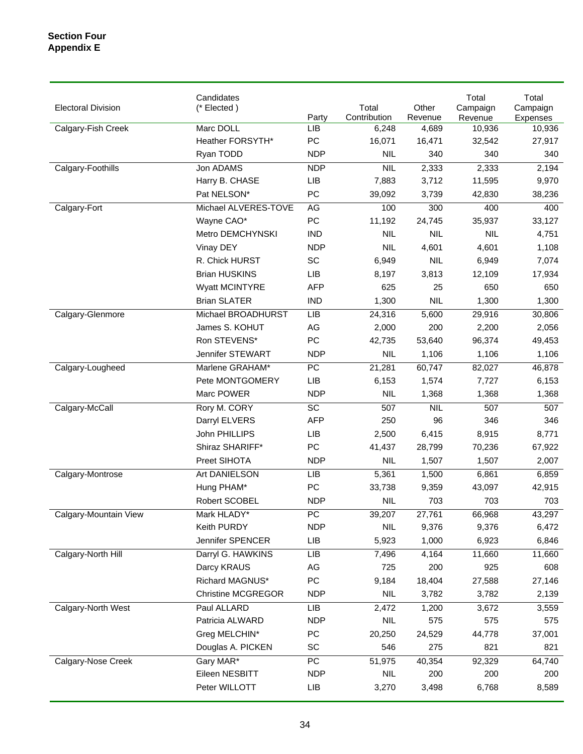**Section Four**
**Appendix E**

| Electoral Division | Candidates (* Elected ) | Party | Total Contribution | Other Revenue | Total Campaign Revenue | Total Campaign Expenses |
|---|---|---|---|---|---|---|
| Calgary-Fish Creek | Marc DOLL | LIB | 6,248 | 4,689 | 10,936 | 10,936 |
| | Heather FORSYTH* | PC | 16,071 | 16,471 | 32,542 | 27,917 |
| | Ryan TODD | NDP | NIL | 340 | 340 | 340 |
| Calgary-Foothills | Jon ADAMS | NDP | NIL | 2,333 | 2,333 | 2,194 |
| | Harry B. CHASE | LIB | 7,883 | 3,712 | 11,595 | 9,970 |
| | Pat NELSON* | PC | 39,092 | 3,739 | 42,830 | 38,236 |
| Calgary-Fort | Michael ALVERES-TOVE | AG | 100 | 300 | 400 | 400 |
| | Wayne CAO* | PC | 11,192 | 24,745 | 35,937 | 33,127 |
| | Metro DEMCHYNSKI | IND | NIL | NIL | NIL | 4,751 |
| | Vinay DEY | NDP | NIL | 4,601 | 4,601 | 1,108 |
| | R. Chick HURST | SC | 6,949 | NIL | 6,949 | 7,074 |
| | Brian HUSKINS | LIB | 8,197 | 3,813 | 12,109 | 17,934 |
| | Wyatt MCINTYRE | AFP | 625 | 25 | 650 | 650 |
| | Brian SLATER | IND | 1,300 | NIL | 1,300 | 1,300 |
| Calgary-Glenmore | Michael BROADHURST | LIB | 24,316 | 5,600 | 29,916 | 30,806 |
| | James S. KOHUT | AG | 2,000 | 200 | 2,200 | 2,056 |
| | Ron STEVENS* | PC | 42,735 | 53,640 | 96,374 | 49,453 |
| | Jennifer STEWART | NDP | NIL | 1,106 | 1,106 | 1,106 |
| Calgary-Lougheed | Marlene GRAHAM* | PC | 21,281 | 60,747 | 82,027 | 46,878 |
| | Pete MONTGOMERY | LIB | 6,153 | 1,574 | 7,727 | 6,153 |
| | Marc POWER | NDP | NIL | 1,368 | 1,368 | 1,368 |
| Calgary-McCall | Rory M. CORY | SC | 507 | NIL | 507 | 507 |
| | Darryl ELVERS | AFP | 250 | 96 | 346 | 346 |
| | John PHILLIPS | LIB | 2,500 | 6,415 | 8,915 | 8,771 |
| | Shiraz SHARIFF* | PC | 41,437 | 28,799 | 70,236 | 67,922 |
| | Preet SIHOTA | NDP | NIL | 1,507 | 1,507 | 2,007 |
| Calgary-Montrose | Art DANIELSON | LIB | 5,361 | 1,500 | 6,861 | 6,859 |
| | Hung PHAM* | PC | 33,738 | 9,359 | 43,097 | 42,915 |
| | Robert SCOBEL | NDP | NIL | 703 | 703 | 703 |
| Calgary-Mountain View | Mark HLADY* | PC | 39,207 | 27,761 | 66,968 | 43,297 |
| | Keith PURDY | NDP | NIL | 9,376 | 9,376 | 6,472 |
| | Jennifer SPENCER | LIB | 5,923 | 1,000 | 6,923 | 6,846 |
| Calgary-North Hill | Darryl G. HAWKINS | LIB | 7,496 | 4,164 | 11,660 | 11,660 |
| | Darcy KRAUS | AG | 725 | 200 | 925 | 608 |
| | Richard MAGNUS* | PC | 9,184 | 18,404 | 27,588 | 27,146 |
| | Christine MCGREGOR | NDP | NIL | 3,782 | 3,782 | 2,139 |
| Calgary-North West | Paul ALLARD | LIB | 2,472 | 1,200 | 3,672 | 3,559 |
| | Patricia ALWARD | NDP | NIL | 575 | 575 | 575 |
| | Greg MELCHIN* | PC | 20,250 | 24,529 | 44,778 | 37,001 |
| | Douglas A. PICKEN | SC | 546 | 275 | 821 | 821 |
| Calgary-Nose Creek | Gary MAR* | PC | 51,975 | 40,354 | 92,329 | 64,740 |
| | Eileen NESBITT | NDP | NIL | 200 | 200 | 200 |
| | Peter WILLOTT | LIB | 3,270 | 3,498 | 6,768 | 8,589 |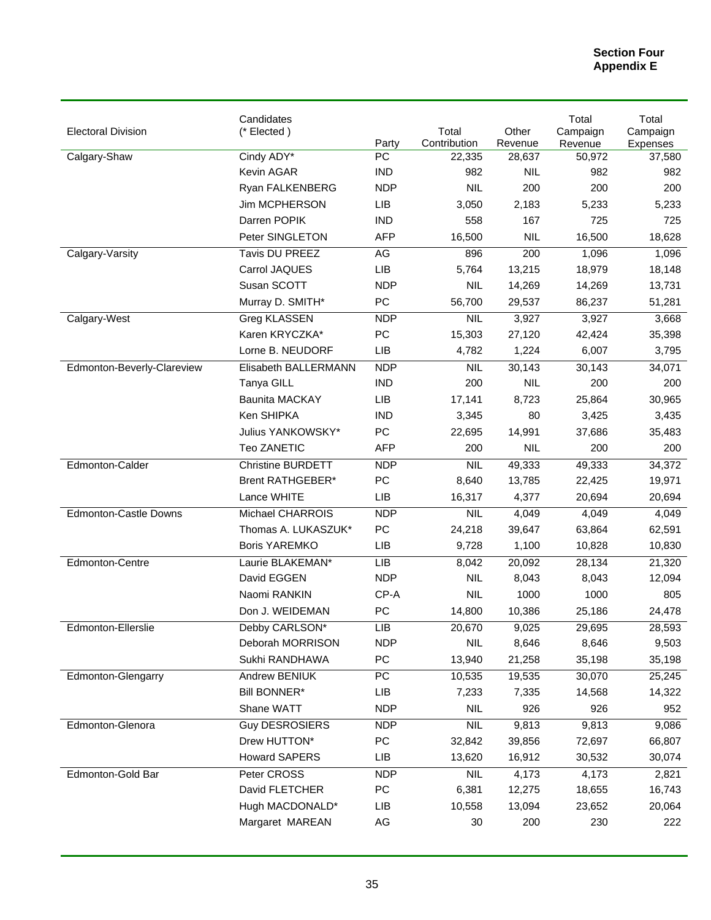**Section Four**
**Appendix E**

| Electoral Division | Candidates (* Elected ) | Party | Total Contribution | Other Revenue | Total Campaign Revenue | Total Campaign Expenses |
|---|---|---|---|---|---|---|
| Calgary-Shaw | Cindy ADY* | PC | 22,335 | 28,637 | 50,972 | 37,580 |
| | Kevin AGAR | IND | 982 | NIL | 982 | 982 |
| | Ryan FALKENBERG | NDP | NIL | 200 | 200 | 200 |
| | Jim MCPHERSON | LIB | 3,050 | 2,183 | 5,233 | 5,233 |
| | Darren POPIK | IND | 558 | 167 | 725 | 725 |
| | Peter SINGLETON | AFP | 16,500 | NIL | 16,500 | 18,628 |
| Calgary-Varsity | Tavis DU PREEZ | AG | 896 | 200 | 1,096 | 1,096 |
| | Carrol JAQUES | LIB | 5,764 | 13,215 | 18,979 | 18,148 |
| | Susan SCOTT | NDP | NIL | 14,269 | 14,269 | 13,731 |
| | Murray D. SMITH* | PC | 56,700 | 29,537 | 86,237 | 51,281 |
| Calgary-West | Greg KLASSEN | NDP | NIL | 3,927 | 3,927 | 3,668 |
| | Karen KRYCZKA* | PC | 15,303 | 27,120 | 42,424 | 35,398 |
| | Lorne B. NEUDORF | LIB | 4,782 | 1,224 | 6,007 | 3,795 |
| Edmonton-Beverly-Clareview | Elisabeth BALLERMANN | NDP | NIL | 30,143 | 30,143 | 34,071 |
| | Tanya GILL | IND | 200 | NIL | 200 | 200 |
| | Baunita MACKAY | LIB | 17,141 | 8,723 | 25,864 | 30,965 |
| | Ken SHIPKA | IND | 3,345 | 80 | 3,425 | 3,435 |
| | Julius YANKOWSKY* | PC | 22,695 | 14,991 | 37,686 | 35,483 |
| | Teo ZANETIC | AFP | 200 | NIL | 200 | 200 |
| Edmonton-Calder | Christine BURDETT | NDP | NIL | 49,333 | 49,333 | 34,372 |
| | Brent RATHGEBER* | PC | 8,640 | 13,785 | 22,425 | 19,971 |
| | Lance WHITE | LIB | 16,317 | 4,377 | 20,694 | 20,694 |
| Edmonton-Castle Downs | Michael CHARROIS | NDP | NIL | 4,049 | 4,049 | 4,049 |
| | Thomas A. LUKASZUK* | PC | 24,218 | 39,647 | 63,864 | 62,591 |
| | Boris YAREMKO | LIB | 9,728 | 1,100 | 10,828 | 10,830 |
| Edmonton-Centre | Laurie BLAKEMAN* | LIB | 8,042 | 20,092 | 28,134 | 21,320 |
| | David EGGEN | NDP | NIL | 8,043 | 8,043 | 12,094 |
| | Naomi RANKIN | CP-A | NIL | 1000 | 1000 | 805 |
| | Don J. WEIDEMAN | PC | 14,800 | 10,386 | 25,186 | 24,478 |
| Edmonton-Ellerslie | Debby CARLSON* | LIB | 20,670 | 9,025 | 29,695 | 28,593 |
| | Deborah MORRISON | NDP | NIL | 8,646 | 8,646 | 9,503 |
| | Sukhi RANDHAWA | PC | 13,940 | 21,258 | 35,198 | 35,198 |
| Edmonton-Glengarry | Andrew BENIUK | PC | 10,535 | 19,535 | 30,070 | 25,245 |
| | Bill BONNER* | LIB | 7,233 | 7,335 | 14,568 | 14,322 |
| | Shane WATT | NDP | NIL | 926 | 926 | 952 |
| Edmonton-Glenora | Guy DESROSIERS | NDP | NIL | 9,813 | 9,813 | 9,086 |
| | Drew HUTTON* | PC | 32,842 | 39,856 | 72,697 | 66,807 |
| | Howard SAPERS | LIB | 13,620 | 16,912 | 30,532 | 30,074 |
| Edmonton-Gold Bar | Peter CROSS | NDP | NIL | 4,173 | 4,173 | 2,821 |
| | David FLETCHER | PC | 6,381 | 12,275 | 18,655 | 16,743 |
| | Hugh MACDONALD* | LIB | 10,558 | 13,094 | 23,652 | 20,064 |
| | Margaret MAREAN | AG | 30 | 200 | 230 | 222 |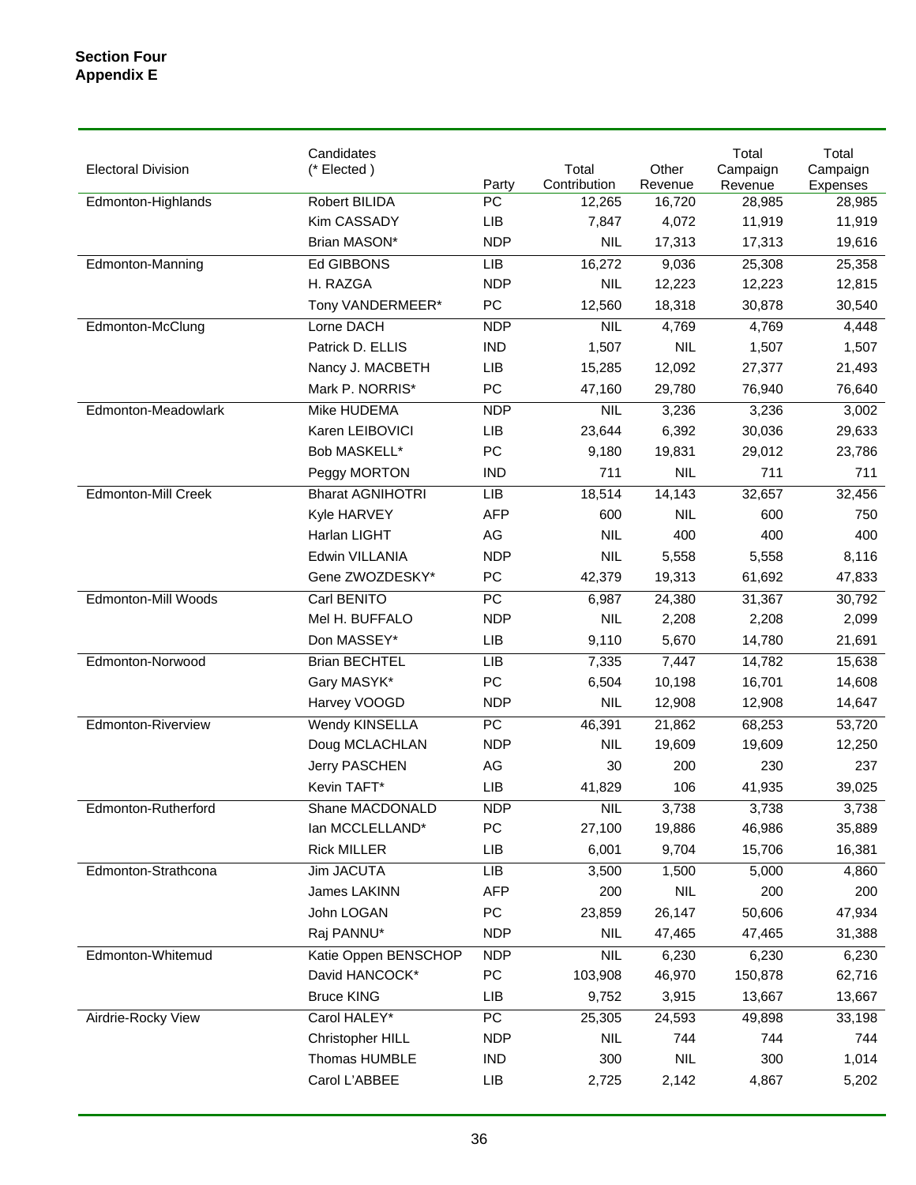**Section Four**
**Appendix E**

| Electoral Division | Candidates (* Elected ) | Party | Total Contribution | Other Revenue | Total Campaign Revenue | Total Campaign Expenses |
|---|---|---|---|---|---|---|
| Edmonton-Highlands | Robert BILIDA | PC | 12,265 | 16,720 | 28,985 | 28,985 |
| | Kim CASSADY | LIB | 7,847 | 4,072 | 11,919 | 11,919 |
| | Brian MASON* | NDP | NIL | 17,313 | 17,313 | 19,616 |
| Edmonton-Manning | Ed GIBBONS | LIB | 16,272 | 9,036 | 25,308 | 25,358 |
| | H. RAZGA | NDP | NIL | 12,223 | 12,223 | 12,815 |
| | Tony VANDERMEER* | PC | 12,560 | 18,318 | 30,878 | 30,540 |
| Edmonton-McClung | Lorne DACH | NDP | NIL | 4,769 | 4,769 | 4,448 |
| | Patrick D. ELLIS | IND | 1,507 | NIL | 1,507 | 1,507 |
| | Nancy J. MACBETH | LIB | 15,285 | 12,092 | 27,377 | 21,493 |
| | Mark P. NORRIS* | PC | 47,160 | 29,780 | 76,940 | 76,640 |
| Edmonton-Meadowlark | Mike HUDEMA | NDP | NIL | 3,236 | 3,236 | 3,002 |
| | Karen LEIBOVICI | LIB | 23,644 | 6,392 | 30,036 | 29,633 |
| | Bob MASKELL* | PC | 9,180 | 19,831 | 29,012 | 23,786 |
| | Peggy MORTON | IND | 711 | NIL | 711 | 711 |
| Edmonton-Mill Creek | Bharat AGNIHOTRI | LIB | 18,514 | 14,143 | 32,657 | 32,456 |
| | Kyle HARVEY | AFP | 600 | NIL | 600 | 750 |
| | Harlan LIGHT | AG | NIL | 400 | 400 | 400 |
| | Edwin VILLANIA | NDP | NIL | 5,558 | 5,558 | 8,116 |
| | Gene ZWOZDESKY* | PC | 42,379 | 19,313 | 61,692 | 47,833 |
| Edmonton-Mill Woods | Carl BENITO | PC | 6,987 | 24,380 | 31,367 | 30,792 |
| | Mel H. BUFFALO | NDP | NIL | 2,208 | 2,208 | 2,099 |
| | Don MASSEY* | LIB | 9,110 | 5,670 | 14,780 | 21,691 |
| Edmonton-Norwood | Brian BECHTEL | LIB | 7,335 | 7,447 | 14,782 | 15,638 |
| | Gary MASYK* | PC | 6,504 | 10,198 | 16,701 | 14,608 |
| | Harvey VOOGD | NDP | NIL | 12,908 | 12,908 | 14,647 |
| Edmonton-Riverview | Wendy KINSELLA | PC | 46,391 | 21,862 | 68,253 | 53,720 |
| | Doug MCLACHLAN | NDP | NIL | 19,609 | 19,609 | 12,250 |
| | Jerry PASCHEN | AG | 30 | 200 | 230 | 237 |
| | Kevin TAFT* | LIB | 41,829 | 106 | 41,935 | 39,025 |
| Edmonton-Rutherford | Shane MACDONALD | NDP | NIL | 3,738 | 3,738 | 3,738 |
| | Ian MCCLELLAND* | PC | 27,100 | 19,886 | 46,986 | 35,889 |
| | Rick MILLER | LIB | 6,001 | 9,704 | 15,706 | 16,381 |
| Edmonton-Strathcona | Jim JACUTA | LIB | 3,500 | 1,500 | 5,000 | 4,860 |
| | James LAKINN | AFP | 200 | NIL | 200 | 200 |
| | John LOGAN | PC | 23,859 | 26,147 | 50,606 | 47,934 |
| | Raj PANNU* | NDP | NIL | 47,465 | 47,465 | 31,388 |
| Edmonton-Whitemud | Katie Oppen BENSCHOP | NDP | NIL | 6,230 | 6,230 | 6,230 |
| | David HANCOCK* | PC | 103,908 | 46,970 | 150,878 | 62,716 |
| | Bruce KING | LIB | 9,752 | 3,915 | 13,667 | 13,667 |
| Airdrie-Rocky View | Carol HALEY* | PC | 25,305 | 24,593 | 49,898 | 33,198 |
| | Christopher HILL | NDP | NIL | 744 | 744 | 744 |
| | Thomas HUMBLE | IND | 300 | NIL | 300 | 1,014 |
| | Carol L'ABBEE | LIB | 2,725 | 2,142 | 4,867 | 5,202 |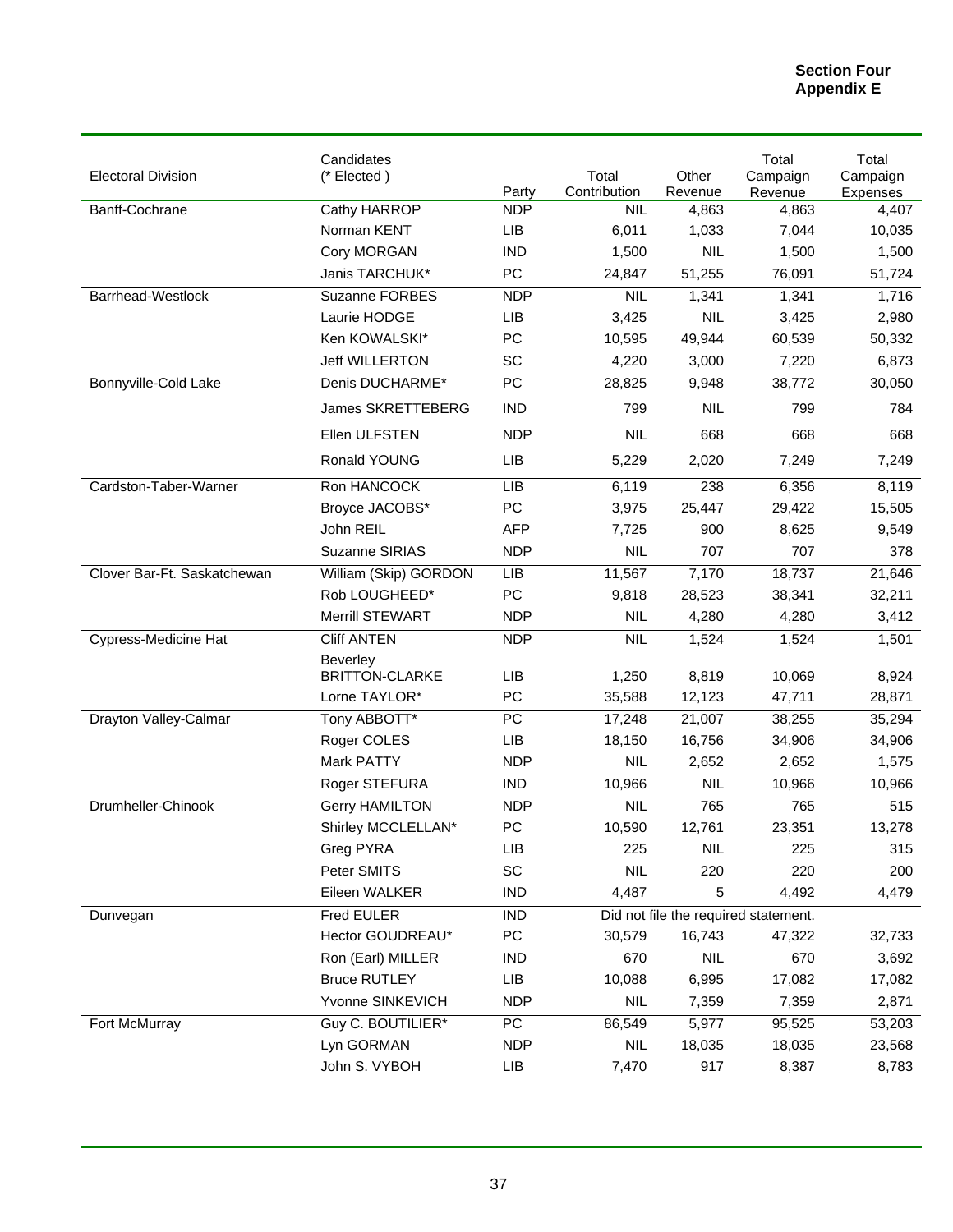**Section Four**
**Appendix E**

| Electoral Division | Candidates (* Elected ) | Party | Total Contribution | Other Revenue | Total Campaign Revenue | Total Campaign Expenses |
|---|---|---|---|---|---|---|
| Banff-Cochrane | Cathy HARROP | NDP | NIL | 4,863 | 4,863 | 4,407 |
| | Norman KENT | LIB | 6,011 | 1,033 | 7,044 | 10,035 |
| | Cory MORGAN | IND | 1,500 | NIL | 1,500 | 1,500 |
| | Janis TARCHUK* | PC | 24,847 | 51,255 | 76,091 | 51,724 |
| Barrhead-Westlock | Suzanne FORBES | NDP | NIL | 1,341 | 1,341 | 1,716 |
| | Laurie HODGE | LIB | 3,425 | NIL | 3,425 | 2,980 |
| | Ken KOWALSKI* | PC | 10,595 | 49,944 | 60,539 | 50,332 |
| | Jeff WILLERTON | SC | 4,220 | 3,000 | 7,220 | 6,873 |
| Bonnyville-Cold Lake | Denis DUCHARME* | PC | 28,825 | 9,948 | 38,772 | 30,050 |
| | James SKRETTEBERG | IND | 799 | NIL | 799 | 784 |
| | Ellen ULFSTEN | NDP | NIL | 668 | 668 | 668 |
| | Ronald YOUNG | LIB | 5,229 | 2,020 | 7,249 | 7,249 |
| Cardston-Taber-Warner | Ron HANCOCK | LIB | 6,119 | 238 | 6,356 | 8,119 |
| | Broyce JACOBS* | PC | 3,975 | 25,447 | 29,422 | 15,505 |
| | John REIL | AFP | 7,725 | 900 | 8,625 | 9,549 |
| | Suzanne SIRIAS | NDP | NIL | 707 | 707 | 378 |
| Clover Bar-Ft. Saskatchewan | William (Skip) GORDON | LIB | 11,567 | 7,170 | 18,737 | 21,646 |
| | Rob LOUGHEED* | PC | 9,818 | 28,523 | 38,341 | 32,211 |
| | Merrill STEWART | NDP | NIL | 4,280 | 4,280 | 3,412 |
| Cypress-Medicine Hat | Cliff ANTEN | NDP | NIL | 1,524 | 1,524 | 1,501 |
| | Beverley BRITTON-CLARKE | LIB | 1,250 | 8,819 | 10,069 | 8,924 |
| | Lorne TAYLOR* | PC | 35,588 | 12,123 | 47,711 | 28,871 |
| Drayton Valley-Calmar | Tony ABBOTT* | PC | 17,248 | 21,007 | 38,255 | 35,294 |
| | Roger COLES | LIB | 18,150 | 16,756 | 34,906 | 34,906 |
| | Mark PATTY | NDP | NIL | 2,652 | 2,652 | 1,575 |
| | Roger STEFURA | IND | 10,966 | NIL | 10,966 | 10,966 |
| Drumheller-Chinook | Gerry HAMILTON | NDP | NIL | 765 | 765 | 515 |
| | Shirley MCCLELLAN* | PC | 10,590 | 12,761 | 23,351 | 13,278 |
| | Greg PYRA | LIB | 225 | NIL | 225 | 315 |
| | Peter SMITS | SC | NIL | 220 | 220 | 200 |
| | Eileen WALKER | IND | 4,487 | 5 | 4,492 | 4,479 |
| Dunvegan | Fred EULER | IND | Did not file the required statement. | | | |
| | Hector GOUDREAU* | PC | 30,579 | 16,743 | 47,322 | 32,733 |
| | Ron (Earl) MILLER | IND | 670 | NIL | 670 | 3,692 |
| | Bruce RUTLEY | LIB | 10,088 | 6,995 | 17,082 | 17,082 |
| | Yvonne SINKEVICH | NDP | NIL | 7,359 | 7,359 | 2,871 |
| Fort McMurray | Guy C. BOUTILIER* | PC | 86,549 | 5,977 | 95,525 | 53,203 |
| | Lyn GORMAN | NDP | NIL | 18,035 | 18,035 | 23,568 |
| | John S. VYBOH | LIB | 7,470 | 917 | 8,387 | 8,783 |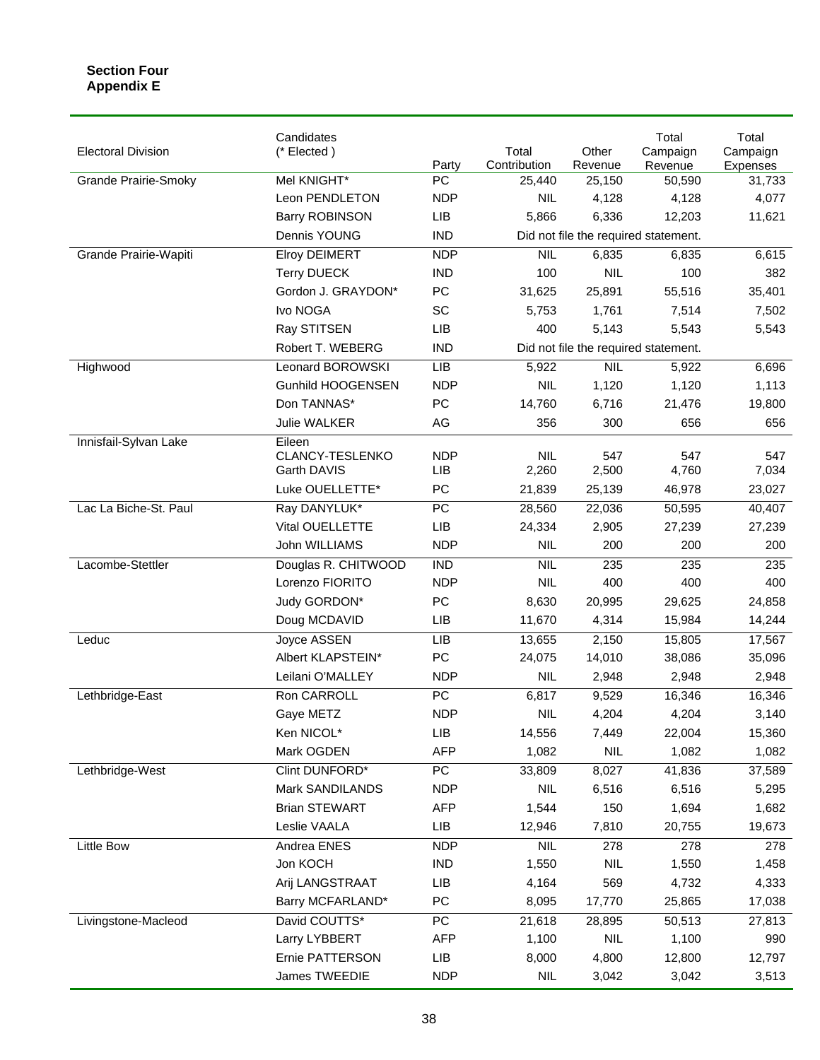**Section Four**
**Appendix E**

| Electoral Division | Candidates (* Elected ) | Party | Total Contribution | Other Revenue | Total Campaign Revenue | Total Campaign Expenses |
|---|---|---|---|---|---|---|
| Grande Prairie-Smoky | Mel KNIGHT* | PC | 25,440 | 25,150 | 50,590 | 31,733 |
| | Leon PENDLETON | NDP | NIL | 4,128 | 4,128 | 4,077 |
| | Barry ROBINSON | LIB | 5,866 | 6,336 | 12,203 | 11,621 |
| | Dennis YOUNG | IND | Did not file the required statement. | | | |
| Grande Prairie-Wapiti | Elroy DEIMERT | NDP | NIL | 6,835 | 6,835 | 6,615 |
| | Terry DUECK | IND | 100 | NIL | 100 | 382 |
| | Gordon J. GRAYDON* | PC | 31,625 | 25,891 | 55,516 | 35,401 |
| | Ivo NOGA | SC | 5,753 | 1,761 | 7,514 | 7,502 |
| | Ray STITSEN | LIB | 400 | 5,143 | 5,543 | 5,543 |
| | Robert T. WEBERG | IND | Did not file the required statement. | | | |
| Highwood | Leonard BOROWSKI | LIB | 5,922 | NIL | 5,922 | 6,696 |
| | Gunhild HOOGENSEN | NDP | NIL | 1,120 | 1,120 | 1,113 |
| | Don TANNAS* | PC | 14,760 | 6,716 | 21,476 | 19,800 |
| | Julie WALKER | AG | 356 | 300 | 656 | 656 |
| Innisfail-Sylvan Lake | Eileen CLANCY-TESLENKO | NDP | NIL | 547 | 547 | 547 |
| | Garth DAVIS | LIB | 2,260 | 2,500 | 4,760 | 7,034 |
| | Luke OUELLETTE* | PC | 21,839 | 25,139 | 46,978 | 23,027 |
| Lac La Biche-St. Paul | Ray DANYLUK* | PC | 28,560 | 22,036 | 50,595 | 40,407 |
| | Vital OUELLETTE | LIB | 24,334 | 2,905 | 27,239 | 27,239 |
| | John WILLIAMS | NDP | NIL | 200 | 200 | 200 |
| Lacombe-Stettler | Douglas R. CHITWOOD | IND | NIL | 235 | 235 | 235 |
| | Lorenzo FIORITO | NDP | NIL | 400 | 400 | 400 |
| | Judy GORDON* | PC | 8,630 | 20,995 | 29,625 | 24,858 |
| | Doug MCDAVID | LIB | 11,670 | 4,314 | 15,984 | 14,244 |
| Leduc | Joyce ASSEN | LIB | 13,655 | 2,150 | 15,805 | 17,567 |
| | Albert KLAPSTEIN* | PC | 24,075 | 14,010 | 38,086 | 35,096 |
| | Leilani O'MALLEY | NDP | NIL | 2,948 | 2,948 | 2,948 |
| Lethbridge-East | Ron CARROLL | PC | 6,817 | 9,529 | 16,346 | 16,346 |
| | Gaye METZ | NDP | NIL | 4,204 | 4,204 | 3,140 |
| | Ken NICOL* | LIB | 14,556 | 7,449 | 22,004 | 15,360 |
| | Mark OGDEN | AFP | 1,082 | NIL | 1,082 | 1,082 |
| Lethbridge-West | Clint DUNFORD* | PC | 33,809 | 8,027 | 41,836 | 37,589 |
| | Mark SANDILANDS | NDP | NIL | 6,516 | 6,516 | 5,295 |
| | Brian STEWART | AFP | 1,544 | 150 | 1,694 | 1,682 |
| | Leslie VAALA | LIB | 12,946 | 7,810 | 20,755 | 19,673 |
| Little Bow | Andrea ENES | NDP | NIL | 278 | 278 | 278 |
| | Jon KOCH | IND | 1,550 | NIL | 1,550 | 1,458 |
| | Arij LANGSTRAAT | LIB | 4,164 | 569 | 4,732 | 4,333 |
| | Barry MCFARLAND* | PC | 8,095 | 17,770 | 25,865 | 17,038 |
| Livingstone-Macleod | David COUTTS* | PC | 21,618 | 28,895 | 50,513 | 27,813 |
| | Larry LYBBERT | AFP | 1,100 | NIL | 1,100 | 990 |
| | Ernie PATTERSON | LIB | 8,000 | 4,800 | 12,800 | 12,797 |
| | James TWEEDIE | NDP | NIL | 3,042 | 3,042 | 3,513 |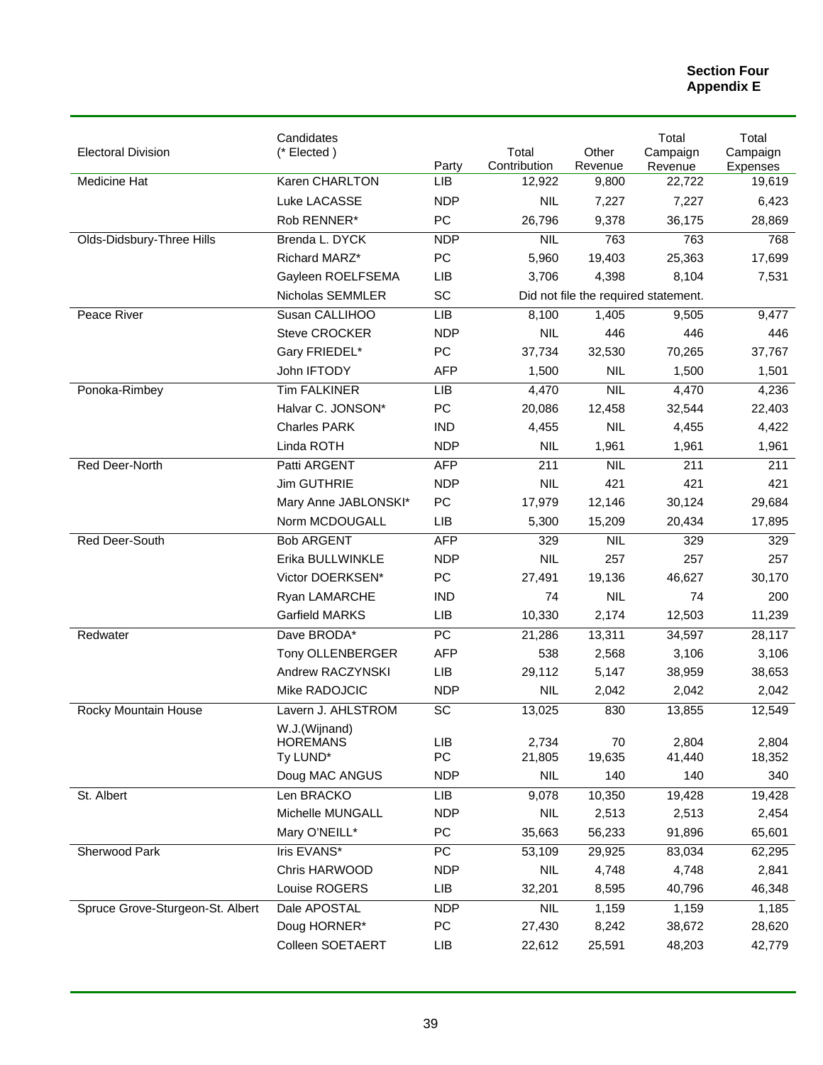**Section Four**
**Appendix E**

| Electoral Division | Candidates (* Elected ) | Party | Total Contribution | Other Revenue | Total Campaign Revenue | Total Campaign Expenses |
|---|---|---|---|---|---|---|
| Medicine Hat | Karen CHARLTON | LIB | 12,922 | 9,800 | 22,722 | 19,619 |
| | Luke LACASSE | NDP | NIL | 7,227 | 7,227 | 6,423 |
| | Rob RENNER* | PC | 26,796 | 9,378 | 36,175 | 28,869 |
| Olds-Didsbury-Three Hills | Brenda L. DYCK | NDP | NIL | 763 | 763 | 768 |
| | Richard MARZ* | PC | 5,960 | 19,403 | 25,363 | 17,699 |
| | Gayleen ROELFSEMA | LIB | 3,706 | 4,398 | 8,104 | 7,531 |
| | Nicholas SEMMLER | SC | Did not file the required statement. | | | |
| Peace River | Susan CALLIHOO | LIB | 8,100 | 1,405 | 9,505 | 9,477 |
| | Steve CROCKER | NDP | NIL | 446 | 446 | 446 |
| | Gary FRIEDEL* | PC | 37,734 | 32,530 | 70,265 | 37,767 |
| | John IFTODY | AFP | 1,500 | NIL | 1,500 | 1,501 |
| Ponoka-Rimbey | Tim FALKINER | LIB | 4,470 | NIL | 4,470 | 4,236 |
| | Halvar C. JONSON* | PC | 20,086 | 12,458 | 32,544 | 22,403 |
| | Charles PARK | IND | 4,455 | NIL | 4,455 | 4,422 |
| | Linda ROTH | NDP | NIL | 1,961 | 1,961 | 1,961 |
| Red Deer-North | Patti ARGENT | AFP | 211 | NIL | 211 | 211 |
| | Jim GUTHRIE | NDP | NIL | 421 | 421 | 421 |
| | Mary Anne JABLONSKI* | PC | 17,979 | 12,146 | 30,124 | 29,684 |
| | Norm MCDOUGALL | LIB | 5,300 | 15,209 | 20,434 | 17,895 |
| Red Deer-South | Bob ARGENT | AFP | 329 | NIL | 329 | 329 |
| | Erika BULLWINKLE | NDP | NIL | 257 | 257 | 257 |
| | Victor DOERKSEN* | PC | 27,491 | 19,136 | 46,627 | 30,170 |
| | Ryan LAMARCHE | IND | 74 | NIL | 74 | 200 |
| | Garfield MARKS | LIB | 10,330 | 2,174 | 12,503 | 11,239 |
| Redwater | Dave BRODA* | PC | 21,286 | 13,311 | 34,597 | 28,117 |
| | Tony OLLENBERGER | AFP | 538 | 2,568 | 3,106 | 3,106 |
| | Andrew RACZYNSKI | LIB | 29,112 | 5,147 | 38,959 | 38,653 |
| | Mike RADOJCIC | NDP | NIL | 2,042 | 2,042 | 2,042 |
| Rocky Mountain House | Lavern J. AHLSTROM | SC | 13,025 | 830 | 13,855 | 12,549 |
| | W.J.(Wijnand) HOREMANS | LIB | 2,734 | 70 | 2,804 | 2,804 |
| | Ty LUND* | PC | 21,805 | 19,635 | 41,440 | 18,352 |
| | Doug MAC ANGUS | NDP | NIL | 140 | 140 | 340 |
| St. Albert | Len BRACKO | LIB | 9,078 | 10,350 | 19,428 | 19,428 |
| | Michelle MUNGALL | NDP | NIL | 2,513 | 2,513 | 2,454 |
| | Mary O'NEILL* | PC | 35,663 | 56,233 | 91,896 | 65,601 |
| Sherwood Park | Iris EVANS* | PC | 53,109 | 29,925 | 83,034 | 62,295 |
| | Chris HARWOOD | NDP | NIL | 4,748 | 4,748 | 2,841 |
| | Louise ROGERS | LIB | 32,201 | 8,595 | 40,796 | 46,348 |
| Spruce Grove-Sturgeon-St. Albert | Dale APOSTAL | NDP | NIL | 1,159 | 1,159 | 1,185 |
| | Doug HORNER* | PC | 27,430 | 8,242 | 38,672 | 28,620 |
| | Colleen SOETAERT | LIB | 22,612 | 25,591 | 48,203 | 42,779 |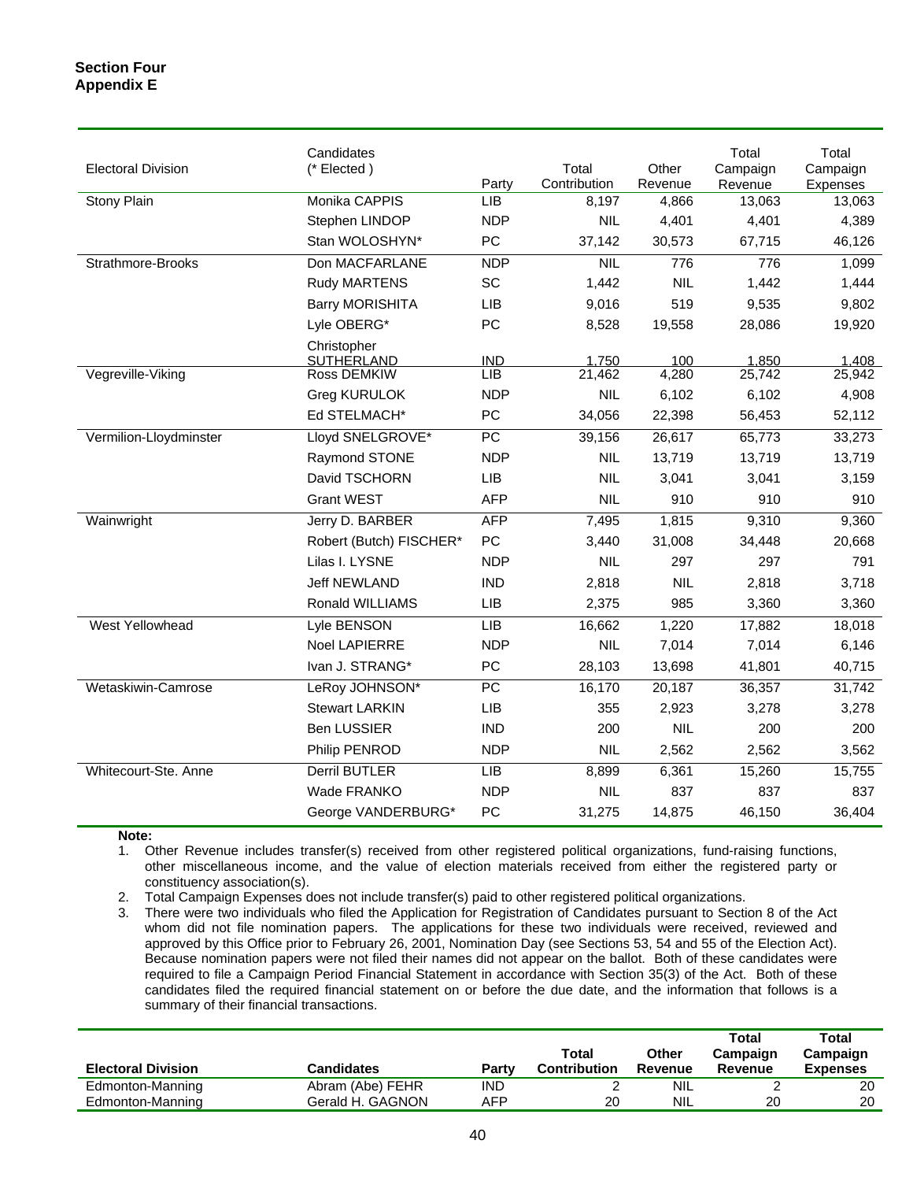**Section Four**
**Appendix E**

| Electoral Division | Candidates (* Elected ) | Party | Total Contribution | Other Revenue | Total Campaign Revenue | Total Campaign Expenses |
|---|---|---|---|---|---|---|
| Stony Plain | Monika CAPPIS | LIB | 8,197 | 4,866 | 13,063 | 13,063 |
| | Stephen LINDOP | NDP | NIL | 4,401 | 4,401 | 4,389 |
| | Stan WOLOSHYN* | PC | 37,142 | 30,573 | 67,715 | 46,126 |
| Strathmore-Brooks | Don MACFARLANE | NDP | NIL | 776 | 776 | 1,099 |
| | Rudy MARTENS | SC | 1,442 | NIL | 1,442 | 1,444 |
| | Barry MORISHITA | LIB | 9,016 | 519 | 9,535 | 9,802 |
| | Lyle OBERG* | PC | 8,528 | 19,558 | 28,086 | 19,920 |
| | Christopher SUTHERLAND | IND | 1,750 | 100 | 1,850 | 1,408 |
| Vegreville-Viking | Ross DEMKIW | LIB | 21,462 | 4,280 | 25,742 | 25,942 |
| | Greg KURULOK | NDP | NIL | 6,102 | 6,102 | 4,908 |
| | Ed STELMACH* | PC | 34,056 | 22,398 | 56,453 | 52,112 |
| Vermilion-Lloydminster | Lloyd SNELGROVE* | PC | 39,156 | 26,617 | 65,773 | 33,273 |
| | Raymond STONE | NDP | NIL | 13,719 | 13,719 | 13,719 |
| | David TSCHORN | LIB | NIL | 3,041 | 3,041 | 3,159 |
| | Grant WEST | AFP | NIL | 910 | 910 | 910 |
| Wainwright | Jerry D. BARBER | AFP | 7,495 | 1,815 | 9,310 | 9,360 |
| | Robert (Butch) FISCHER* | PC | 3,440 | 31,008 | 34,448 | 20,668 |
| | Lilas I. LYSNE | NDP | NIL | 297 | 297 | 791 |
| | Jeff NEWLAND | IND | 2,818 | NIL | 2,818 | 3,718 |
| | Ronald WILLIAMS | LIB | 2,375 | 985 | 3,360 | 3,360 |
| West Yellowhead | Lyle BENSON | LIB | 16,662 | 1,220 | 17,882 | 18,018 |
| | Noel LAPIERRE | NDP | NIL | 7,014 | 7,014 | 6,146 |
| | Ivan J. STRANG* | PC | 28,103 | 13,698 | 41,801 | 40,715 |
| Wetaskiwin-Camrose | LeRoy JOHNSON* | PC | 16,170 | 20,187 | 36,357 | 31,742 |
| | Stewart LARKIN | LIB | 355 | 2,923 | 3,278 | 3,278 |
| | Ben LUSSIER | IND | 200 | NIL | 200 | 200 |
| | Philip PENROD | NDP | NIL | 2,562 | 2,562 | 3,562 |
| Whitecourt-Ste. Anne | Derril BUTLER | LIB | 8,899 | 6,361 | 15,260 | 15,755 |
| | Wade FRANKO | NDP | NIL | 837 | 837 | 837 |
| | George VANDERBURG* | PC | 31,275 | 14,875 | 46,150 | 36,404 |

**Note:**

1. Other Revenue includes transfer(s) received from other registered political organizations, fund-raising functions, other miscellaneous income, and the value of election materials received from either the registered party or constituency association(s).
2. Total Campaign Expenses does not include transfer(s) paid to other registered political organizations.
3. There were two individuals who filed the Application for Registration of Candidates pursuant to Section 8 of the Act whom did not file nomination papers. The applications for these two individuals were received, reviewed and approved by this Office prior to February 26, 2001, Nomination Day (see Sections 53, 54 and 55 of the Election Act). Because nomination papers were not filed their names did not appear on the ballot. Both of these candidates were required to file a Campaign Period Financial Statement in accordance with Section 35(3) of the Act. Both of these candidates filed the required financial statement on or before the due date, and the information that follows is a summary of their financial transactions.

| **Electoral Division** | **Candidates** | **Party** | **Total Contribution** | **Other Revenue** | **Total Campaign Revenue** | **Total Campaign Expenses** |
|---|---|---|---|---|---|---|
| Edmonton-Manning | Abram (Abe) FEHR | IND | 2 | NIL | 2 | 20 |
| Edmonton-Manning | Gerald H. GAGNON | AFP | 20 | NIL | 20 | 20 |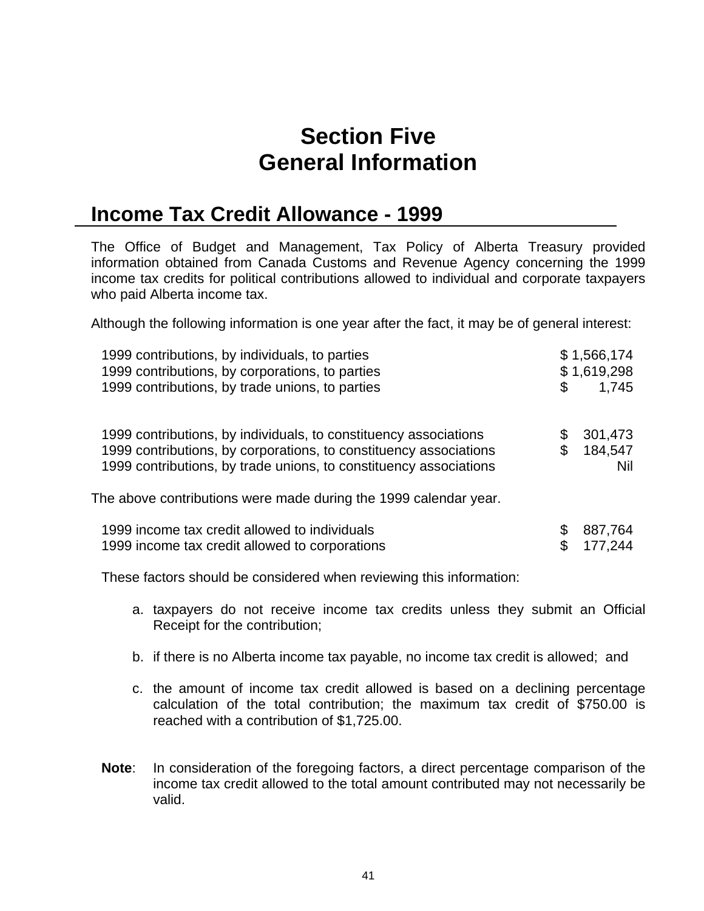# Section Five
# General Information

## Income Tax Credit Allowance - 1999

The Office of Budget and Management, Tax Policy of Alberta Treasury provided information obtained from Canada Customs and Revenue Agency concerning the 1999 income tax credits for political contributions allowed to individual and corporate taxpayers who paid Alberta income tax.

Although the following information is one year after the fact, it may be of general interest:

| | |
|---|---|
| 1999 contributions, by individuals, to parties | $ 1,566,174 |
| 1999 contributions, by corporations, to parties | $ 1,619,298 |
| 1999 contributions, by trade unions, to parties | $ 1,745 |
| | |
| 1999 contributions, by individuals, to constituency associations | $ 301,473 |
| 1999 contributions, by corporations, to constituency associations | $ 184,547 |
| 1999 contributions, by trade unions, to constituency associations | Nil |

The above contributions were made during the 1999 calendar year.

| | |
|---|---|
| 1999 income tax credit allowed to individuals | $ 887,764 |
| 1999 income tax credit allowed to corporations | $ 177,244 |

These factors should be considered when reviewing this information:

a. taxpayers do not receive income tax credits unless they submit an Official Receipt for the contribution;

b. if there is no Alberta income tax payable, no income tax credit is allowed; and

c. the amount of income tax credit allowed is based on a declining percentage calculation of the total contribution; the maximum tax credit of $750.00 is reached with a contribution of $1,725.00.

**Note**: In consideration of the foregoing factors, a direct percentage comparison of the income tax credit allowed to the total amount contributed may not necessarily be valid.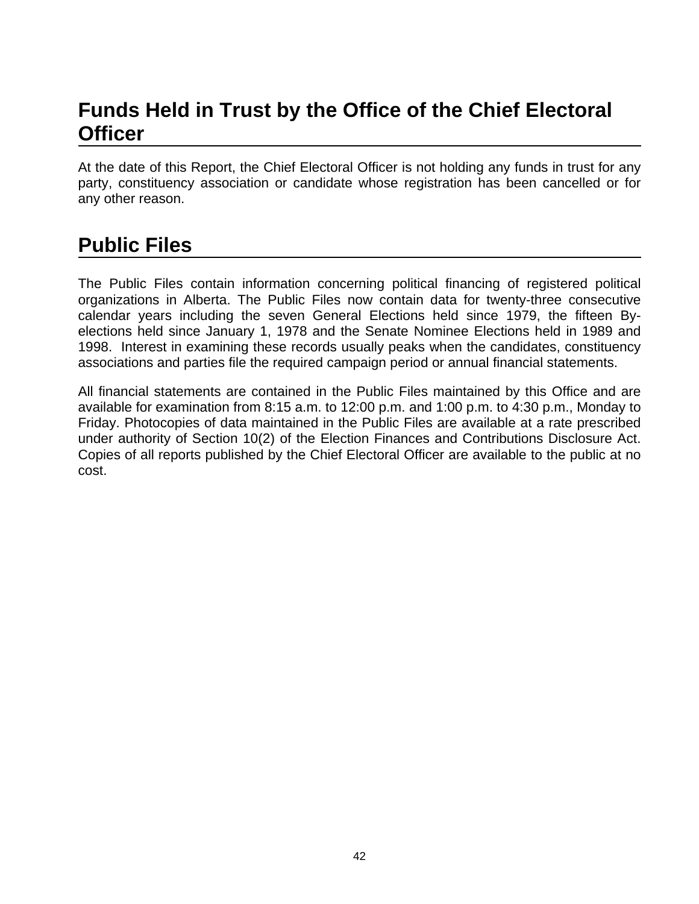## Funds Held in Trust by the Office of the Chief Electoral Officer

At the date of this Report, the Chief Electoral Officer is not holding any funds in trust for any party, constituency association or candidate whose registration has been cancelled or for any other reason.

## Public Files

The Public Files contain information concerning political financing of registered political organizations in Alberta. The Public Files now contain data for twenty-three consecutive calendar years including the seven General Elections held since 1979, the fifteen By-elections held since January 1, 1978 and the Senate Nominee Elections held in 1989 and 1998. Interest in examining these records usually peaks when the candidates, constituency associations and parties file the required campaign period or annual financial statements.

All financial statements are contained in the Public Files maintained by this Office and are available for examination from 8:15 a.m. to 12:00 p.m. and 1:00 p.m. to 4:30 p.m., Monday to Friday. Photocopies of data maintained in the Public Files are available at a rate prescribed under authority of Section 10(2) of the Election Finances and Contributions Disclosure Act. Copies of all reports published by the Chief Electoral Officer are available to the public at no cost.